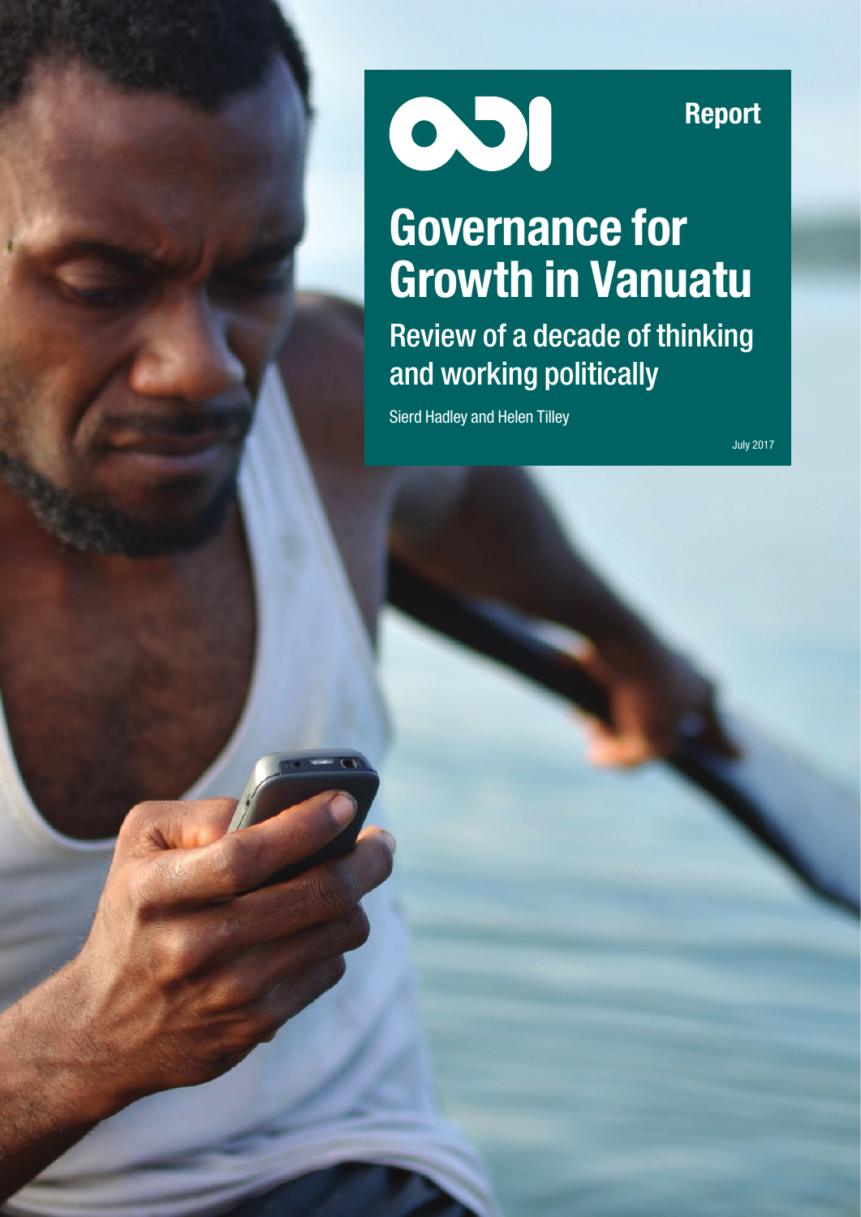ODI

Report

# Governance for Growth in Vanuatu

## Review of a decade of thinking and working politically

Sierd Hadley and Helen Tilley

July 2017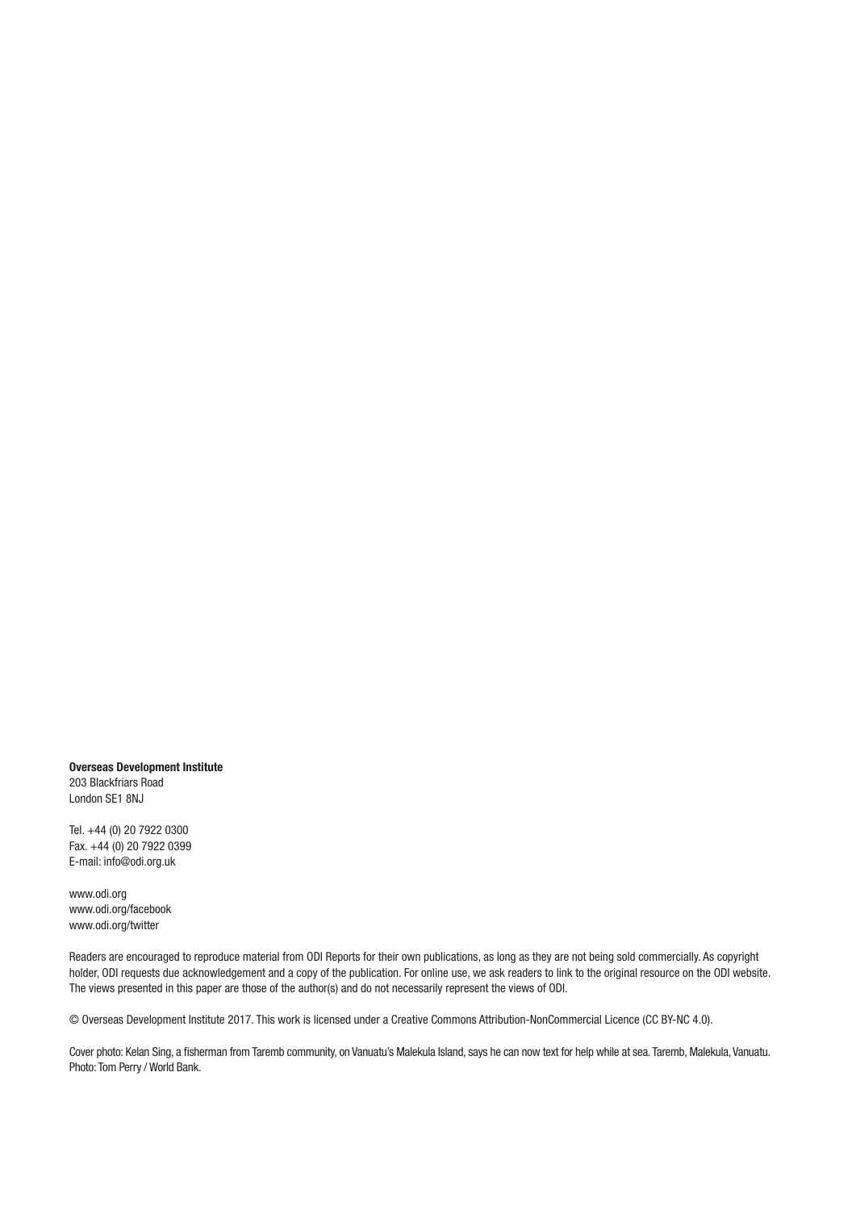**Overseas Development Institute**
203 Blackfriars Road
London SE1 8NJ

Tel. +44 (0) 20 7922 0300
Fax. +44 (0) 20 7922 0399
E-mail: info@odi.org.uk

www.odi.org
www.odi.org/facebook
www.odi.org/twitter

Readers are encouraged to reproduce material from ODI Reports for their own publications, as long as they are not being sold commercially. As copyright holder, ODI requests due acknowledgement and a copy of the publication. For online use, we ask readers to link to the original resource on the ODI website. The views presented in this paper are those of the author(s) and do not necessarily represent the views of ODI.

© Overseas Development Institute 2017. This work is licensed under a Creative Commons Attribution-NonCommercial Licence (CC BY-NC 4.0).

Cover photo: Kelan Sing, a fisherman from Taremb community, on Vanuatu's Malekula Island, says he can now text for help while at sea. Taremb, Malekula, Vanuatu. Photo: Tom Perry / World Bank.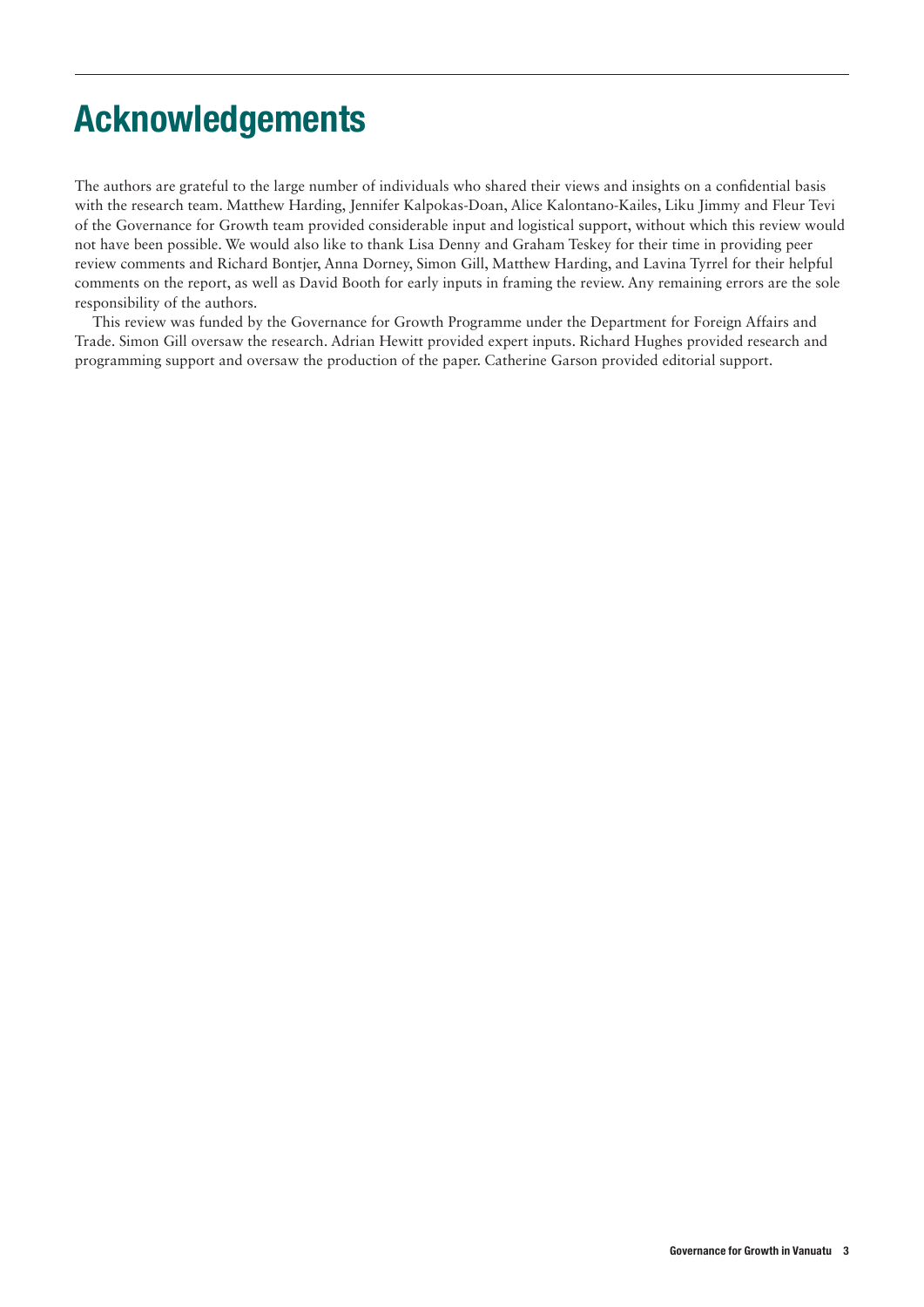# Acknowledgements

The authors are grateful to the large number of individuals who shared their views and insights on a confidential basis with the research team. Matthew Harding, Jennifer Kalpokas-Doan, Alice Kalontano-Kailes, Liku Jimmy and Fleur Tevi of the Governance for Growth team provided considerable input and logistical support, without which this review would not have been possible. We would also like to thank Lisa Denny and Graham Teskey for their time in providing peer review comments and Richard Bontjer, Anna Dorney, Simon Gill, Matthew Harding, and Lavina Tyrrel for their helpful comments on the report, as well as David Booth for early inputs in framing the review. Any remaining errors are the sole responsibility of the authors.

This review was funded by the Governance for Growth Programme under the Department for Foreign Affairs and Trade. Simon Gill oversaw the research. Adrian Hewitt provided expert inputs. Richard Hughes provided research and programming support and oversaw the production of the paper. Catherine Garson provided editorial support.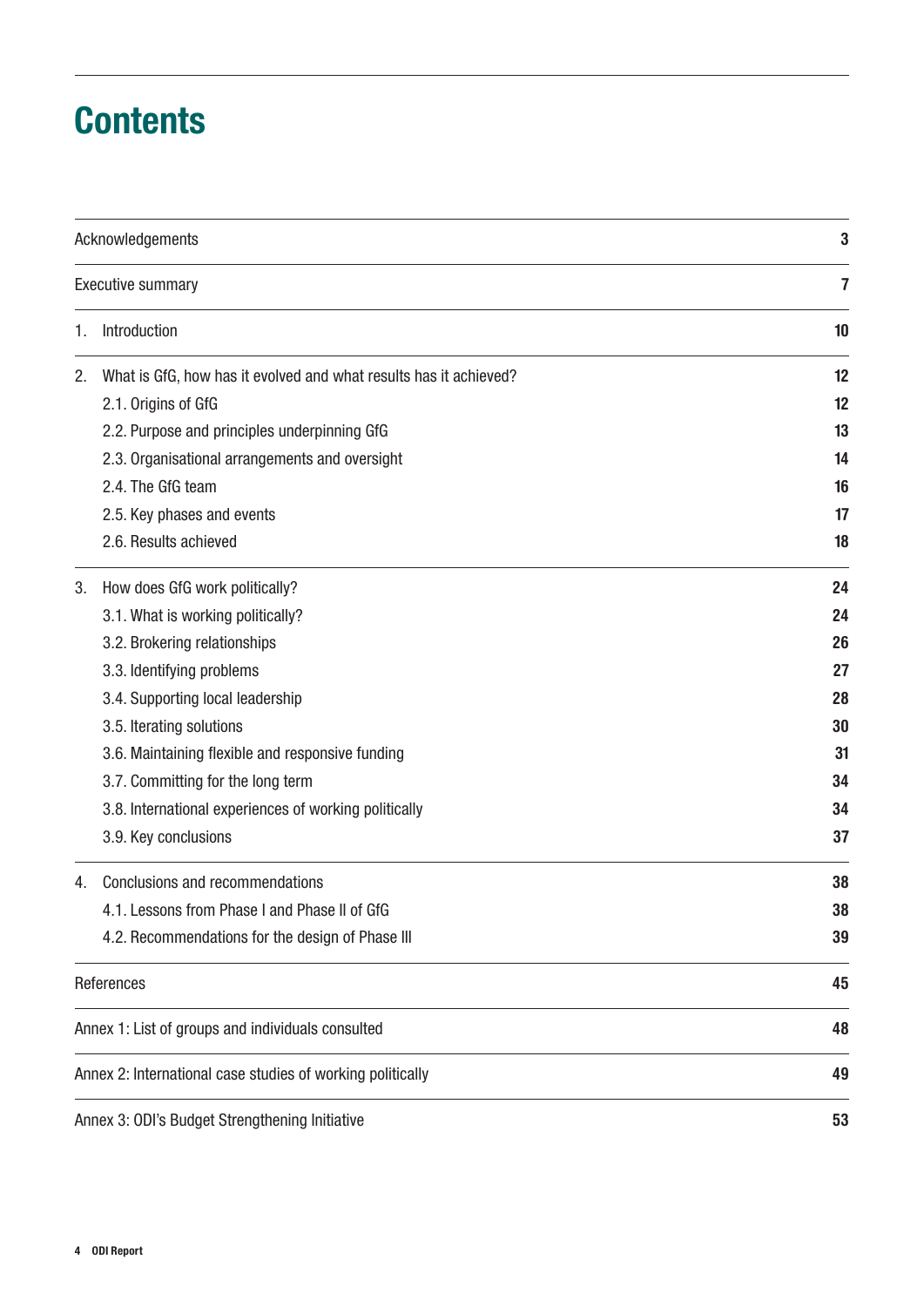# Contents

| | |
|---|---|
| Acknowledgements | 3 |
| Executive summary | 7 |
| 1. Introduction | 10 |
| 2. What is GfG, how has it evolved and what results has it achieved? | 12 |
| 2.1. Origins of GfG | 12 |
| 2.2. Purpose and principles underpinning GfG | 13 |
| 2.3. Organisational arrangements and oversight | 14 |
| 2.4. The GfG team | 16 |
| 2.5. Key phases and events | 17 |
| 2.6. Results achieved | 18 |
| 3. How does GfG work politically? | 24 |
| 3.1. What is working politically? | 24 |
| 3.2. Brokering relationships | 26 |
| 3.3. Identifying problems | 27 |
| 3.4. Supporting local leadership | 28 |
| 3.5. Iterating solutions | 30 |
| 3.6. Maintaining flexible and responsive funding | 31 |
| 3.7. Committing for the long term | 34 |
| 3.8. International experiences of working politically | 34 |
| 3.9. Key conclusions | 37 |
| 4. Conclusions and recommendations | 38 |
| 4.1. Lessons from Phase I and Phase II of GfG | 38 |
| 4.2. Recommendations for the design of Phase III | 39 |
| References | 45 |
| Annex 1: List of groups and individuals consulted | 48 |
| Annex 2: International case studies of working politically | 49 |
| Annex 3: ODI's Budget Strengthening Initiative | 53 |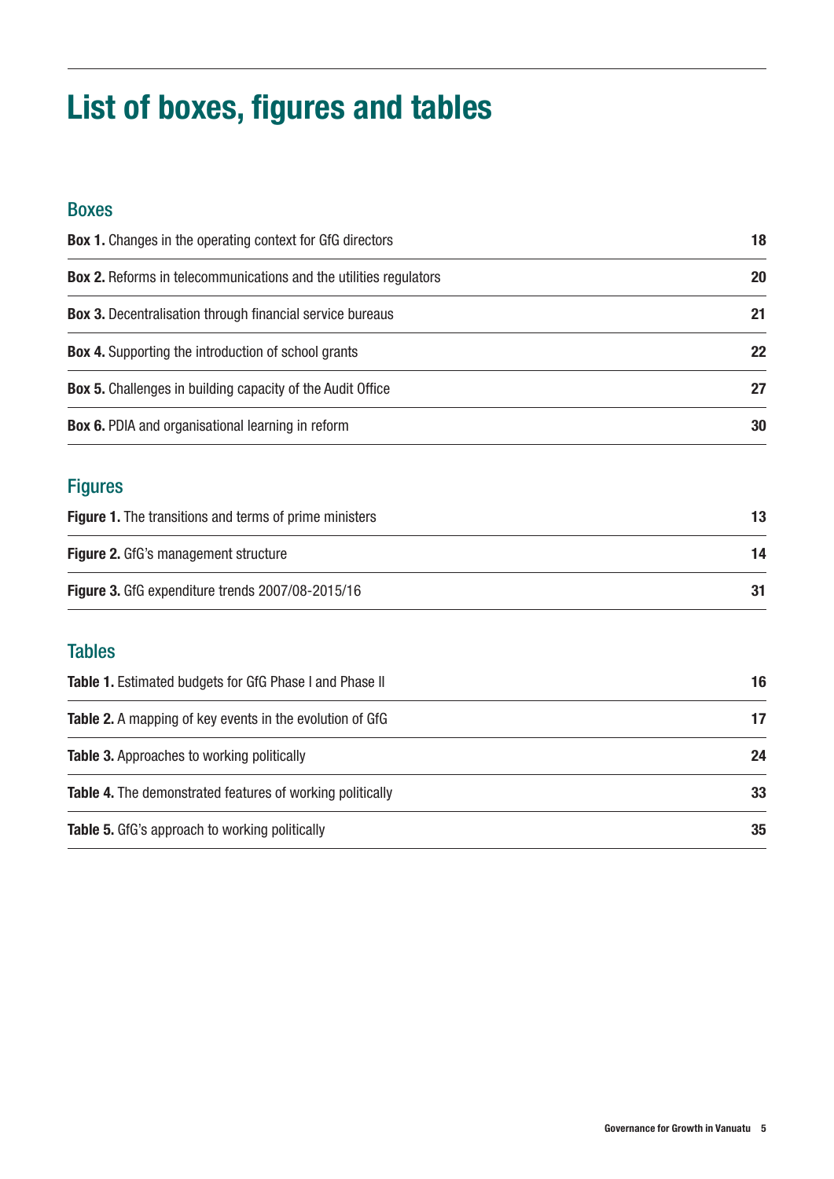# List of boxes, figures and tables

## Boxes

| | |
|---|---|
| **Box 1.** Changes in the operating context for GfG directors | 18 |
| **Box 2.** Reforms in telecommunications and the utilities regulators | 20 |
| **Box 3.** Decentralisation through financial service bureaus | 21 |
| **Box 4.** Supporting the introduction of school grants | 22 |
| **Box 5.** Challenges in building capacity of the Audit Office | 27 |
| **Box 6.** PDIA and organisational learning in reform | 30 |

## Figures

| | |
|---|---|
| **Figure 1.** The transitions and terms of prime ministers | 13 |
| **Figure 2.** GfG's management structure | 14 |
| **Figure 3.** GfG expenditure trends 2007/08-2015/16 | 31 |

## Tables

| | |
|---|---|
| **Table 1.** Estimated budgets for GfG Phase I and Phase II | 16 |
| **Table 2.** A mapping of key events in the evolution of GfG | 17 |
| **Table 3.** Approaches to working politically | 24 |
| **Table 4.** The demonstrated features of working politically | 33 |
| **Table 5.** GfG's approach to working politically | 35 |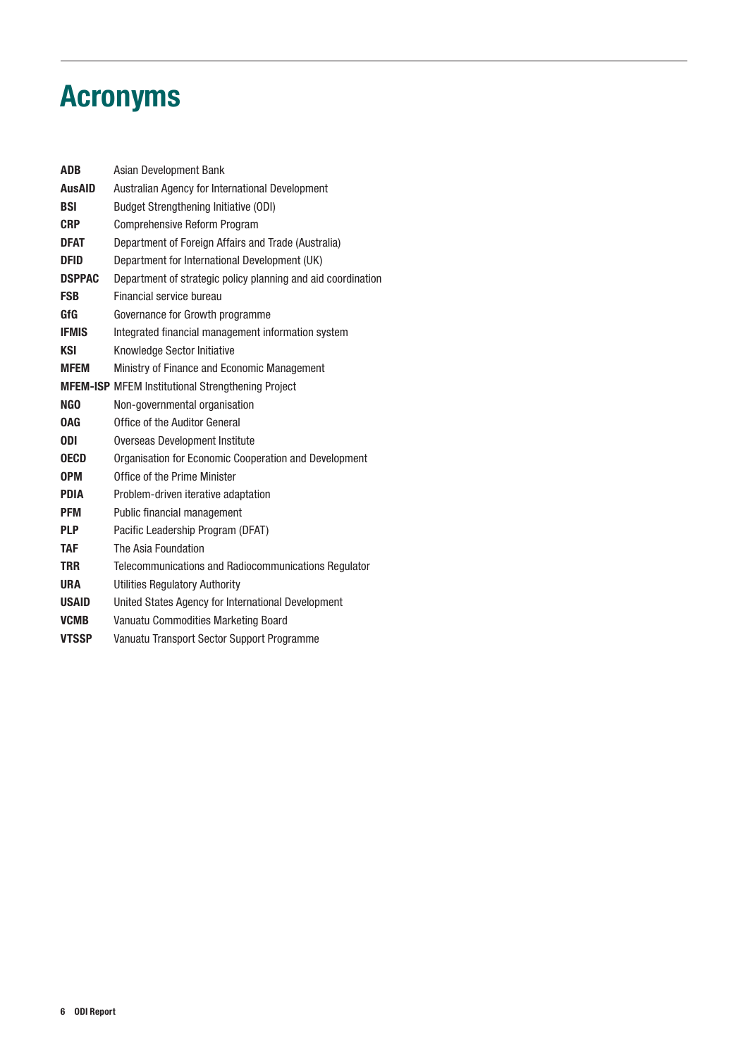# Acronyms

| | |
|---|---|
| **ADB** | Asian Development Bank |
| **AusAID** | Australian Agency for International Development |
| **BSI** | Budget Strengthening Initiative (ODI) |
| **CRP** | Comprehensive Reform Program |
| **DFAT** | Department of Foreign Affairs and Trade (Australia) |
| **DFID** | Department for International Development (UK) |
| **DSPPAC** | Department of strategic policy planning and aid coordination |
| **FSB** | Financial service bureau |
| **GfG** | Governance for Growth programme |
| **IFMIS** | Integrated financial management information system |
| **KSI** | Knowledge Sector Initiative |
| **MFEM** | Ministry of Finance and Economic Management |
| **MFEM-ISP** | MFEM Institutional Strengthening Project |
| **NGO** | Non-governmental organisation |
| **OAG** | Office of the Auditor General |
| **ODI** | Overseas Development Institute |
| **OECD** | Organisation for Economic Cooperation and Development |
| **OPM** | Office of the Prime Minister |
| **PDIA** | Problem-driven iterative adaptation |
| **PFM** | Public financial management |
| **PLP** | Pacific Leadership Program (DFAT) |
| **TAF** | The Asia Foundation |
| **TRR** | Telecommunications and Radiocommunications Regulator |
| **URA** | Utilities Regulatory Authority |
| **USAID** | United States Agency for International Development |
| **VCMB** | Vanuatu Commodities Marketing Board |
| **VTSSP** | Vanuatu Transport Sector Support Programme |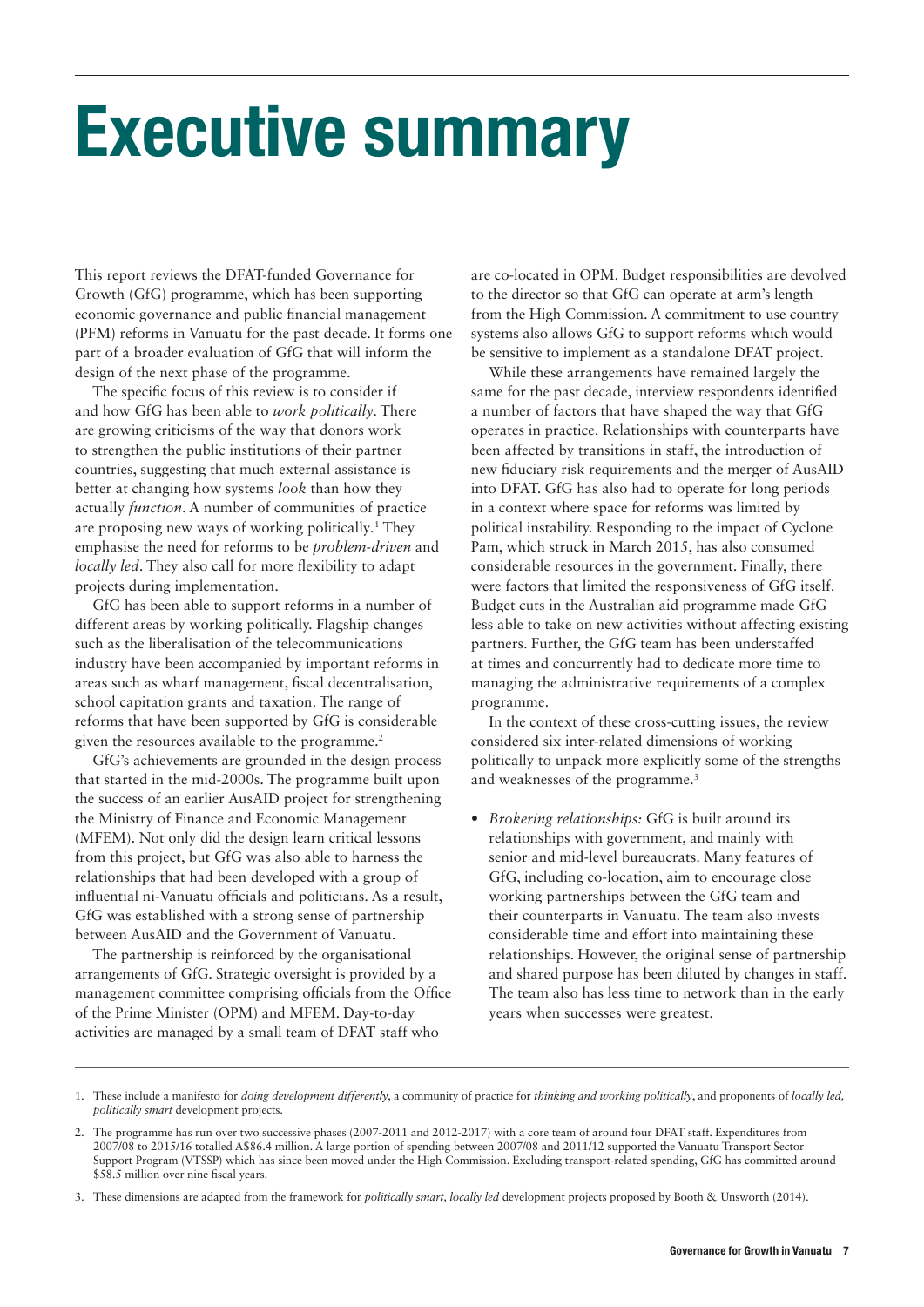# Executive summary

This report reviews the DFAT-funded Governance for Growth (GfG) programme, which has been supporting economic governance and public financial management (PFM) reforms in Vanuatu for the past decade. It forms one part of a broader evaluation of GfG that will inform the design of the next phase of the programme.

The specific focus of this review is to consider if and how GfG has been able to *work politically*. There are growing criticisms of the way that donors work to strengthen the public institutions of their partner countries, suggesting that much external assistance is better at changing how systems *look* than how they actually *function*. A number of communities of practice are proposing new ways of working politically.[1] They emphasise the need for reforms to be *problem-driven* and *locally led*. They also call for more flexibility to adapt projects during implementation.

GfG has been able to support reforms in a number of different areas by working politically. Flagship changes such as the liberalisation of the telecommunications industry have been accompanied by important reforms in areas such as wharf management, fiscal decentralisation, school capitation grants and taxation. The range of reforms that have been supported by GfG is considerable given the resources available to the programme.[2]

GfG's achievements are grounded in the design process that started in the mid-2000s. The programme built upon the success of an earlier AusAID project for strengthening the Ministry of Finance and Economic Management (MFEM). Not only did the design learn critical lessons from this project, but GfG was also able to harness the relationships that had been developed with a group of influential ni-Vanuatu officials and politicians. As a result, GfG was established with a strong sense of partnership between AusAID and the Government of Vanuatu.

The partnership is reinforced by the organisational arrangements of GfG. Strategic oversight is provided by a management committee comprising officials from the Office of the Prime Minister (OPM) and MFEM. Day-to-day activities are managed by a small team of DFAT staff who are co-located in OPM. Budget responsibilities are devolved to the director so that GfG can operate at arm's length from the High Commission. A commitment to use country systems also allows GfG to support reforms which would be sensitive to implement as a standalone DFAT project.

While these arrangements have remained largely the same for the past decade, interview respondents identified a number of factors that have shaped the way that GfG operates in practice. Relationships with counterparts have been affected by transitions in staff, the introduction of new fiduciary risk requirements and the merger of AusAID into DFAT. GfG has also had to operate for long periods in a context where space for reforms was limited by political instability. Responding to the impact of Cyclone Pam, which struck in March 2015, has also consumed considerable resources in the government. Finally, there were factors that limited the responsiveness of GfG itself. Budget cuts in the Australian aid programme made GfG less able to take on new activities without affecting existing partners. Further, the GfG team has been understaffed at times and concurrently had to dedicate more time to managing the administrative requirements of a complex programme.

In the context of these cross-cutting issues, the review considered six inter-related dimensions of working politically to unpack more explicitly some of the strengths and weaknesses of the programme.[3]

- *Brokering relationships:* GfG is built around its relationships with government, and mainly with senior and mid-level bureaucrats. Many features of GfG, including co-location, aim to encourage close working partnerships between the GfG team and their counterparts in Vanuatu. The team also invests considerable time and effort into maintaining these relationships. However, the original sense of partnership and shared purpose has been diluted by changes in staff. The team also has less time to network than in the early years when successes were greatest.

---

1. These include a manifesto for *doing development differently*, a community of practice for *thinking and working politically*, and proponents of *locally led, politically smart* development projects.

2. The programme has run over two successive phases (2007-2011 and 2012-2017) with a core team of around four DFAT staff. Expenditures from 2007/08 to 2015/16 totalled A$86.4 million. A large portion of spending between 2007/08 and 2011/12 supported the Vanuatu Transport Sector Support Program (VTSSP) which has since been moved under the High Commission. Excluding transport-related spending, GfG has committed around $58.5 million over nine fiscal years.

3. These dimensions are adapted from the framework for *politically smart, locally led* development projects proposed by Booth & Unsworth (2014).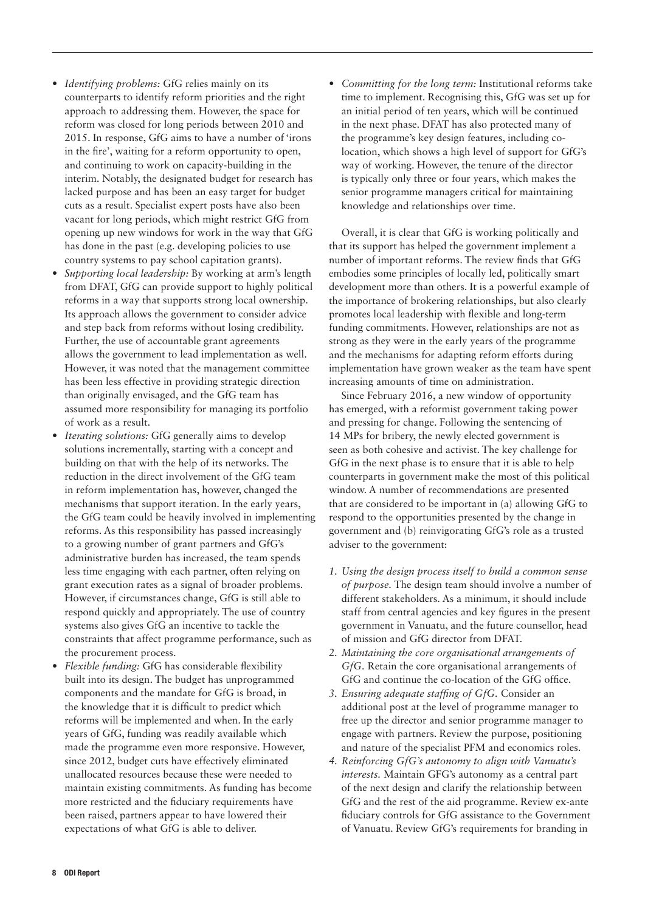- *Identifying problems:* GfG relies mainly on its counterparts to identify reform priorities and the right approach to addressing them. However, the space for reform was closed for long periods between 2010 and 2015. In response, GfG aims to have a number of 'irons in the fire', waiting for a reform opportunity to open, and continuing to work on capacity-building in the interim. Notably, the designated budget for research has lacked purpose and has been an easy target for budget cuts as a result. Specialist expert posts have also been vacant for long periods, which might restrict GfG from opening up new windows for work in the way that GfG has done in the past (e.g. developing policies to use country systems to pay school capitation grants).
- *Supporting local leadership:* By working at arm's length from DFAT, GfG can provide support to highly political reforms in a way that supports strong local ownership. Its approach allows the government to consider advice and step back from reforms without losing credibility. Further, the use of accountable grant agreements allows the government to lead implementation as well. However, it was noted that the management committee has been less effective in providing strategic direction than originally envisaged, and the GfG team has assumed more responsibility for managing its portfolio of work as a result.
- *Iterating solutions:* GfG generally aims to develop solutions incrementally, starting with a concept and building on that with the help of its networks. The reduction in the direct involvement of the GfG team in reform implementation has, however, changed the mechanisms that support iteration. In the early years, the GfG team could be heavily involved in implementing reforms. As this responsibility has passed increasingly to a growing number of grant partners and GfG's administrative burden has increased, the team spends less time engaging with each partner, often relying on grant execution rates as a signal of broader problems. However, if circumstances change, GfG is still able to respond quickly and appropriately. The use of country systems also gives GfG an incentive to tackle the constraints that affect programme performance, such as the procurement process.
- *Flexible funding:* GfG has considerable flexibility built into its design. The budget has unprogrammed components and the mandate for GfG is broad, in the knowledge that it is difficult to predict which reforms will be implemented and when. In the early years of GfG, funding was readily available which made the programme even more responsive. However, since 2012, budget cuts have effectively eliminated unallocated resources because these were needed to maintain existing commitments. As funding has become more restricted and the fiduciary requirements have been raised, partners appear to have lowered their expectations of what GfG is able to deliver.
- *Committing for the long term:* Institutional reforms take time to implement. Recognising this, GfG was set up for an initial period of ten years, which will be continued in the next phase. DFAT has also protected many of the programme's key design features, including co-location, which shows a high level of support for GfG's way of working. However, the tenure of the director is typically only three or four years, which makes the senior programme managers critical for maintaining knowledge and relationships over time.

Overall, it is clear that GfG is working politically and that its support has helped the government implement a number of important reforms. The review finds that GfG embodies some principles of locally led, politically smart development more than others. It is a powerful example of the importance of brokering relationships, but also clearly promotes local leadership with flexible and long-term funding commitments. However, relationships are not as strong as they were in the early years of the programme and the mechanisms for adapting reform efforts during implementation have grown weaker as the team have spent increasing amounts of time on administration.

Since February 2016, a new window of opportunity has emerged, with a reformist government taking power and pressing for change. Following the sentencing of 14 MPs for bribery, the newly elected government is seen as both cohesive and activist. The key challenge for GfG in the next phase is to ensure that it is able to help counterparts in government make the most of this political window. A number of recommendations are presented that are considered to be important in (a) allowing GfG to respond to the opportunities presented by the change in government and (b) reinvigorating GfG's role as a trusted adviser to the government:

1. *Using the design process itself to build a common sense of purpose.* The design team should involve a number of different stakeholders. As a minimum, it should include staff from central agencies and key figures in the present government in Vanuatu, and the future counsellor, head of mission and GfG director from DFAT.
2. *Maintaining the core organisational arrangements of GfG.* Retain the core organisational arrangements of GfG and continue the co-location of the GfG office.
3. *Ensuring adequate staffing of GfG.* Consider an additional post at the level of programme manager to free up the director and senior programme manager to engage with partners. Review the purpose, positioning and nature of the specialist PFM and economics roles.
4. *Reinforcing GfG's autonomy to align with Vanuatu's interests.* Maintain GFG's autonomy as a central part of the next design and clarify the relationship between GfG and the rest of the aid programme. Review ex-ante fiduciary controls for GfG assistance to the Government of Vanuatu. Review GfG's requirements for branding in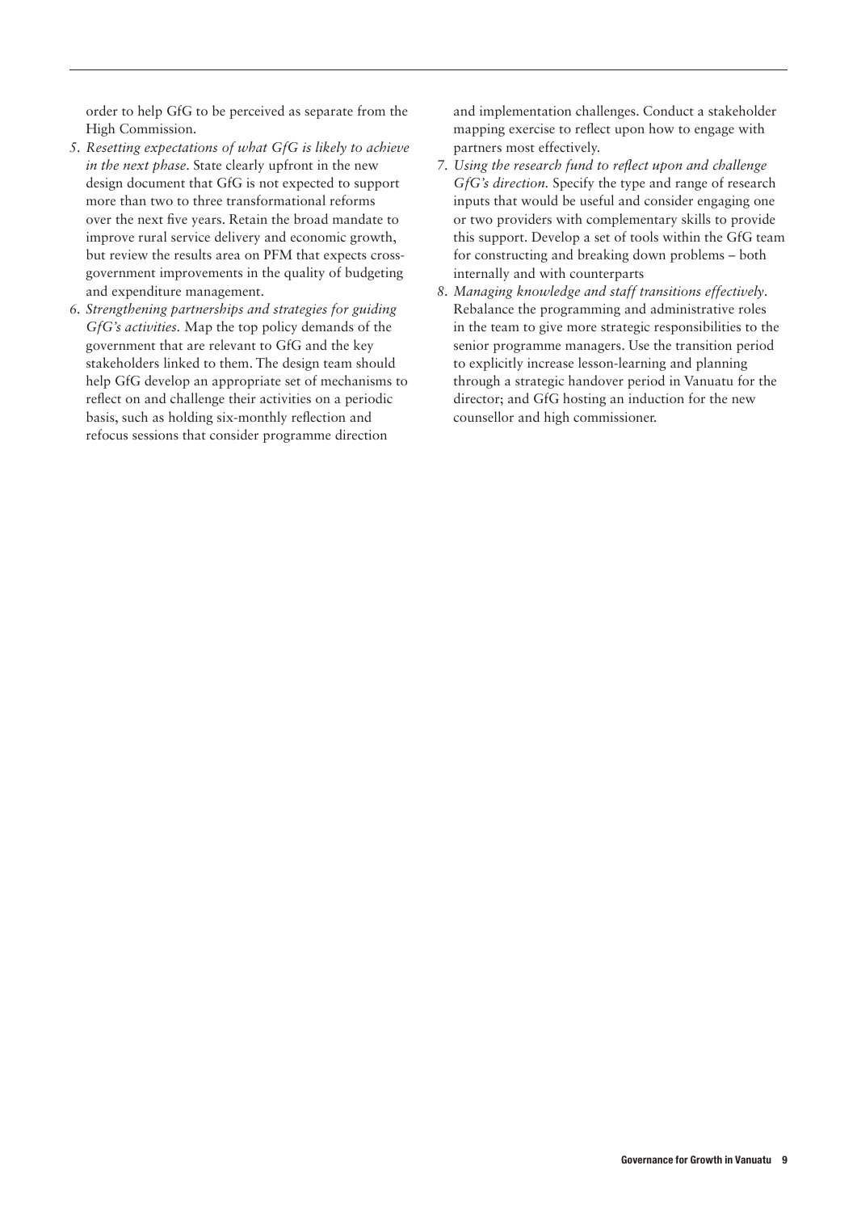order to help GfG to be perceived as separate from the High Commission.

5. *Resetting expectations of what GfG is likely to achieve in the next phase.* State clearly upfront in the new design document that GfG is not expected to support more than two to three transformational reforms over the next five years. Retain the broad mandate to improve rural service delivery and economic growth, but review the results area on PFM that expects cross-government improvements in the quality of budgeting and expenditure management.
6. *Strengthening partnerships and strategies for guiding GfG's activities.* Map the top policy demands of the government that are relevant to GfG and the key stakeholders linked to them. The design team should help GfG develop an appropriate set of mechanisms to reflect on and challenge their activities on a periodic basis, such as holding six-monthly reflection and refocus sessions that consider programme direction and implementation challenges. Conduct a stakeholder mapping exercise to reflect upon how to engage with partners most effectively.
7. *Using the research fund to reflect upon and challenge GfG's direction.* Specify the type and range of research inputs that would be useful and consider engaging one or two providers with complementary skills to provide this support. Develop a set of tools within the GfG team for constructing and breaking down problems – both internally and with counterparts
8. *Managing knowledge and staff transitions effectively.* Rebalance the programming and administrative roles in the team to give more strategic responsibilities to the senior programme managers. Use the transition period to explicitly increase lesson-learning and planning through a strategic handover period in Vanuatu for the director; and GfG hosting an induction for the new counsellor and high commissioner.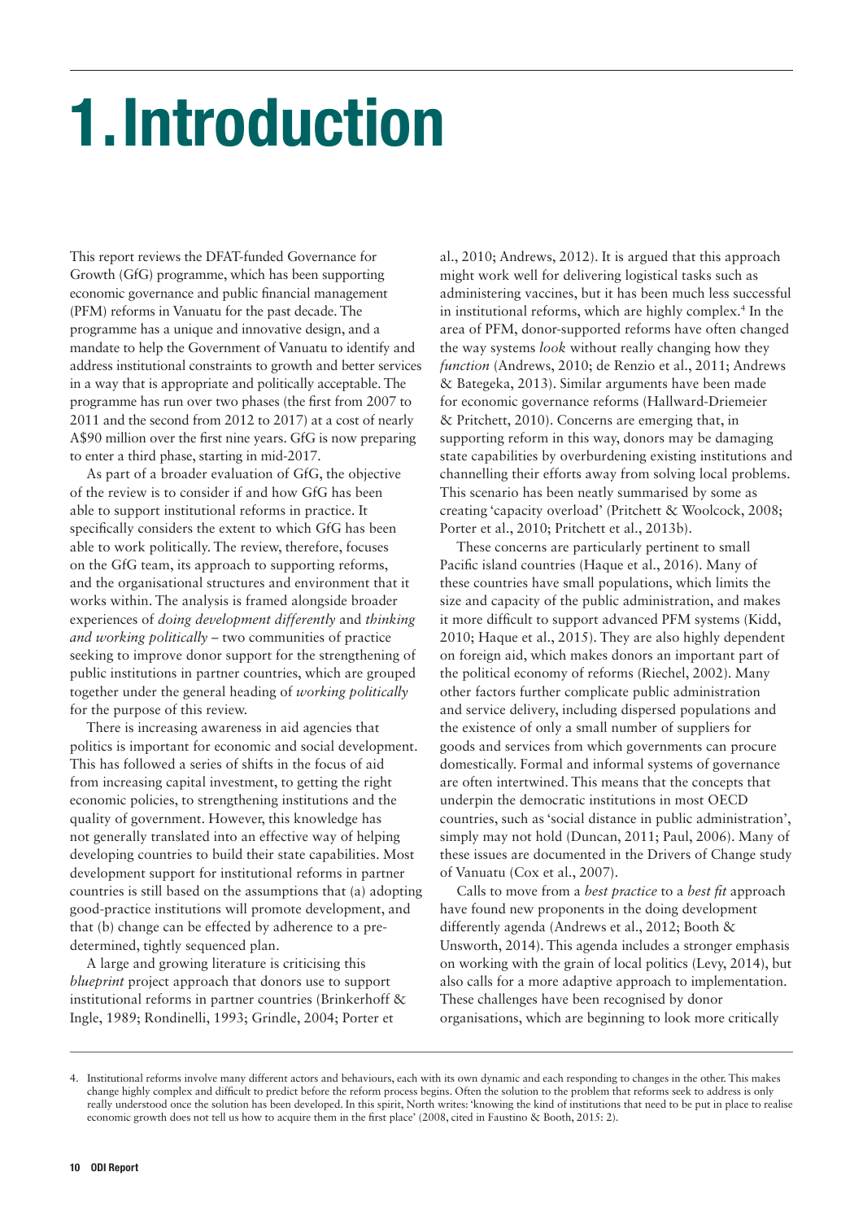# 1. Introduction

This report reviews the DFAT-funded Governance for Growth (GfG) programme, which has been supporting economic governance and public financial management (PFM) reforms in Vanuatu for the past decade. The programme has a unique and innovative design, and a mandate to help the Government of Vanuatu to identify and address institutional constraints to growth and better services in a way that is appropriate and politically acceptable. The programme has run over two phases (the first from 2007 to 2011 and the second from 2012 to 2017) at a cost of nearly A$90 million over the first nine years. GfG is now preparing to enter a third phase, starting in mid-2017.

As part of a broader evaluation of GfG, the objective of the review is to consider if and how GfG has been able to support institutional reforms in practice. It specifically considers the extent to which GfG has been able to work politically. The review, therefore, focuses on the GfG team, its approach to supporting reforms, and the organisational structures and environment that it works within. The analysis is framed alongside broader experiences of *doing development differently* and *thinking and working politically* – two communities of practice seeking to improve donor support for the strengthening of public institutions in partner countries, which are grouped together under the general heading of *working politically* for the purpose of this review.

There is increasing awareness in aid agencies that politics is important for economic and social development. This has followed a series of shifts in the focus of aid from increasing capital investment, to getting the right economic policies, to strengthening institutions and the quality of government. However, this knowledge has not generally translated into an effective way of helping developing countries to build their state capabilities. Most development support for institutional reforms in partner countries is still based on the assumptions that (a) adopting good-practice institutions will promote development, and that (b) change can be effected by adherence to a pre-determined, tightly sequenced plan.

A large and growing literature is criticising this *blueprint* project approach that donors use to support institutional reforms in partner countries (Brinkerhoff & Ingle, 1989; Rondinelli, 1993; Grindle, 2004; Porter et al., 2010; Andrews, 2012). It is argued that this approach might work well for delivering logistical tasks such as administering vaccines, but it has been much less successful in institutional reforms, which are highly complex.[4] In the area of PFM, donor-supported reforms have often changed the way systems *look* without really changing how they *function* (Andrews, 2010; de Renzio et al., 2011; Andrews & Bategeka, 2013). Similar arguments have been made for economic governance reforms (Hallward-Driemeier & Pritchett, 2010). Concerns are emerging that, in supporting reform in this way, donors may be damaging state capabilities by overburdening existing institutions and channelling their efforts away from solving local problems. This scenario has been neatly summarised by some as creating 'capacity overload' (Pritchett & Woolcock, 2008; Porter et al., 2010; Pritchett et al., 2013b).

These concerns are particularly pertinent to small Pacific island countries (Haque et al., 2016). Many of these countries have small populations, which limits the size and capacity of the public administration, and makes it more difficult to support advanced PFM systems (Kidd, 2010; Haque et al., 2015). They are also highly dependent on foreign aid, which makes donors an important part of the political economy of reforms (Riechel, 2002). Many other factors further complicate public administration and service delivery, including dispersed populations and the existence of only a small number of suppliers for goods and services from which governments can procure domestically. Formal and informal systems of governance are often intertwined. This means that the concepts that underpin the democratic institutions in most OECD countries, such as 'social distance in public administration', simply may not hold (Duncan, 2011; Paul, 2006). Many of these issues are documented in the Drivers of Change study of Vanuatu (Cox et al., 2007).

Calls to move from a *best practice* to a *best fit* approach have found new proponents in the doing development differently agenda (Andrews et al., 2012; Booth & Unsworth, 2014). This agenda includes a stronger emphasis on working with the grain of local politics (Levy, 2014), but also calls for a more adaptive approach to implementation. These challenges have been recognised by donor organisations, which are beginning to look more critically

4. Institutional reforms involve many different actors and behaviours, each with its own dynamic and each responding to changes in the other. This makes change highly complex and difficult to predict before the reform process begins. Often the solution to the problem that reforms seek to address is only really understood once the solution has been developed. In this spirit, North writes: 'knowing the kind of institutions that need to be put in place to realise economic growth does not tell us how to acquire them in the first place' (2008, cited in Faustino & Booth, 2015: 2).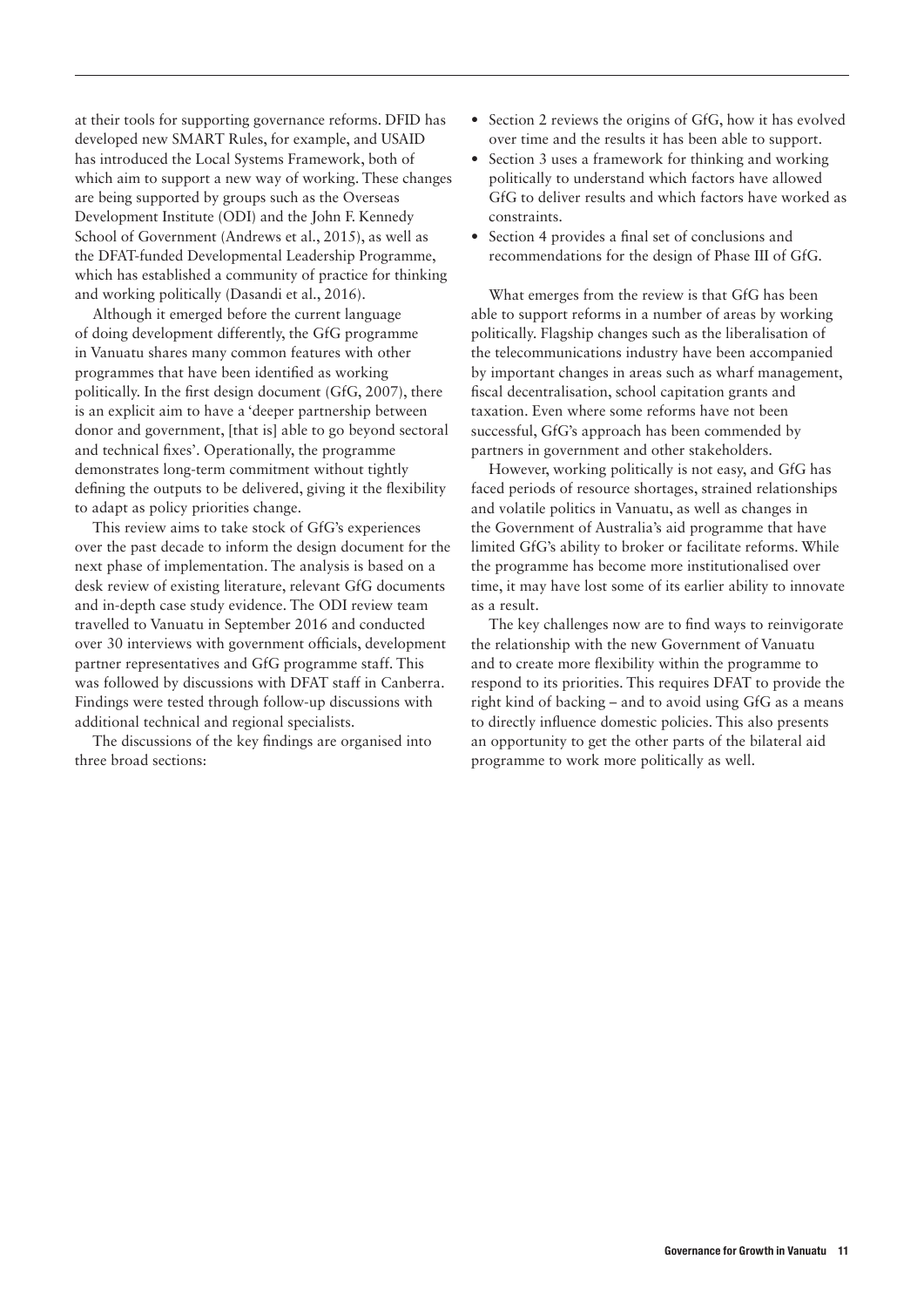at their tools for supporting governance reforms. DFID has developed new SMART Rules, for example, and USAID has introduced the Local Systems Framework, both of which aim to support a new way of working. These changes are being supported by groups such as the Overseas Development Institute (ODI) and the John F. Kennedy School of Government (Andrews et al., 2015), as well as the DFAT-funded Developmental Leadership Programme, which has established a community of practice for thinking and working politically (Dasandi et al., 2016).

Although it emerged before the current language of doing development differently, the GfG programme in Vanuatu shares many common features with other programmes that have been identified as working politically. In the first design document (GfG, 2007), there is an explicit aim to have a 'deeper partnership between donor and government, [that is] able to go beyond sectoral and technical fixes'. Operationally, the programme demonstrates long-term commitment without tightly defining the outputs to be delivered, giving it the flexibility to adapt as policy priorities change.

This review aims to take stock of GfG's experiences over the past decade to inform the design document for the next phase of implementation. The analysis is based on a desk review of existing literature, relevant GfG documents and in-depth case study evidence. The ODI review team travelled to Vanuatu in September 2016 and conducted over 30 interviews with government officials, development partner representatives and GfG programme staff. This was followed by discussions with DFAT staff in Canberra. Findings were tested through follow-up discussions with additional technical and regional specialists.

The discussions of the key findings are organised into three broad sections:

- Section 2 reviews the origins of GfG, how it has evolved over time and the results it has been able to support.
- Section 3 uses a framework for thinking and working politically to understand which factors have allowed GfG to deliver results and which factors have worked as constraints.
- Section 4 provides a final set of conclusions and recommendations for the design of Phase III of GfG.

What emerges from the review is that GfG has been able to support reforms in a number of areas by working politically. Flagship changes such as the liberalisation of the telecommunications industry have been accompanied by important changes in areas such as wharf management, fiscal decentralisation, school capitation grants and taxation. Even where some reforms have not been successful, GfG's approach has been commended by partners in government and other stakeholders.

However, working politically is not easy, and GfG has faced periods of resource shortages, strained relationships and volatile politics in Vanuatu, as well as changes in the Government of Australia's aid programme that have limited GfG's ability to broker or facilitate reforms. While the programme has become more institutionalised over time, it may have lost some of its earlier ability to innovate as a result.

The key challenges now are to find ways to reinvigorate the relationship with the new Government of Vanuatu and to create more flexibility within the programme to respond to its priorities. This requires DFAT to provide the right kind of backing – and to avoid using GfG as a means to directly influence domestic policies. This also presents an opportunity to get the other parts of the bilateral aid programme to work more politically as well.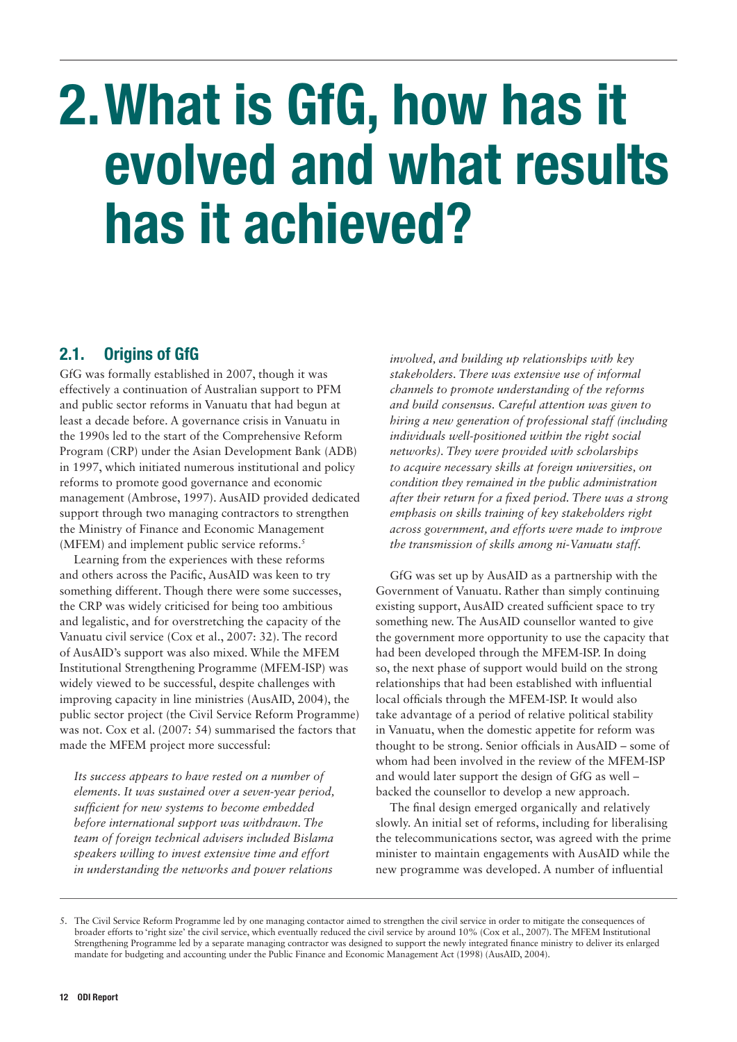# 2. What is GfG, how has it evolved and what results has it achieved?

## 2.1. Origins of GfG

GfG was formally established in 2007, though it was effectively a continuation of Australian support to PFM and public sector reforms in Vanuatu that had begun at least a decade before. A governance crisis in Vanuatu in the 1990s led to the start of the Comprehensive Reform Program (CRP) under the Asian Development Bank (ADB) in 1997, which initiated numerous institutional and policy reforms to promote good governance and economic management (Ambrose, 1997). AusAID provided dedicated support through two managing contractors to strengthen the Ministry of Finance and Economic Management (MFEM) and implement public service reforms.[5]

Learning from the experiences with these reforms and others across the Pacific, AusAID was keen to try something different. Though there were some successes, the CRP was widely criticised for being too ambitious and legalistic, and for overstretching the capacity of the Vanuatu civil service (Cox et al., 2007: 32). The record of AusAID's support was also mixed. While the MFEM Institutional Strengthening Programme (MFEM-ISP) was widely viewed to be successful, despite challenges with improving capacity in line ministries (AusAID, 2004), the public sector project (the Civil Service Reform Programme) was not. Cox et al. (2007: 54) summarised the factors that made the MFEM project more successful:

> *Its success appears to have rested on a number of elements. It was sustained over a seven-year period, sufficient for new systems to become embedded before international support was withdrawn. The team of foreign technical advisers included Bislama speakers willing to invest extensive time and effort in understanding the networks and power relations involved, and building up relationships with key stakeholders. There was extensive use of informal channels to promote understanding of the reforms and build consensus. Careful attention was given to hiring a new generation of professional staff (including individuals well-positioned within the right social networks). They were provided with scholarships to acquire necessary skills at foreign universities, on condition they remained in the public administration after their return for a fixed period. There was a strong emphasis on skills training of key stakeholders right across government, and efforts were made to improve the transmission of skills among ni-Vanuatu staff.*

GfG was set up by AusAID as a partnership with the Government of Vanuatu. Rather than simply continuing existing support, AusAID created sufficient space to try something new. The AusAID counsellor wanted to give the government more opportunity to use the capacity that had been developed through the MFEM-ISP. In doing so, the next phase of support would build on the strong relationships that had been established with influential local officials through the MFEM-ISP. It would also take advantage of a period of relative political stability in Vanuatu, when the domestic appetite for reform was thought to be strong. Senior officials in AusAID – some of whom had been involved in the review of the MFEM-ISP and would later support the design of GfG as well – backed the counsellor to develop a new approach.

The final design emerged organically and relatively slowly. An initial set of reforms, including for liberalising the telecommunications sector, was agreed with the prime minister to maintain engagements with AusAID while the new programme was developed. A number of influential

---

5. The Civil Service Reform Programme led by one managing contactor aimed to strengthen the civil service in order to mitigate the consequences of broader efforts to 'right size' the civil service, which eventually reduced the civil service by around 10% (Cox et al., 2007). The MFEM Institutional Strengthening Programme led by a separate managing contractor was designed to support the newly integrated finance ministry to deliver its enlarged mandate for budgeting and accounting under the Public Finance and Economic Management Act (1998) (AusAID, 2004).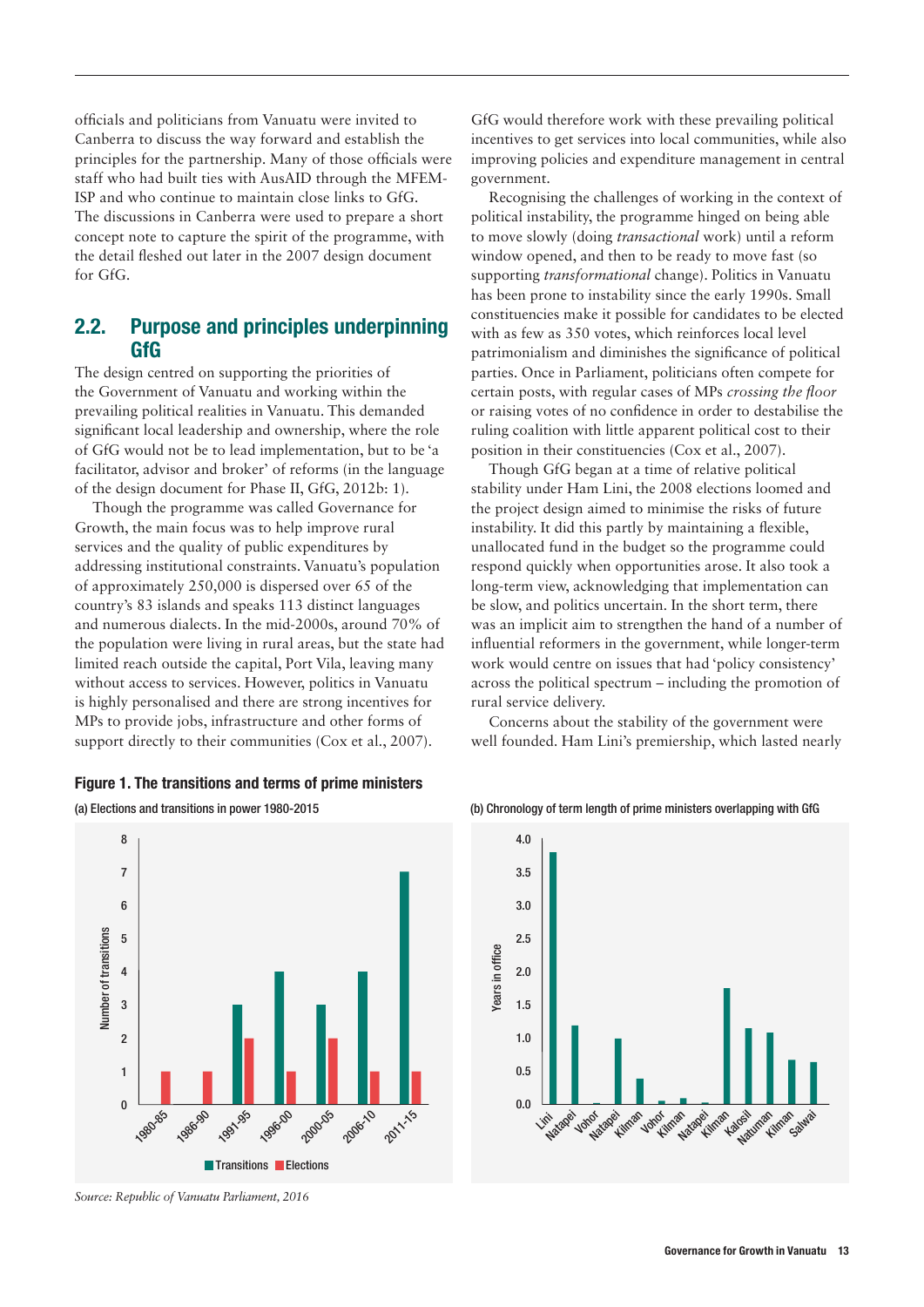officials and politicians from Vanuatu were invited to Canberra to discuss the way forward and establish the principles for the partnership. Many of those officials were staff who had built ties with AusAID through the MFEM-ISP and who continue to maintain close links to GfG. The discussions in Canberra were used to prepare a short concept note to capture the spirit of the programme, with the detail fleshed out later in the 2007 design document for GfG.

## 2.2. Purpose and principles underpinning GfG

The design centred on supporting the priorities of the Government of Vanuatu and working within the prevailing political realities in Vanuatu. This demanded significant local leadership and ownership, where the role of GfG would not be to lead implementation, but to be 'a facilitator, advisor and broker' of reforms (in the language of the design document for Phase II, GfG, 2012b: 1).

Though the programme was called Governance for Growth, the main focus was to help improve rural services and the quality of public expenditures by addressing institutional constraints. Vanuatu's population of approximately 250,000 is dispersed over 65 of the country's 83 islands and speaks 113 distinct languages and numerous dialects. In the mid-2000s, around 70% of the population were living in rural areas, but the state had limited reach outside the capital, Port Vila, leaving many without access to services. However, politics in Vanuatu is highly personalised and there are strong incentives for MPs to provide jobs, infrastructure and other forms of support directly to their communities (Cox et al., 2007).

GfG would therefore work with these prevailing political incentives to get services into local communities, while also improving policies and expenditure management in central government.

Recognising the challenges of working in the context of political instability, the programme hinged on being able to move slowly (doing *transactional* work) until a reform window opened, and then to be ready to move fast (so supporting *transformational* change). Politics in Vanuatu has been prone to instability since the early 1990s. Small constituencies make it possible for candidates to be elected with as few as 350 votes, which reinforces local level patrimonialism and diminishes the significance of political parties. Once in Parliament, politicians often compete for certain posts, with regular cases of MPs *crossing the floor* or raising votes of no confidence in order to destabilise the ruling coalition with little apparent political cost to their position in their constituencies (Cox et al., 2007).

Though GfG began at a time of relative political stability under Ham Lini, the 2008 elections loomed and the project design aimed to minimise the risks of future instability. It did this partly by maintaining a flexible, unallocated fund in the budget so the programme could respond quickly when opportunities arose. It also took a long-term view, acknowledging that implementation can be slow, and politics uncertain. In the short term, there was an implicit aim to strengthen the hand of a number of influential reformers in the government, while longer-term work would centre on issues that had 'policy consistency' across the political spectrum – including the promotion of rural service delivery.

Concerns about the stability of the government were well founded. Ham Lini's premiership, which lasted nearly

**Figure 1. The transitions and terms of prime ministers**

(a) Elections and transitions in power 1980-2015

| Period | Transitions | Elections |
|---|---|---|
| 1980-85 | 0 | 1 |
| 1986-90 | 0 | 1 |
| 1991-95 | 3 | 2 |
| 1996-00 | 4 | 1 |
| 2000-05 | 3 | 2 |
| 2006-10 | 4 | 1 |
| 2011-15 | 7 | 1 |

(b) Chronology of term length of prime ministers overlapping with GfG

Years in office: Lini, Natapei, Vohor, Natapei, Kilman, Vohor, Kilman, Natapei, Kilman, Kalosil, Natuman, Kilman, Salwai

*Source: Republic of Vanuatu Parliament, 2016*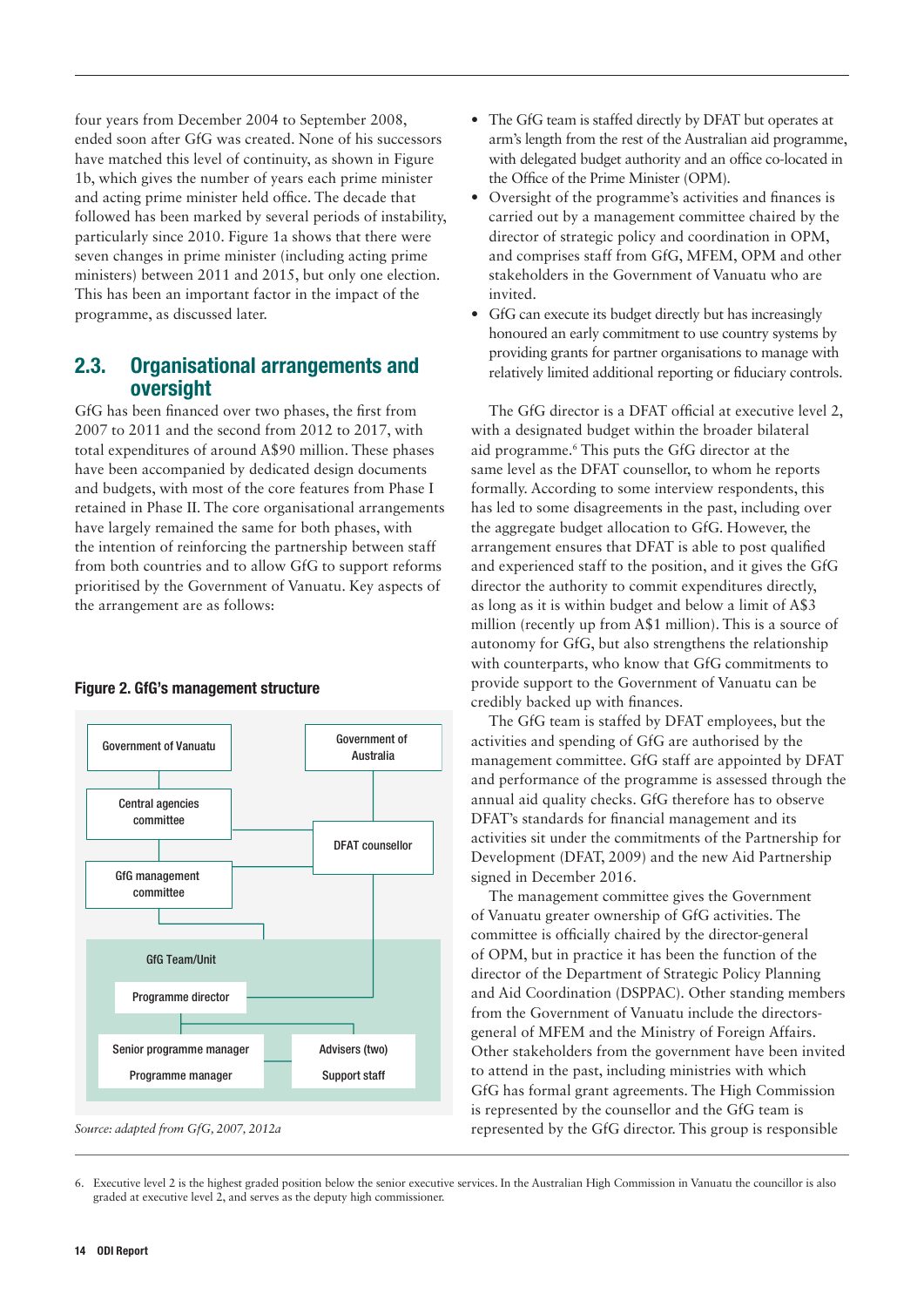four years from December 2004 to September 2008, ended soon after GfG was created. None of his successors have matched this level of continuity, as shown in Figure 1b, which gives the number of years each prime minister and acting prime minister held office. The decade that followed has been marked by several periods of instability, particularly since 2010. Figure 1a shows that there were seven changes in prime minister (including acting prime ministers) between 2011 and 2015, but only one election. This has been an important factor in the impact of the programme, as discussed later.

## 2.3. Organisational arrangements and oversight

GfG has been financed over two phases, the first from 2007 to 2011 and the second from 2012 to 2017, with total expenditures of around A$90 million. These phases have been accompanied by dedicated design documents and budgets, with most of the core features from Phase I retained in Phase II. The core organisational arrangements have largely remained the same for both phases, with the intention of reinforcing the partnership between staff from both countries and to allow GfG to support reforms prioritised by the Government of Vanuatu. Key aspects of the arrangement are as follows:

**Figure 2. GfG's management structure**

Government of Vanuatu

Central agencies committee

GfG management committee

Government of Australia

DFAT counsellor

GfG Team/Unit

Programme director

Senior programme manager

Programme manager

Advisers (two)

Support staff

*Source: adapted from GfG, 2007, 2012a*

- The GfG team is staffed directly by DFAT but operates at arm's length from the rest of the Australian aid programme, with delegated budget authority and an office co-located in the Office of the Prime Minister (OPM).
- Oversight of the programme's activities and finances is carried out by a management committee chaired by the director of strategic policy and coordination in OPM, and comprises staff from GfG, MFEM, OPM and other stakeholders in the Government of Vanuatu who are invited.
- GfG can execute its budget directly but has increasingly honoured an early commitment to use country systems by providing grants for partner organisations to manage with relatively limited additional reporting or fiduciary controls.

The GfG director is a DFAT official at executive level 2, with a designated budget within the broader bilateral aid programme.[6] This puts the GfG director at the same level as the DFAT counsellor, to whom he reports formally. According to some interview respondents, this has led to some disagreements in the past, including over the aggregate budget allocation to GfG. However, the arrangement ensures that DFAT is able to post qualified and experienced staff to the position, and it gives the GfG director the authority to commit expenditures directly, as long as it is within budget and below a limit of A$3 million (recently up from A$1 million). This is a source of autonomy for GfG, but also strengthens the relationship with counterparts, who know that GfG commitments to provide support to the Government of Vanuatu can be credibly backed up with finances.

The GfG team is staffed by DFAT employees, but the activities and spending of GfG are authorised by the management committee. GfG staff are appointed by DFAT and performance of the programme is assessed through the annual aid quality checks. GfG therefore has to observe DFAT's standards for financial management and its activities sit under the commitments of the Partnership for Development (DFAT, 2009) and the new Aid Partnership signed in December 2016.

The management committee gives the Government of Vanuatu greater ownership of GfG activities. The committee is officially chaired by the director-general of OPM, but in practice it has been the function of the director of the Department of Strategic Policy Planning and Aid Coordination (DSPPAC). Other standing members from the Government of Vanuatu include the directors-general of MFEM and the Ministry of Foreign Affairs. Other stakeholders from the government have been invited to attend in the past, including ministries with which GfG has formal grant agreements. The High Commission is represented by the counsellor and the GfG team is represented by the GfG director. This group is responsible

6. Executive level 2 is the highest graded position below the senior executive services. In the Australian High Commission in Vanuatu the councillor is also graded at executive level 2, and serves as the deputy high commissioner.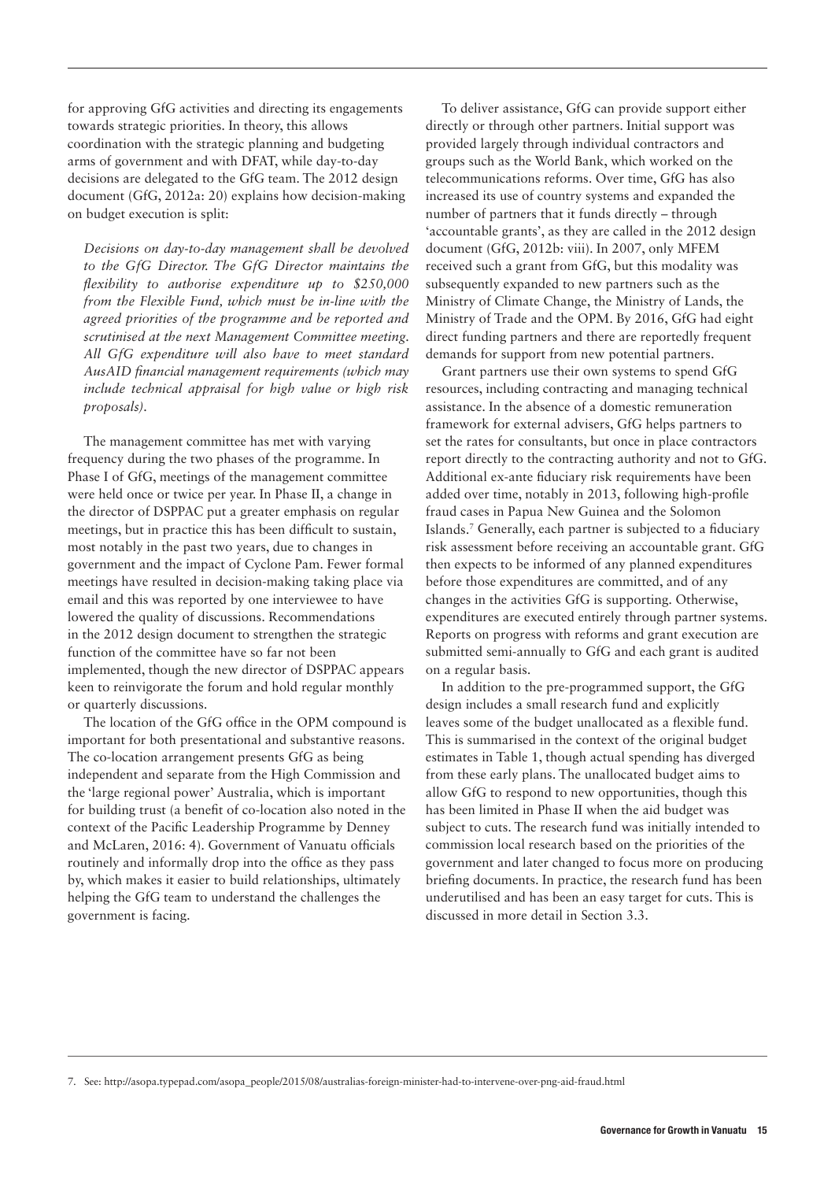for approving GfG activities and directing its engagements towards strategic priorities. In theory, this allows coordination with the strategic planning and budgeting arms of government and with DFAT, while day-to-day decisions are delegated to the GfG team. The 2012 design document (GfG, 2012a: 20) explains how decision-making on budget execution is split:

> *Decisions on day-to-day management shall be devolved to the GfG Director. The GfG Director maintains the flexibility to authorise expenditure up to $250,000 from the Flexible Fund, which must be in-line with the agreed priorities of the programme and be reported and scrutinised at the next Management Committee meeting. All GfG expenditure will also have to meet standard AusAID financial management requirements (which may include technical appraisal for high value or high risk proposals).*

The management committee has met with varying frequency during the two phases of the programme. In Phase I of GfG, meetings of the management committee were held once or twice per year. In Phase II, a change in the director of DSPPAC put a greater emphasis on regular meetings, but in practice this has been difficult to sustain, most notably in the past two years, due to changes in government and the impact of Cyclone Pam. Fewer formal meetings have resulted in decision-making taking place via email and this was reported by one interviewee to have lowered the quality of discussions. Recommendations in the 2012 design document to strengthen the strategic function of the committee have so far not been implemented, though the new director of DSPPAC appears keen to reinvigorate the forum and hold regular monthly or quarterly discussions.

The location of the GfG office in the OPM compound is important for both presentational and substantive reasons. The co-location arrangement presents GfG as being independent and separate from the High Commission and the 'large regional power' Australia, which is important for building trust (a benefit of co-location also noted in the context of the Pacific Leadership Programme by Denney and McLaren, 2016: 4). Government of Vanuatu officials routinely and informally drop into the office as they pass by, which makes it easier to build relationships, ultimately helping the GfG team to understand the challenges the government is facing.

To deliver assistance, GfG can provide support either directly or through other partners. Initial support was provided largely through individual contractors and groups such as the World Bank, which worked on the telecommunications reforms. Over time, GfG has also increased its use of country systems and expanded the number of partners that it funds directly – through 'accountable grants', as they are called in the 2012 design document (GfG, 2012b: viii). In 2007, only MFEM received such a grant from GfG, but this modality was subsequently expanded to new partners such as the Ministry of Climate Change, the Ministry of Lands, the Ministry of Trade and the OPM. By 2016, GfG had eight direct funding partners and there are reportedly frequent demands for support from new potential partners.

Grant partners use their own systems to spend GfG resources, including contracting and managing technical assistance. In the absence of a domestic remuneration framework for external advisers, GfG helps partners to set the rates for consultants, but once in place contractors report directly to the contracting authority and not to GfG. Additional ex-ante fiduciary risk requirements have been added over time, notably in 2013, following high-profile fraud cases in Papua New Guinea and the Solomon Islands.[7] Generally, each partner is subjected to a fiduciary risk assessment before receiving an accountable grant. GfG then expects to be informed of any planned expenditures before those expenditures are committed, and of any changes in the activities GfG is supporting. Otherwise, expenditures are executed entirely through partner systems. Reports on progress with reforms and grant execution are submitted semi-annually to GfG and each grant is audited on a regular basis.

In addition to the pre-programmed support, the GfG design includes a small research fund and explicitly leaves some of the budget unallocated as a flexible fund. This is summarised in the context of the original budget estimates in Table 1, though actual spending has diverged from these early plans. The unallocated budget aims to allow GfG to respond to new opportunities, though this has been limited in Phase II when the aid budget was subject to cuts. The research fund was initially intended to commission local research based on the priorities of the government and later changed to focus more on producing briefing documents. In practice, the research fund has been underutilised and has been an easy target for cuts. This is discussed in more detail in Section 3.3.

7. See: http://asopa.typepad.com/asopa_people/2015/08/australias-foreign-minister-had-to-intervene-over-png-aid-fraud.html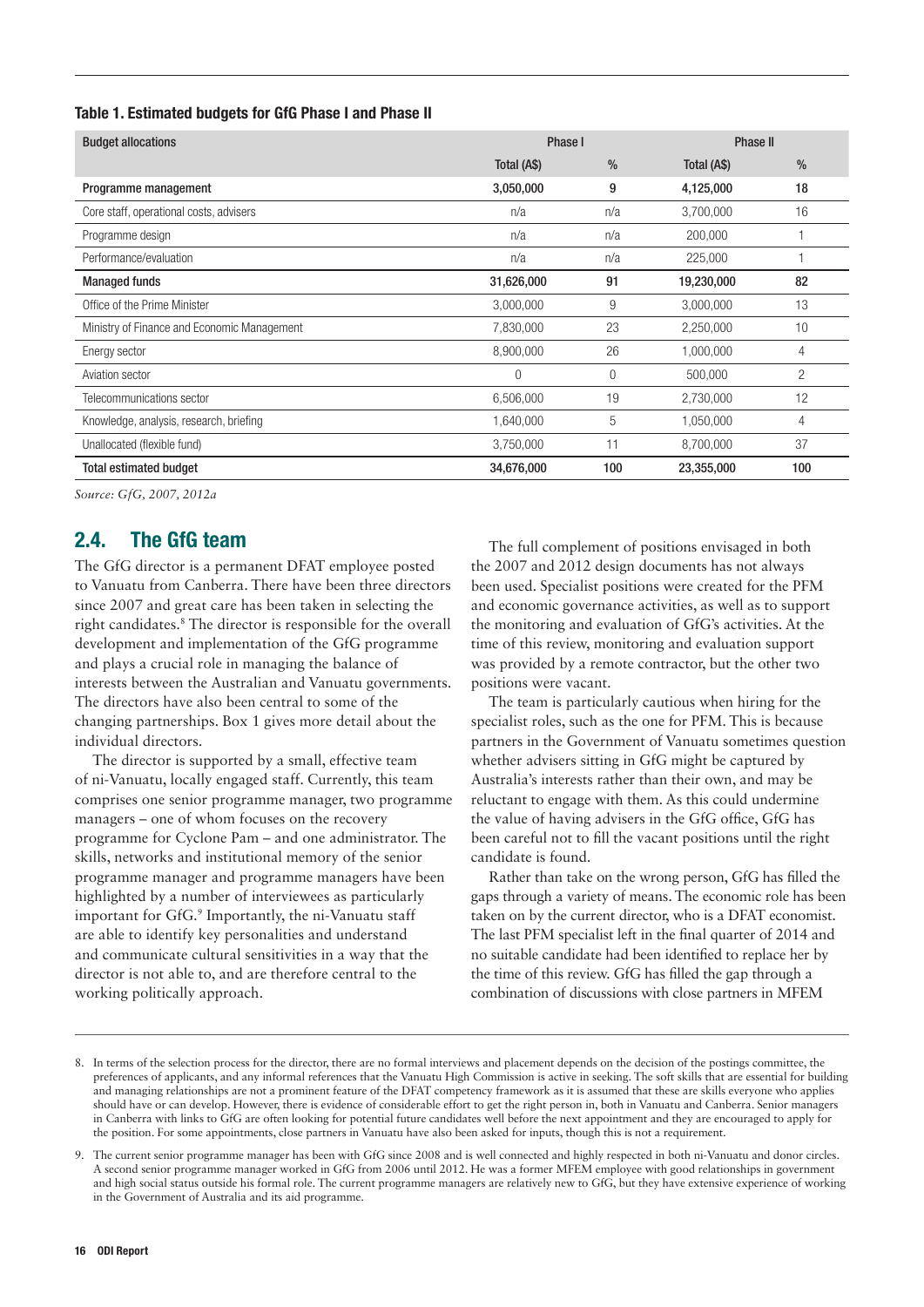**Table 1. Estimated budgets for GfG Phase I and Phase II**

| Budget allocations | Phase I | | Phase II | |
|---|---|---|---|---|
| | Total (A$) | % | Total (A$) | % |
| **Programme management** | **3,050,000** | **9** | **4,125,000** | **18** |
| Core staff, operational costs, advisers | n/a | n/a | 3,700,000 | 16 |
| Programme design | n/a | n/a | 200,000 | 1 |
| Performance/evaluation | n/a | n/a | 225,000 | 1 |
| **Managed funds** | **31,626,000** | **91** | **19,230,000** | **82** |
| Office of the Prime Minister | 3,000,000 | 9 | 3,000,000 | 13 |
| Ministry of Finance and Economic Management | 7,830,000 | 23 | 2,250,000 | 10 |
| Energy sector | 8,900,000 | 26 | 1,000,000 | 4 |
| Aviation sector | 0 | 0 | 500,000 | 2 |
| Telecommunications sector | 6,506,000 | 19 | 2,730,000 | 12 |
| Knowledge, analysis, research, briefing | 1,640,000 | 5 | 1,050,000 | 4 |
| Unallocated (flexible fund) | 3,750,000 | 11 | 8,700,000 | 37 |
| **Total estimated budget** | **34,676,000** | **100** | **23,355,000** | **100** |

*Source: GfG, 2007, 2012a*

## 2.4. The GfG team

The GfG director is a permanent DFAT employee posted to Vanuatu from Canberra. There have been three directors since 2007 and great care has been taken in selecting the right candidates.[8] The director is responsible for the overall development and implementation of the GfG programme and plays a crucial role in managing the balance of interests between the Australian and Vanuatu governments. The directors have also been central to some of the changing partnerships. Box 1 gives more detail about the individual directors.

The director is supported by a small, effective team of ni-Vanuatu, locally engaged staff. Currently, this team comprises one senior programme manager, two programme managers – one of whom focuses on the recovery programme for Cyclone Pam – and one administrator. The skills, networks and institutional memory of the senior programme manager and programme managers have been highlighted by a number of interviewees as particularly important for GfG.[9] Importantly, the ni-Vanuatu staff are able to identify key personalities and understand and communicate cultural sensitivities in a way that the director is not able to, and are therefore central to the working politically approach.

The full complement of positions envisaged in both the 2007 and 2012 design documents has not always been used. Specialist positions were created for the PFM and economic governance activities, as well as to support the monitoring and evaluation of GfG's activities. At the time of this review, monitoring and evaluation support was provided by a remote contractor, but the other two positions were vacant.

The team is particularly cautious when hiring for the specialist roles, such as the one for PFM. This is because partners in the Government of Vanuatu sometimes question whether advisers sitting in GfG might be captured by Australia's interests rather than their own, and may be reluctant to engage with them. As this could undermine the value of having advisers in the GfG office, GfG has been careful not to fill the vacant positions until the right candidate is found.

Rather than take on the wrong person, GfG has filled the gaps through a variety of means. The economic role has been taken on by the current director, who is a DFAT economist. The last PFM specialist left in the final quarter of 2014 and no suitable candidate had been identified to replace her by the time of this review. GfG has filled the gap through a combination of discussions with close partners in MFEM

8. In terms of the selection process for the director, there are no formal interviews and placement depends on the decision of the postings committee, the preferences of applicants, and any informal references that the Vanuatu High Commission is active in seeking. The soft skills that are essential for building and managing relationships are not a prominent feature of the DFAT competency framework as it is assumed that these are skills everyone who applies should have or can develop. However, there is evidence of considerable effort to get the right person in, both in Vanuatu and Canberra. Senior managers in Canberra with links to GfG are often looking for potential future candidates well before the next appointment and they are encouraged to apply for the position. For some appointments, close partners in Vanuatu have also been asked for inputs, though this is not a requirement.

9. The current senior programme manager has been with GfG since 2008 and is well connected and highly respected in both ni-Vanuatu and donor circles. A second senior programme manager worked in GfG from 2006 until 2012. He was a former MFEM employee with good relationships in government and high social status outside his formal role. The current programme managers are relatively new to GfG, but they have extensive experience of working in the Government of Australia and its aid programme.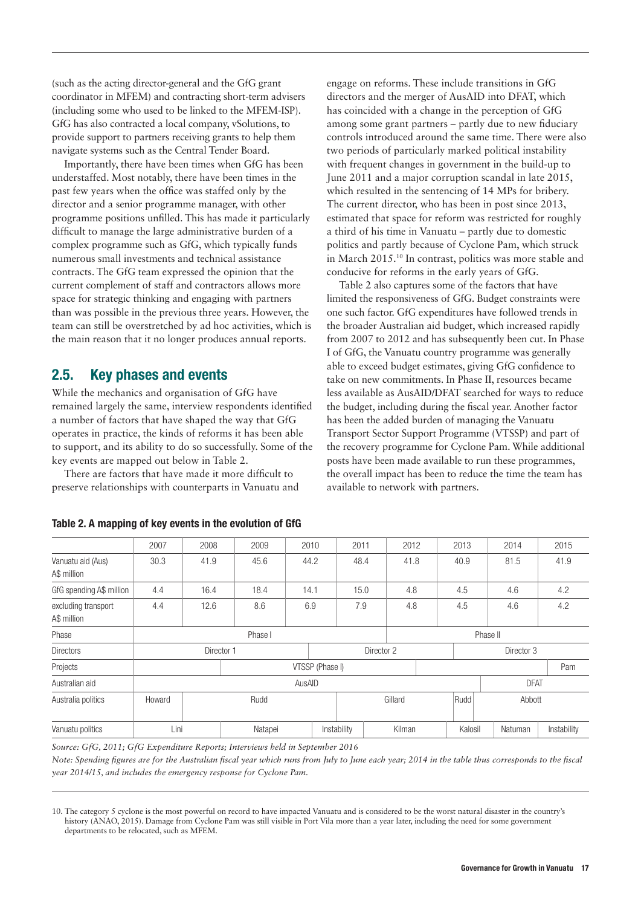(such as the acting director-general and the GfG grant coordinator in MFEM) and contracting short-term advisers (including some who used to be linked to the MFEM-ISP). GfG has also contracted a local company, vSolutions, to provide support to partners receiving grants to help them navigate systems such as the Central Tender Board.

Importantly, there have been times when GfG has been understaffed. Most notably, there have been times in the past few years when the office was staffed only by the director and a senior programme manager, with other programme positions unfilled. This has made it particularly difficult to manage the large administrative burden of a complex programme such as GfG, which typically funds numerous small investments and technical assistance contracts. The GfG team expressed the opinion that the current complement of staff and contractors allows more space for strategic thinking and engaging with partners than was possible in the previous three years. However, the team can still be overstretched by ad hoc activities, which is the main reason that it no longer produces annual reports.

## 2.5. Key phases and events

While the mechanics and organisation of GfG have remained largely the same, interview respondents identified a number of factors that have shaped the way that GfG operates in practice, the kinds of reforms it has been able to support, and its ability to do so successfully. Some of the key events are mapped out below in Table 2.

There are factors that have made it more difficult to preserve relationships with counterparts in Vanuatu and engage on reforms. These include transitions in GfG directors and the merger of AusAID into DFAT, which has coincided with a change in the perception of GfG among some grant partners – partly due to new fiduciary controls introduced around the same time. There were also two periods of particularly marked political instability with frequent changes in government in the build-up to June 2011 and a major corruption scandal in late 2015, which resulted in the sentencing of 14 MPs for bribery. The current director, who has been in post since 2013, estimated that space for reform was restricted for roughly a third of his time in Vanuatu – partly due to domestic politics and partly because of Cyclone Pam, which struck in March 2015.[10] In contrast, politics was more stable and conducive for reforms in the early years of GfG.

Table 2 also captures some of the factors that have limited the responsiveness of GfG. Budget constraints were one such factor. GfG expenditures have followed trends in the broader Australian aid budget, which increased rapidly from 2007 to 2012 and has subsequently been cut. In Phase I of GfG, the Vanuatu country programme was generally able to exceed budget estimates, giving GfG confidence to take on new commitments. In Phase II, resources became less available as AusAID/DFAT searched for ways to reduce the budget, including during the fiscal year. Another factor has been the added burden of managing the Vanuatu Transport Sector Support Programme (VTSSP) and part of the recovery programme for Cyclone Pam. While additional posts have been made available to run these programmes, the overall impact has been to reduce the time the team has available to network with partners.

**Table 2. A mapping of key events in the evolution of GfG**

| | 2007 | 2008 | 2009 | 2010 | 2011 | 2012 | 2013 | 2014 | 2015 |
|---|---|---|---|---|---|---|---|---|---|
| Vanuatu aid (Aus) A$ million | 30.3 | 41.9 | 45.6 | 44.2 | 48.4 | 41.8 | 40.9 | 81.5 | 41.9 |
| GfG spending A$ million | 4.4 | 16.4 | 18.4 | 14.1 | 15.0 | 4.8 | 4.5 | 4.6 | 4.2 |
| excluding transport A$ million | 4.4 | 12.6 | 8.6 | 6.9 | 7.9 | 4.8 | 4.5 | 4.6 | 4.2 |
| Phase | Phase I | | | | | Phase II | | | |
| Directors | Director 1 | | | Director 2 | | | Director 3 | | |
| Projects | | | VTSSP (Phase I) | | | | | | Pam |
| Australian aid | AusAID | | | | | | | DFAT | |
| Australia politics | Howard | Rudd | | | Gillard | | Rudd | Abbott | |
| Vanuatu politics | Lini | | Natapei | | Instability | Kilman | Kalosil | Natuman | Instability |

*Source: GfG, 2011; GfG Expenditure Reports; Interviews held in September 2016*

*Note: Spending figures are for the Australian fiscal year which runs from July to June each year; 2014 in the table thus corresponds to the fiscal year 2014/15, and includes the emergency response for Cyclone Pam.*

10. The category 5 cyclone is the most powerful on record to have impacted Vanuatu and is considered to be the worst natural disaster in the country's history (ANAO, 2015). Damage from Cyclone Pam was still visible in Port Vila more than a year later, including the need for some government departments to be relocated, such as MFEM.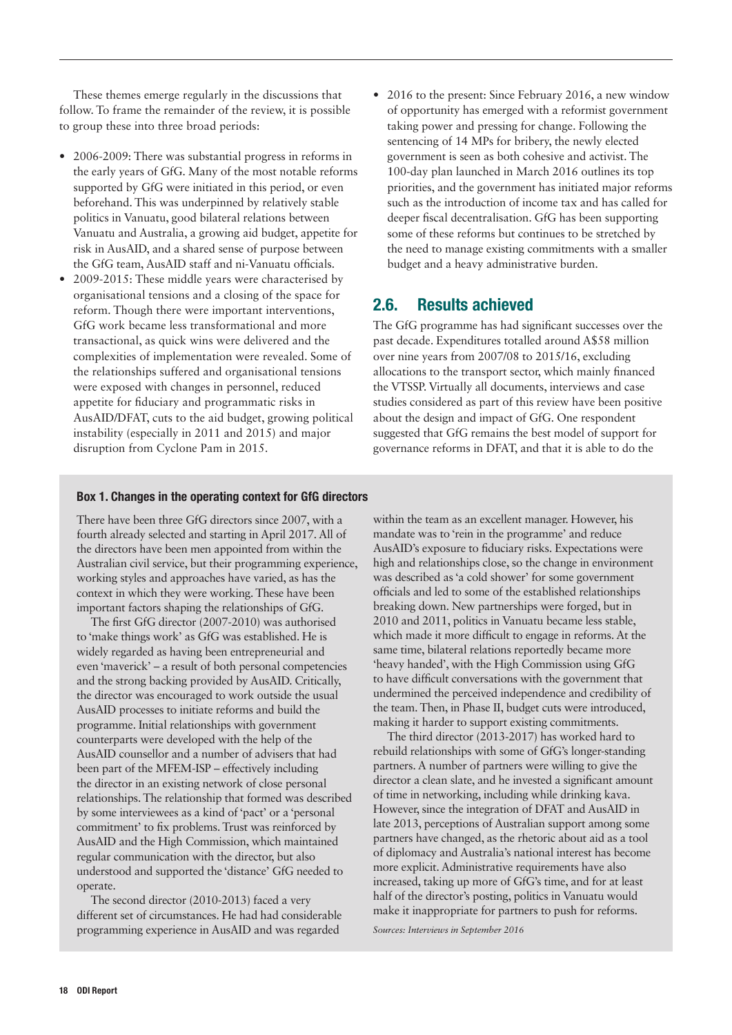These themes emerge regularly in the discussions that follow. To frame the remainder of the review, it is possible to group these into three broad periods:

- 2006-2009: There was substantial progress in reforms in the early years of GfG. Many of the most notable reforms supported by GfG were initiated in this period, or even beforehand. This was underpinned by relatively stable politics in Vanuatu, good bilateral relations between Vanuatu and Australia, a growing aid budget, appetite for risk in AusAID, and a shared sense of purpose between the GfG team, AusAID staff and ni-Vanuatu officials.
- 2009-2015: These middle years were characterised by organisational tensions and a closing of the space for reform. Though there were important interventions, GfG work became less transformational and more transactional, as quick wins were delivered and the complexities of implementation were revealed. Some of the relationships suffered and organisational tensions were exposed with changes in personnel, reduced appetite for fiduciary and programmatic risks in AusAID/DFAT, cuts to the aid budget, growing political instability (especially in 2011 and 2015) and major disruption from Cyclone Pam in 2015.
- 2016 to the present: Since February 2016, a new window of opportunity has emerged with a reformist government taking power and pressing for change. Following the sentencing of 14 MPs for bribery, the newly elected government is seen as both cohesive and activist. The 100-day plan launched in March 2016 outlines its top priorities, and the government has initiated major reforms such as the introduction of income tax and has called for deeper fiscal decentralisation. GfG has been supporting some of these reforms but continues to be stretched by the need to manage existing commitments with a smaller budget and a heavy administrative burden.

## 2.6. Results achieved

The GfG programme has had significant successes over the past decade. Expenditures totalled around A$58 million over nine years from 2007/08 to 2015/16, excluding allocations to the transport sector, which mainly financed the VTSSP. Virtually all documents, interviews and case studies considered as part of this review have been positive about the design and impact of GfG. One respondent suggested that GfG remains the best model of support for governance reforms in DFAT, and that it is able to do the

**Box 1. Changes in the operating context for GfG directors**

There have been three GfG directors since 2007, with a fourth already selected and starting in April 2017. All of the directors have been men appointed from within the Australian civil service, but their programming experience, working styles and approaches have varied, as has the context in which they were working. These have been important factors shaping the relationships of GfG.

The first GfG director (2007-2010) was authorised to 'make things work' as GfG was established. He is widely regarded as having been entrepreneurial and even 'maverick' – a result of both personal competencies and the strong backing provided by AusAID. Critically, the director was encouraged to work outside the usual AusAID processes to initiate reforms and build the programme. Initial relationships with government counterparts were developed with the help of the AusAID counsellor and a number of advisers that had been part of the MFEM-ISP – effectively including the director in an existing network of close personal relationships. The relationship that formed was described by some interviewees as a kind of 'pact' or a 'personal commitment' to fix problems. Trust was reinforced by AusAID and the High Commission, which maintained regular communication with the director, but also understood and supported the 'distance' GfG needed to operate.

The second director (2010-2013) faced a very different set of circumstances. He had had considerable programming experience in AusAID and was regarded within the team as an excellent manager. However, his mandate was to 'rein in the programme' and reduce AusAID's exposure to fiduciary risks. Expectations were high and relationships close, so the change in environment was described as 'a cold shower' for some government officials and led to some of the established relationships breaking down. New partnerships were forged, but in 2010 and 2011, politics in Vanuatu became less stable, which made it more difficult to engage in reforms. At the same time, bilateral relations reportedly became more 'heavy handed', with the High Commission using GfG to have difficult conversations with the government that undermined the perceived independence and credibility of the team. Then, in Phase II, budget cuts were introduced, making it harder to support existing commitments.

The third director (2013-2017) has worked hard to rebuild relationships with some of GfG's longer-standing partners. A number of partners were willing to give the director a clean slate, and he invested a significant amount of time in networking, including while drinking kava. However, since the integration of DFAT and AusAID in late 2013, perceptions of Australian support among some partners have changed, as the rhetoric about aid as a tool of diplomacy and Australia's national interest has become more explicit. Administrative requirements have also increased, taking up more of GfG's time, and for at least half of the director's posting, politics in Vanuatu would make it inappropriate for partners to push for reforms.

*Sources: Interviews in September 2016*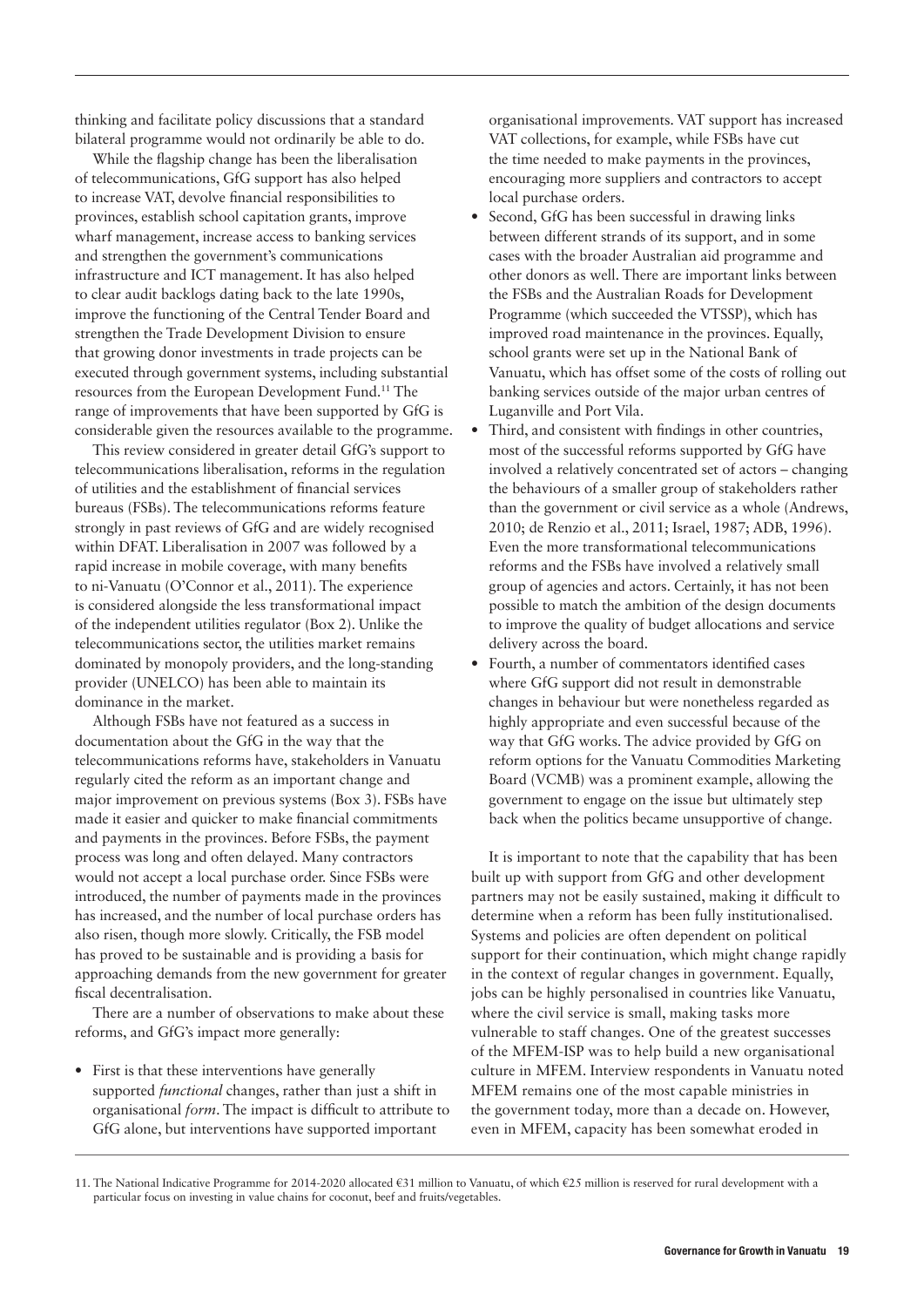thinking and facilitate policy discussions that a standard bilateral programme would not ordinarily be able to do.

While the flagship change has been the liberalisation of telecommunications, GfG support has also helped to increase VAT, devolve financial responsibilities to provinces, establish school capitation grants, improve wharf management, increase access to banking services and strengthen the government's communications infrastructure and ICT management. It has also helped to clear audit backlogs dating back to the late 1990s, improve the functioning of the Central Tender Board and strengthen the Trade Development Division to ensure that growing donor investments in trade projects can be executed through government systems, including substantial resources from the European Development Fund.[11] The range of improvements that have been supported by GfG is considerable given the resources available to the programme.

This review considered in greater detail GfG's support to telecommunications liberalisation, reforms in the regulation of utilities and the establishment of financial services bureaus (FSBs). The telecommunications reforms feature strongly in past reviews of GfG and are widely recognised within DFAT. Liberalisation in 2007 was followed by a rapid increase in mobile coverage, with many benefits to ni-Vanuatu (O'Connor et al., 2011). The experience is considered alongside the less transformational impact of the independent utilities regulator (Box 2). Unlike the telecommunications sector, the utilities market remains dominated by monopoly providers, and the long-standing provider (UNELCO) has been able to maintain its dominance in the market.

Although FSBs have not featured as a success in documentation about the GfG in the way that the telecommunications reforms have, stakeholders in Vanuatu regularly cited the reform as an important change and major improvement on previous systems (Box 3). FSBs have made it easier and quicker to make financial commitments and payments in the provinces. Before FSBs, the payment process was long and often delayed. Many contractors would not accept a local purchase order. Since FSBs were introduced, the number of payments made in the provinces has increased, and the number of local purchase orders has also risen, though more slowly. Critically, the FSB model has proved to be sustainable and is providing a basis for approaching demands from the new government for greater fiscal decentralisation.

There are a number of observations to make about these reforms, and GfG's impact more generally:

- First is that these interventions have generally supported *functional* changes, rather than just a shift in organisational *form*. The impact is difficult to attribute to GfG alone, but interventions have supported important organisational improvements. VAT support has increased VAT collections, for example, while FSBs have cut the time needed to make payments in the provinces, encouraging more suppliers and contractors to accept local purchase orders.
- Second, GfG has been successful in drawing links between different strands of its support, and in some cases with the broader Australian aid programme and other donors as well. There are important links between the FSBs and the Australian Roads for Development Programme (which succeeded the VTSSP), which has improved road maintenance in the provinces. Equally, school grants were set up in the National Bank of Vanuatu, which has offset some of the costs of rolling out banking services outside of the major urban centres of Luganville and Port Vila.
- Third, and consistent with findings in other countries, most of the successful reforms supported by GfG have involved a relatively concentrated set of actors – changing the behaviours of a smaller group of stakeholders rather than the government or civil service as a whole (Andrews, 2010; de Renzio et al., 2011; Israel, 1987; ADB, 1996). Even the more transformational telecommunications reforms and the FSBs have involved a relatively small group of agencies and actors. Certainly, it has not been possible to match the ambition of the design documents to improve the quality of budget allocations and service delivery across the board.
- Fourth, a number of commentators identified cases where GfG support did not result in demonstrable changes in behaviour but were nonetheless regarded as highly appropriate and even successful because of the way that GfG works. The advice provided by GfG on reform options for the Vanuatu Commodities Marketing Board (VCMB) was a prominent example, allowing the government to engage on the issue but ultimately step back when the politics became unsupportive of change.

It is important to note that the capability that has been built up with support from GfG and other development partners may not be easily sustained, making it difficult to determine when a reform has been fully institutionalised. Systems and policies are often dependent on political support for their continuation, which might change rapidly in the context of regular changes in government. Equally, jobs can be highly personalised in countries like Vanuatu, where the civil service is small, making tasks more vulnerable to staff changes. One of the greatest successes of the MFEM-ISP was to help build a new organisational culture in MFEM. Interview respondents in Vanuatu noted MFEM remains one of the most capable ministries in the government today, more than a decade on. However, even in MFEM, capacity has been somewhat eroded in

11. The National Indicative Programme for 2014-2020 allocated €31 million to Vanuatu, of which €25 million is reserved for rural development with a particular focus on investing in value chains for coconut, beef and fruits/vegetables.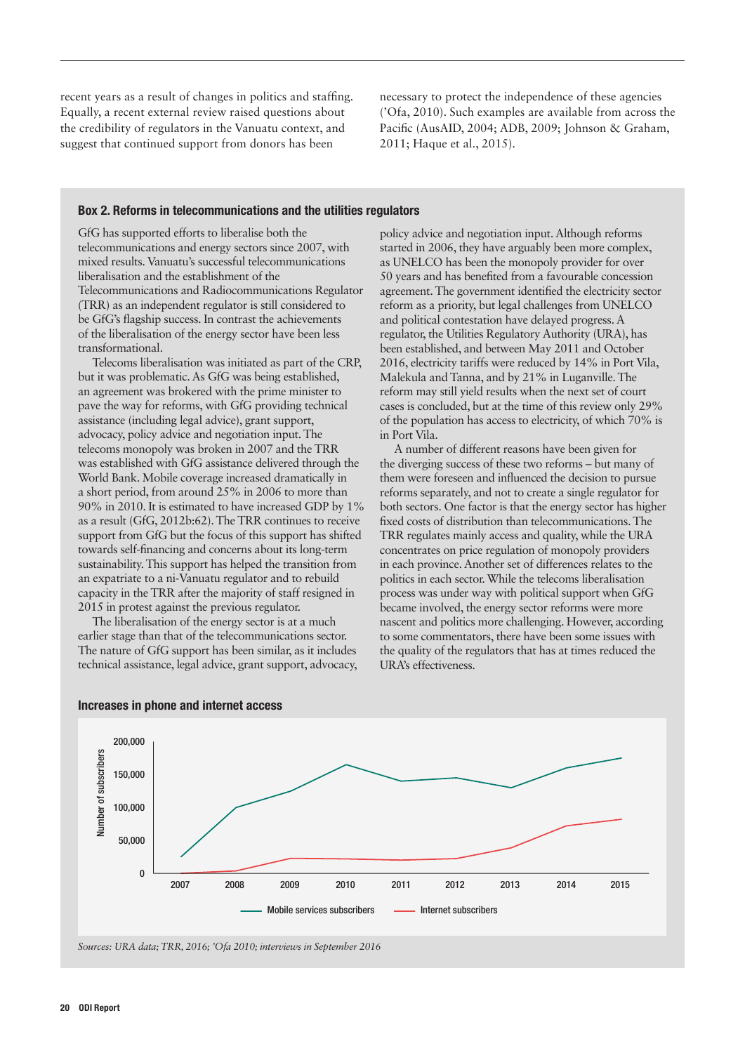recent years as a result of changes in politics and staffing. Equally, a recent external review raised questions about the credibility of regulators in the Vanuatu context, and suggest that continued support from donors has been necessary to protect the independence of these agencies ('Ofa, 2010). Such examples are available from across the Pacific (AusAID, 2004; ADB, 2009; Johnson & Graham, 2011; Haque et al., 2015).

### Box 2. Reforms in telecommunications and the utilities regulators

GfG has supported efforts to liberalise both the telecommunications and energy sectors since 2007, with mixed results. Vanuatu's successful telecommunications liberalisation and the establishment of the Telecommunications and Radiocommunications Regulator (TRR) as an independent regulator is still considered to be GfG's flagship success. In contrast the achievements of the liberalisation of the energy sector have been less transformational.

Telecoms liberalisation was initiated as part of the CRP, but it was problematic. As GfG was being established, an agreement was brokered with the prime minister to pave the way for reforms, with GfG providing technical assistance (including legal advice), grant support, advocacy, policy advice and negotiation input. The telecoms monopoly was broken in 2007 and the TRR was established with GfG assistance delivered through the World Bank. Mobile coverage increased dramatically in a short period, from around 25% in 2006 to more than 90% in 2010. It is estimated to have increased GDP by 1% as a result (GfG, 2012b:62). The TRR continues to receive support from GfG but the focus of this support has shifted towards self-financing and concerns about its long-term sustainability. This support has helped the transition from an expatriate to a ni-Vanuatu regulator and to rebuild capacity in the TRR after the majority of staff resigned in 2015 in protest against the previous regulator.

The liberalisation of the energy sector is at a much earlier stage than that of the telecommunications sector. The nature of GfG support has been similar, as it includes technical assistance, legal advice, grant support, advocacy, policy advice and negotiation input. Although reforms started in 2006, they have arguably been more complex, as UNELCO has been the monopoly provider for over 50 years and has benefited from a favourable concession agreement. The government identified the electricity sector reform as a priority, but legal challenges from UNELCO and political contestation have delayed progress. A regulator, the Utilities Regulatory Authority (URA), has been established, and between May 2011 and October 2016, electricity tariffs were reduced by 14% in Port Vila, Malekula and Tanna, and by 21% in Luganville. The reform may still yield results when the next set of court cases is concluded, but at the time of this review only 29% of the population has access to electricity, of which 70% is in Port Vila.

A number of different reasons have been given for the diverging success of these two reforms – but many of them were foreseen and influenced the decision to pursue reforms separately, and not to create a single regulator for both sectors. One factor is that the energy sector has higher fixed costs of distribution than telecommunications. The TRR regulates mainly access and quality, while the URA concentrates on price regulation of monopoly providers in each province. Another set of differences relates to the politics in each sector. While the telecoms liberalisation process was under way with political support when GfG became involved, the energy sector reforms were more nascent and politics more challenging. However, according to some commentators, there have been some issues with the quality of the regulators that has at times reduced the URA's effectiveness.

#### Increases in phone and internet access

| Year | Mobile services subscribers | Internet subscribers |
|---|---|---|
| 2007 | ~25,000 | ~0 |
| 2008 | ~100,000 | ~4,000 |
| 2009 | ~125,000 | ~23,000 |
| 2010 | ~165,000 | ~22,000 |
| 2011 | ~140,000 | ~20,000 |
| 2012 | ~145,000 | ~22,000 |
| 2013 | ~130,000 | ~39,000 |
| 2014 | ~160,000 | ~72,000 |
| 2015 | ~175,000 | ~82,000 |

*Sources: URA data; TRR, 2016; 'Ofa 2010; interviews in September 2016*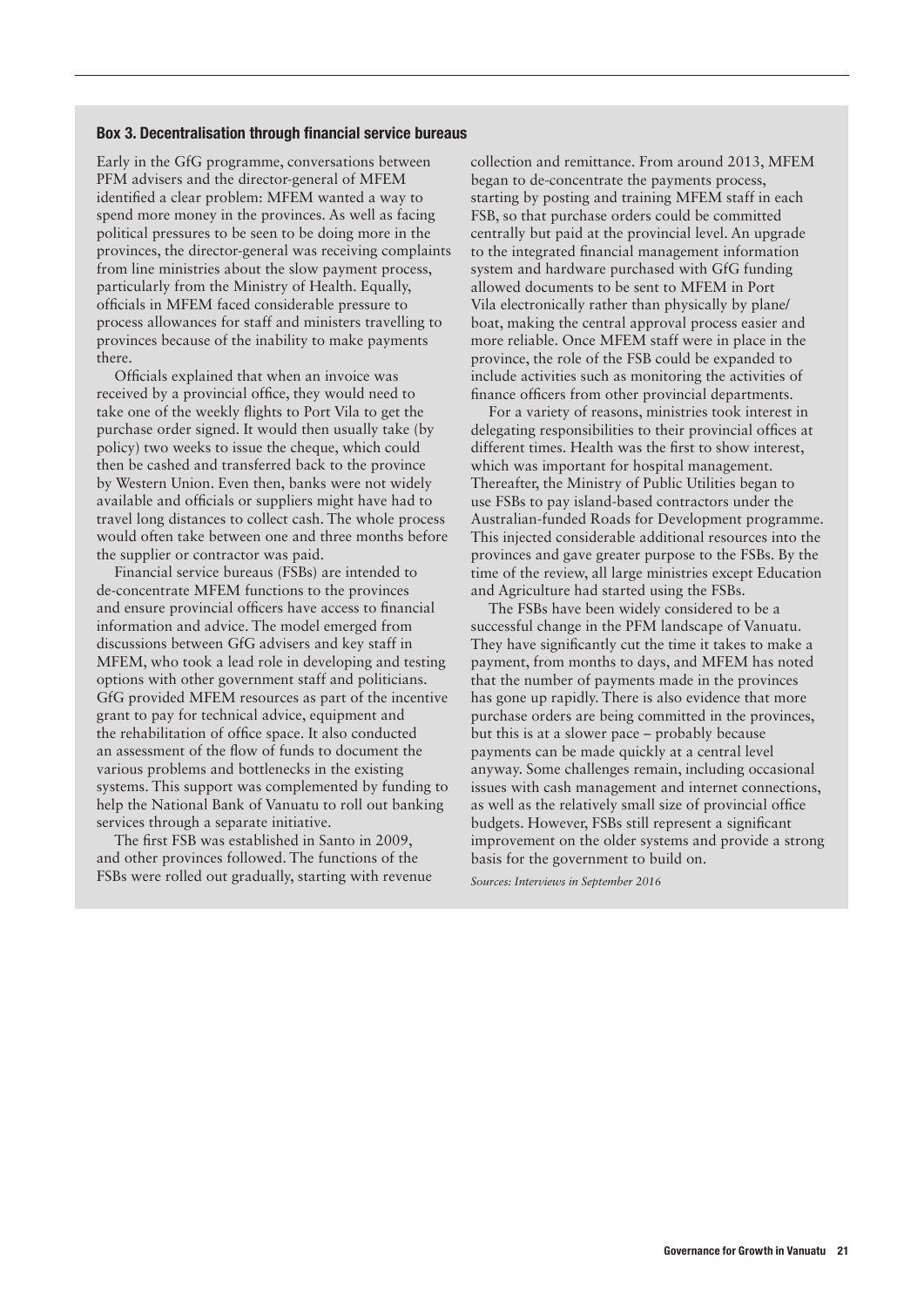### Box 3. Decentralisation through financial service bureaus

Early in the GfG programme, conversations between PFM advisers and the director-general of MFEM identified a clear problem: MFEM wanted a way to spend more money in the provinces. As well as facing political pressures to be seen to be doing more in the provinces, the director-general was receiving complaints from line ministries about the slow payment process, particularly from the Ministry of Health. Equally, officials in MFEM faced considerable pressure to process allowances for staff and ministers travelling to provinces because of the inability to make payments there.

Officials explained that when an invoice was received by a provincial office, they would need to take one of the weekly flights to Port Vila to get the purchase order signed. It would then usually take (by policy) two weeks to issue the cheque, which could then be cashed and transferred back to the province by Western Union. Even then, banks were not widely available and officials or suppliers might have had to travel long distances to collect cash. The whole process would often take between one and three months before the supplier or contractor was paid.

Financial service bureaus (FSBs) are intended to de-concentrate MFEM functions to the provinces and ensure provincial officers have access to financial information and advice. The model emerged from discussions between GfG advisers and key staff in MFEM, who took a lead role in developing and testing options with other government staff and politicians. GfG provided MFEM resources as part of the incentive grant to pay for technical advice, equipment and the rehabilitation of office space. It also conducted an assessment of the flow of funds to document the various problems and bottlenecks in the existing systems. This support was complemented by funding to help the National Bank of Vanuatu to roll out banking services through a separate initiative.

The first FSB was established in Santo in 2009, and other provinces followed. The functions of the FSBs were rolled out gradually, starting with revenue collection and remittance. From around 2013, MFEM began to de-concentrate the payments process, starting by posting and training MFEM staff in each FSB, so that purchase orders could be committed centrally but paid at the provincial level. An upgrade to the integrated financial management information system and hardware purchased with GfG funding allowed documents to be sent to MFEM in Port Vila electronically rather than physically by plane/boat, making the central approval process easier and more reliable. Once MFEM staff were in place in the province, the role of the FSB could be expanded to include activities such as monitoring the activities of finance officers from other provincial departments.

For a variety of reasons, ministries took interest in delegating responsibilities to their provincial offices at different times. Health was the first to show interest, which was important for hospital management. Thereafter, the Ministry of Public Utilities began to use FSBs to pay island-based contractors under the Australian-funded Roads for Development programme. This injected considerable additional resources into the provinces and gave greater purpose to the FSBs. By the time of the review, all large ministries except Education and Agriculture had started using the FSBs.

The FSBs have been widely considered to be a successful change in the PFM landscape of Vanuatu. They have significantly cut the time it takes to make a payment, from months to days, and MFEM has noted that the number of payments made in the provinces has gone up rapidly. There is also evidence that more purchase orders are being committed in the provinces, but this is at a slower pace – probably because payments can be made quickly at a central level anyway. Some challenges remain, including occasional issues with cash management and internet connections, as well as the relatively small size of provincial office budgets. However, FSBs still represent a significant improvement on the older systems and provide a strong basis for the government to build on.

*Sources: Interviews in September 2016*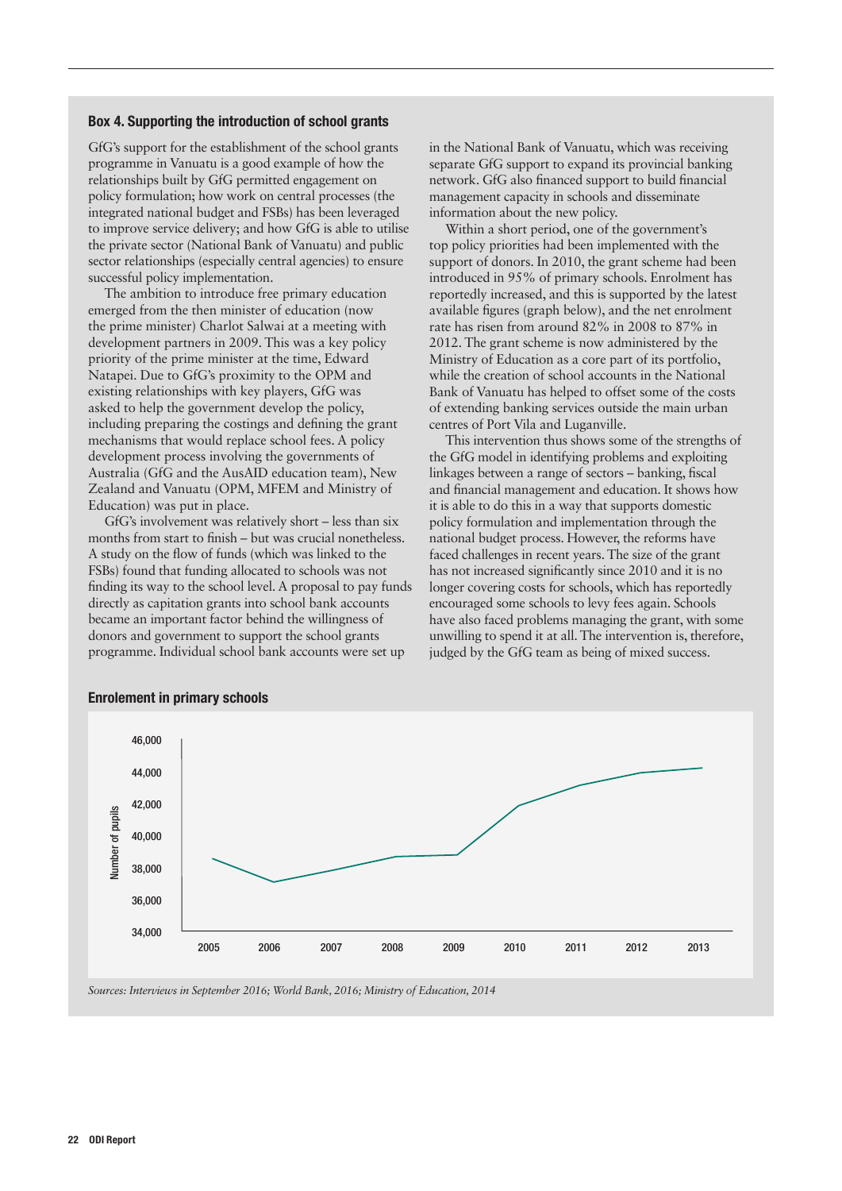### Box 4. Supporting the introduction of school grants

GfG's support for the establishment of the school grants programme in Vanuatu is a good example of how the relationships built by GfG permitted engagement on policy formulation; how work on central processes (the integrated national budget and FSBs) has been leveraged to improve service delivery; and how GfG is able to utilise the private sector (National Bank of Vanuatu) and public sector relationships (especially central agencies) to ensure successful policy implementation.

The ambition to introduce free primary education emerged from the then minister of education (now the prime minister) Charlot Salwai at a meeting with development partners in 2009. This was a key policy priority of the prime minister at the time, Edward Natapei. Due to GfG's proximity to the OPM and existing relationships with key players, GfG was asked to help the government develop the policy, including preparing the costings and defining the grant mechanisms that would replace school fees. A policy development process involving the governments of Australia (GfG and the AusAID education team), New Zealand and Vanuatu (OPM, MFEM and Ministry of Education) was put in place.

GfG's involvement was relatively short – less than six months from start to finish – but was crucial nonetheless. A study on the flow of funds (which was linked to the FSBs) found that funding allocated to schools was not finding its way to the school level. A proposal to pay funds directly as capitation grants into school bank accounts became an important factor behind the willingness of donors and government to support the school grants programme. Individual school bank accounts were set up in the National Bank of Vanuatu, which was receiving separate GfG support to expand its provincial banking network. GfG also financed support to build financial management capacity in schools and disseminate information about the new policy.

Within a short period, one of the government's top policy priorities had been implemented with the support of donors. In 2010, the grant scheme had been introduced in 95% of primary schools. Enrolment has reportedly increased, and this is supported by the latest available figures (graph below), and the net enrolment rate has risen from around 82% in 2008 to 87% in 2012. The grant scheme is now administered by the Ministry of Education as a core part of its portfolio, while the creation of school accounts in the National Bank of Vanuatu has helped to offset some of the costs of extending banking services outside the main urban centres of Port Vila and Luganville.

This intervention thus shows some of the strengths of the GfG model in identifying problems and exploiting linkages between a range of sectors – banking, fiscal and financial management and education. It shows how it is able to do this in a way that supports domestic policy formulation and implementation through the national budget process. However, the reforms have faced challenges in recent years. The size of the grant has not increased significantly since 2010 and it is no longer covering costs for schools, which has reportedly encouraged some schools to levy fees again. Schools have also faced problems managing the grant, with some unwilling to spend it at all. The intervention is, therefore, judged by the GfG team as being of mixed success.

**Enrolement in primary schools**

*Sources: Interviews in September 2016; World Bank, 2016; Ministry of Education, 2014*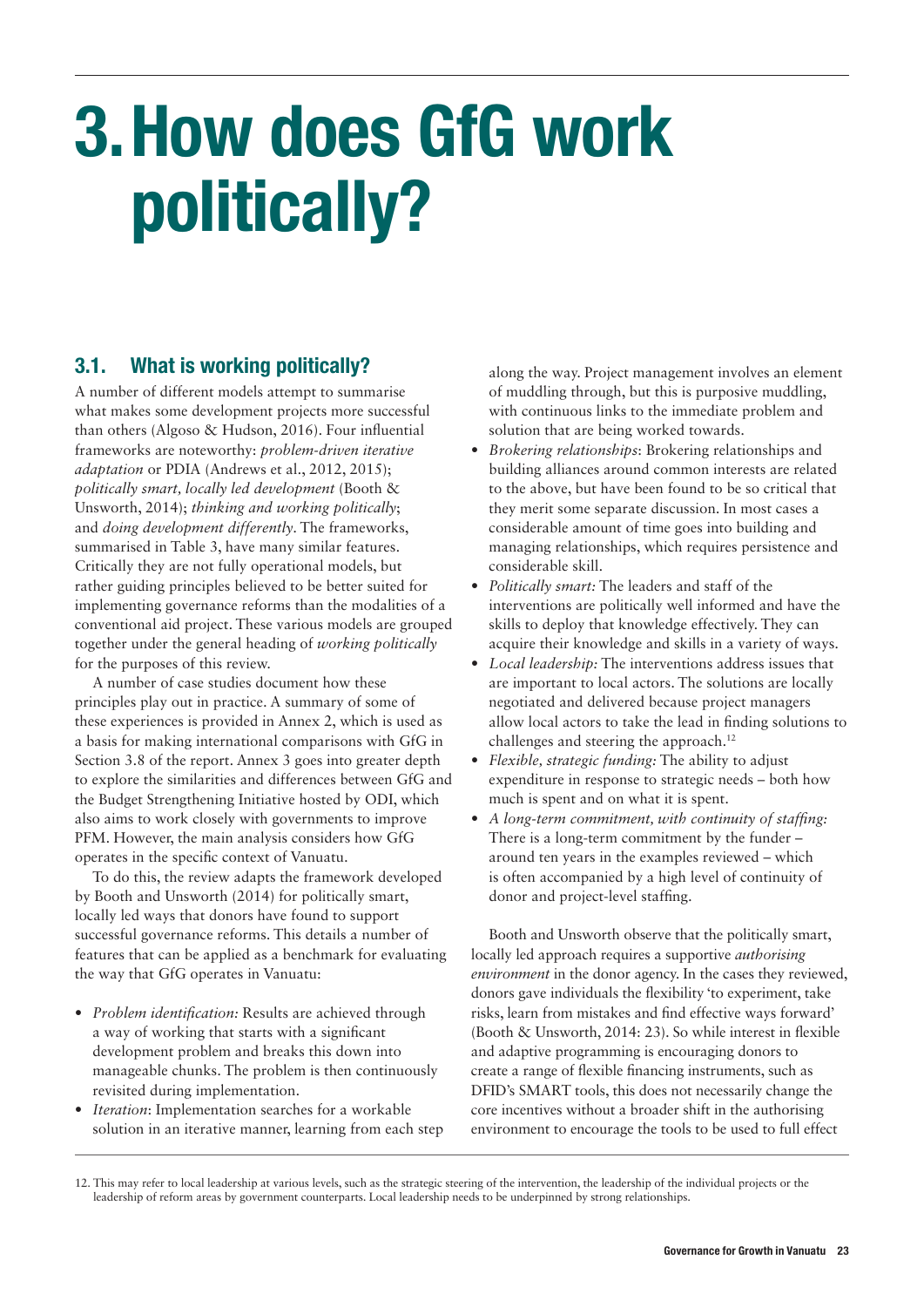# 3. How does GfG work politically?

## 3.1. What is working politically?

A number of different models attempt to summarise what makes some development projects more successful than others (Algoso & Hudson, 2016). Four influential frameworks are noteworthy: *problem-driven iterative adaptation* or PDIA (Andrews et al., 2012, 2015); *politically smart, locally led development* (Booth & Unsworth, 2014); *thinking and working politically*; and *doing development differently*. The frameworks, summarised in Table 3, have many similar features. Critically they are not fully operational models, but rather guiding principles believed to be better suited for implementing governance reforms than the modalities of a conventional aid project. These various models are grouped together under the general heading of *working politically* for the purposes of this review.

A number of case studies document how these principles play out in practice. A summary of some of these experiences is provided in Annex 2, which is used as a basis for making international comparisons with GfG in Section 3.8 of the report. Annex 3 goes into greater depth to explore the similarities and differences between GfG and the Budget Strengthening Initiative hosted by ODI, which also aims to work closely with governments to improve PFM. However, the main analysis considers how GfG operates in the specific context of Vanuatu.

To do this, the review adapts the framework developed by Booth and Unsworth (2014) for politically smart, locally led ways that donors have found to support successful governance reforms. This details a number of features that can be applied as a benchmark for evaluating the way that GfG operates in Vanuatu:

- *Problem identification:* Results are achieved through a way of working that starts with a significant development problem and breaks this down into manageable chunks. The problem is then continuously revisited during implementation.
- *Iteration*: Implementation searches for a workable solution in an iterative manner, learning from each step along the way. Project management involves an element of muddling through, but this is purposive muddling, with continuous links to the immediate problem and solution that are being worked towards.
- *Brokering relationships*: Brokering relationships and building alliances around common interests are related to the above, but have been found to be so critical that they merit some separate discussion. In most cases a considerable amount of time goes into building and managing relationships, which requires persistence and considerable skill.
- *Politically smart:* The leaders and staff of the interventions are politically well informed and have the skills to deploy that knowledge effectively. They can acquire their knowledge and skills in a variety of ways.
- *Local leadership:* The interventions address issues that are important to local actors. The solutions are locally negotiated and delivered because project managers allow local actors to take the lead in finding solutions to challenges and steering the approach.[12]
- *Flexible, strategic funding:* The ability to adjust expenditure in response to strategic needs – both how much is spent and on what it is spent.
- *A long-term commitment, with continuity of staffing:* There is a long-term commitment by the funder – around ten years in the examples reviewed – which is often accompanied by a high level of continuity of donor and project-level staffing.

Booth and Unsworth observe that the politically smart, locally led approach requires a supportive *authorising environment* in the donor agency. In the cases they reviewed, donors gave individuals the flexibility 'to experiment, take risks, learn from mistakes and find effective ways forward' (Booth & Unsworth, 2014: 23). So while interest in flexible and adaptive programming is encouraging donors to create a range of flexible financing instruments, such as DFID's SMART tools, this does not necessarily change the core incentives without a broader shift in the authorising environment to encourage the tools to be used to full effect

12. This may refer to local leadership at various levels, such as the strategic steering of the intervention, the leadership of the individual projects or the leadership of reform areas by government counterparts. Local leadership needs to be underpinned by strong relationships.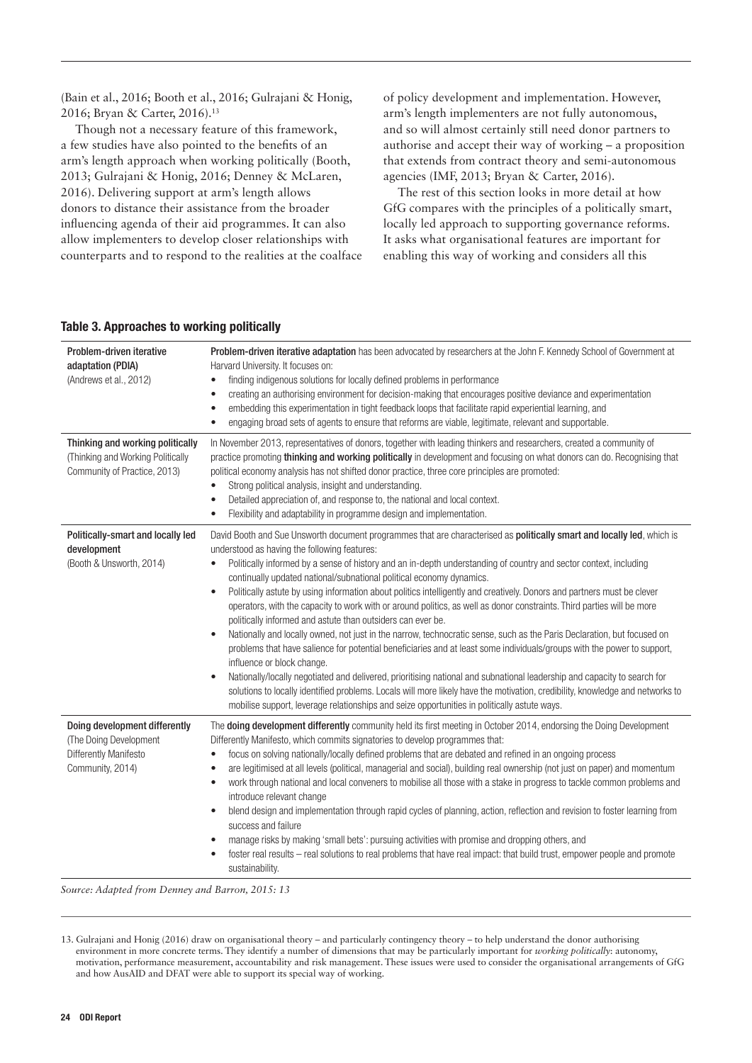(Bain et al., 2016; Booth et al., 2016; Gulrajani & Honig, 2016; Bryan & Carter, 2016).[13]

Though not a necessary feature of this framework, a few studies have also pointed to the benefits of an arm's length approach when working politically (Booth, 2013; Gulrajani & Honig, 2016; Denney & McLaren, 2016). Delivering support at arm's length allows donors to distance their assistance from the broader influencing agenda of their aid programmes. It can also allow implementers to develop closer relationships with counterparts and to respond to the realities at the coalface of policy development and implementation. However, arm's length implementers are not fully autonomous, and so will almost certainly still need donor partners to authorise and accept their way of working – a proposition that extends from contract theory and semi-autonomous agencies (IMF, 2013; Bryan & Carter, 2016).

The rest of this section looks in more detail at how GfG compares with the principles of a politically smart, locally led approach to supporting governance reforms. It asks what organisational features are important for enabling this way of working and considers all this

**Table 3. Approaches to working politically**

| | |
|---|---|
| **Problem-driven iterative adaptation (PDIA)** (Andrews et al., 2012) | **Problem-driven iterative adaptation** has been advocated by researchers at the John F. Kennedy School of Government at Harvard University. It focuses on: <br>• finding indigenous solutions for locally defined problems in performance <br>• creating an authorising environment for decision-making that encourages positive deviance and experimentation <br>• embedding this experimentation in tight feedback loops that facilitate rapid experiential learning, and <br>• engaging broad sets of agents to ensure that reforms are viable, legitimate, relevant and supportable. |
| **Thinking and working politically** (Thinking and Working Politically Community of Practice, 2013) | In November 2013, representatives of donors, together with leading thinkers and researchers, created a community of practice promoting **thinking and working politically** in development and focusing on what donors can do. Recognising that political economy analysis has not shifted donor practice, three core principles are promoted: <br>• Strong political analysis, insight and understanding. <br>• Detailed appreciation of, and response to, the national and local context. <br>• Flexibility and adaptability in programme design and implementation. |
| **Politically-smart and locally led development** (Booth & Unsworth, 2014) | David Booth and Sue Unsworth document programmes that are characterised as **politically smart and locally led**, which is understood as having the following features: <br>• Politically informed by a sense of history and an in-depth understanding of country and sector context, including continually updated national/subnational political economy dynamics. <br>• Politically astute by using information about politics intelligently and creatively. Donors and partners must be clever operators, with the capacity to work with or around politics, as well as donor constraints. Third parties will be more politically informed and astute than outsiders can ever be. <br>• Nationally and locally owned, not just in the narrow, technocratic sense, such as the Paris Declaration, but focused on problems that have salience for potential beneficiaries and at least some individuals/groups with the power to support, influence or block change. <br>• Nationally/locally negotiated and delivered, prioritising national and subnational leadership and capacity to search for solutions to locally identified problems. Locals will more likely have the motivation, credibility, knowledge and networks to mobilise support, leverage relationships and seize opportunities in politically astute ways. |
| **Doing development differently** (The Doing Development Differently Manifesto Community, 2014) | The **doing development differently** community held its first meeting in October 2014, endorsing the Doing Development Differently Manifesto, which commits signatories to develop programmes that: <br>• focus on solving nationally/locally defined problems that are debated and refined in an ongoing process <br>• are legitimised at all levels (political, managerial and social), building real ownership (not just on paper) and momentum <br>• work through national and local conveners to mobilise all those with a stake in progress to tackle common problems and introduce relevant change <br>• blend design and implementation through rapid cycles of planning, action, reflection and revision to foster learning from success and failure <br>• manage risks by making 'small bets': pursuing activities with promise and dropping others, and <br>• foster real results – real solutions to real problems that have real impact: that build trust, empower people and promote sustainability. |

*Source: Adapted from Denney and Barron, 2015: 13*

13. Gulrajani and Honig (2016) draw on organisational theory – and particularly contingency theory – to help understand the donor authorising environment in more concrete terms. They identify a number of dimensions that may be particularly important for *working politically*: autonomy, motivation, performance measurement, accountability and risk management. These issues were used to consider the organisational arrangements of GfG and how AusAID and DFAT were able to support its special way of working.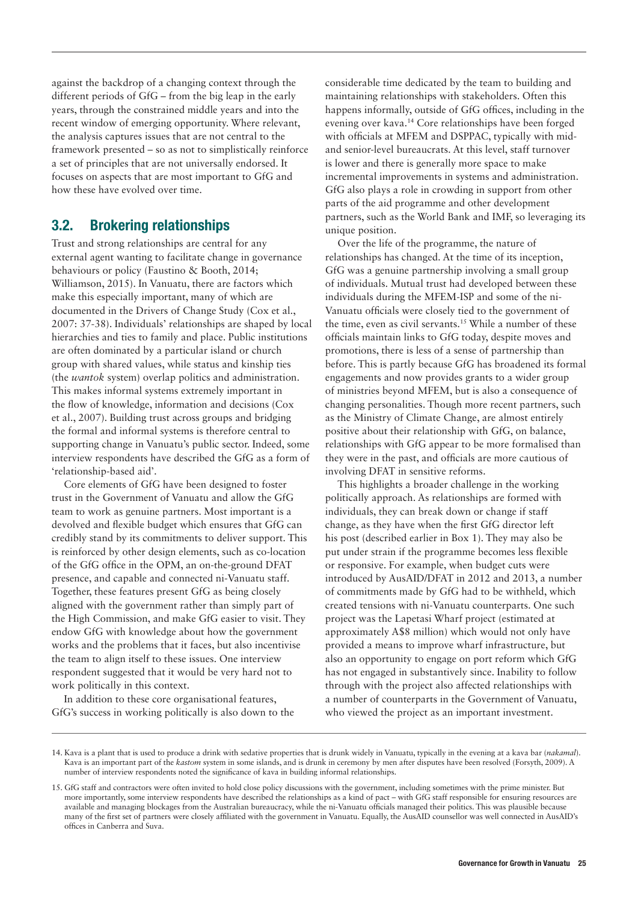against the backdrop of a changing context through the different periods of GfG – from the big leap in the early years, through the constrained middle years and into the recent window of emerging opportunity. Where relevant, the analysis captures issues that are not central to the framework presented – so as not to simplistically reinforce a set of principles that are not universally endorsed. It focuses on aspects that are most important to GfG and how these have evolved over time.

## 3.2. Brokering relationships

Trust and strong relationships are central for any external agent wanting to facilitate change in governance behaviours or policy (Faustino & Booth, 2014; Williamson, 2015). In Vanuatu, there are factors which make this especially important, many of which are documented in the Drivers of Change Study (Cox et al., 2007: 37-38). Individuals' relationships are shaped by local hierarchies and ties to family and place. Public institutions are often dominated by a particular island or church group with shared values, while status and kinship ties (the *wantok* system) overlap politics and administration. This makes informal systems extremely important in the flow of knowledge, information and decisions (Cox et al., 2007). Building trust across groups and bridging the formal and informal systems is therefore central to supporting change in Vanuatu's public sector. Indeed, some interview respondents have described the GfG as a form of 'relationship-based aid'.

Core elements of GfG have been designed to foster trust in the Government of Vanuatu and allow the GfG team to work as genuine partners. Most important is a devolved and flexible budget which ensures that GfG can credibly stand by its commitments to deliver support. This is reinforced by other design elements, such as co-location of the GfG office in the OPM, an on-the-ground DFAT presence, and capable and connected ni-Vanuatu staff. Together, these features present GfG as being closely aligned with the government rather than simply part of the High Commission, and make GfG easier to visit. They endow GfG with knowledge about how the government works and the problems that it faces, but also incentivise the team to align itself to these issues. One interview respondent suggested that it would be very hard not to work politically in this context.

In addition to these core organisational features, GfG's success in working politically is also down to the considerable time dedicated by the team to building and maintaining relationships with stakeholders. Often this happens informally, outside of GfG offices, including in the evening over kava.[14] Core relationships have been forged with officials at MFEM and DSPPAC, typically with mid- and senior-level bureaucrats. At this level, staff turnover is lower and there is generally more space to make incremental improvements in systems and administration. GfG also plays a role in crowding in support from other parts of the aid programme and other development partners, such as the World Bank and IMF, so leveraging its unique position.

Over the life of the programme, the nature of relationships has changed. At the time of its inception, GfG was a genuine partnership involving a small group of individuals. Mutual trust had developed between these individuals during the MFEM-ISP and some of the ni-Vanuatu officials were closely tied to the government of the time, even as civil servants.[15] While a number of these officials maintain links to GfG today, despite moves and promotions, there is less of a sense of partnership than before. This is partly because GfG has broadened its formal engagements and now provides grants to a wider group of ministries beyond MFEM, but is also a consequence of changing personalities. Though more recent partners, such as the Ministry of Climate Change, are almost entirely positive about their relationship with GfG, on balance, relationships with GfG appear to be more formalised than they were in the past, and officials are more cautious of involving DFAT in sensitive reforms.

This highlights a broader challenge in the working politically approach. As relationships are formed with individuals, they can break down or change if staff change, as they have when the first GfG director left his post (described earlier in Box 1). They may also be put under strain if the programme becomes less flexible or responsive. For example, when budget cuts were introduced by AusAID/DFAT in 2012 and 2013, a number of commitments made by GfG had to be withheld, which created tensions with ni-Vanuatu counterparts. One such project was the Lapetasi Wharf project (estimated at approximately A$8 million) which would not only have provided a means to improve wharf infrastructure, but also an opportunity to engage on port reform which GfG has not engaged in substantively since. Inability to follow through with the project also affected relationships with a number of counterparts in the Government of Vanuatu, who viewed the project as an important investment.

14. Kava is a plant that is used to produce a drink with sedative properties that is drunk widely in Vanuatu, typically in the evening at a kava bar (*nakamal*). Kava is an important part of the *kastom* system in some islands, and is drunk in ceremony by men after disputes have been resolved (Forsyth, 2009). A number of interview respondents noted the significance of kava in building informal relationships.

15. GfG staff and contractors were often invited to hold close policy discussions with the government, including sometimes with the prime minister. But more importantly, some interview respondents have described the relationships as a kind of pact – with GfG staff responsible for ensuring resources are available and managing blockages from the Australian bureaucracy, while the ni-Vanuatu officials managed their politics. This was plausible because many of the first set of partners were closely affiliated with the government in Vanuatu. Equally, the AusAID counsellor was well connected in AusAID's offices in Canberra and Suva.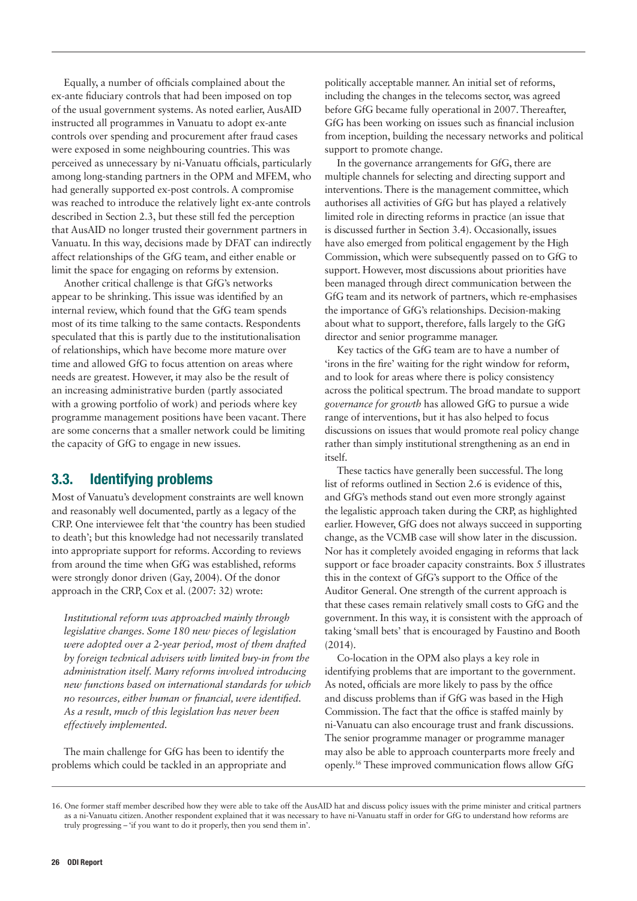Equally, a number of officials complained about the ex-ante fiduciary controls that had been imposed on top of the usual government systems. As noted earlier, AusAID instructed all programmes in Vanuatu to adopt ex-ante controls over spending and procurement after fraud cases were exposed in some neighbouring countries. This was perceived as unnecessary by ni-Vanuatu officials, particularly among long-standing partners in the OPM and MFEM, who had generally supported ex-post controls. A compromise was reached to introduce the relatively light ex-ante controls described in Section 2.3, but these still fed the perception that AusAID no longer trusted their government partners in Vanuatu. In this way, decisions made by DFAT can indirectly affect relationships of the GfG team, and either enable or limit the space for engaging on reforms by extension.

Another critical challenge is that GfG's networks appear to be shrinking. This issue was identified by an internal review, which found that the GfG team spends most of its time talking to the same contacts. Respondents speculated that this is partly due to the institutionalisation of relationships, which have become more mature over time and allowed GfG to focus attention on areas where needs are greatest. However, it may also be the result of an increasing administrative burden (partly associated with a growing portfolio of work) and periods where key programme management positions have been vacant. There are some concerns that a smaller network could be limiting the capacity of GfG to engage in new issues.

## 3.3. Identifying problems

Most of Vanuatu's development constraints are well known and reasonably well documented, partly as a legacy of the CRP. One interviewee felt that 'the country has been studied to death'; but this knowledge had not necessarily translated into appropriate support for reforms. According to reviews from around the time when GfG was established, reforms were strongly donor driven (Gay, 2004). Of the donor approach in the CRP, Cox et al. (2007: 32) wrote:

> *Institutional reform was approached mainly through legislative changes. Some 180 new pieces of legislation were adopted over a 2-year period, most of them drafted by foreign technical advisers with limited buy-in from the administration itself. Many reforms involved introducing new functions based on international standards for which no resources, either human or financial, were identified. As a result, much of this legislation has never been effectively implemented.*

The main challenge for GfG has been to identify the problems which could be tackled in an appropriate and politically acceptable manner. An initial set of reforms, including the changes in the telecoms sector, was agreed before GfG became fully operational in 2007. Thereafter, GfG has been working on issues such as financial inclusion from inception, building the necessary networks and political support to promote change.

In the governance arrangements for GfG, there are multiple channels for selecting and directing support and interventions. There is the management committee, which authorises all activities of GfG but has played a relatively limited role in directing reforms in practice (an issue that is discussed further in Section 3.4). Occasionally, issues have also emerged from political engagement by the High Commission, which were subsequently passed on to GfG to support. However, most discussions about priorities have been managed through direct communication between the GfG team and its network of partners, which re-emphasises the importance of GfG's relationships. Decision-making about what to support, therefore, falls largely to the GfG director and senior programme manager.

Key tactics of the GfG team are to have a number of 'irons in the fire' waiting for the right window for reform, and to look for areas where there is policy consistency across the political spectrum. The broad mandate to support *governance for growth* has allowed GfG to pursue a wide range of interventions, but it has also helped to focus discussions on issues that would promote real policy change rather than simply institutional strengthening as an end in itself.

These tactics have generally been successful. The long list of reforms outlined in Section 2.6 is evidence of this, and GfG's methods stand out even more strongly against the legalistic approach taken during the CRP, as highlighted earlier. However, GfG does not always succeed in supporting change, as the VCMB case will show later in the discussion. Nor has it completely avoided engaging in reforms that lack support or face broader capacity constraints. Box 5 illustrates this in the context of GfG's support to the Office of the Auditor General. One strength of the current approach is that these cases remain relatively small costs to GfG and the government. In this way, it is consistent with the approach of taking 'small bets' that is encouraged by Faustino and Booth (2014).

Co-location in the OPM also plays a key role in identifying problems that are important to the government. As noted, officials are more likely to pass by the office and discuss problems than if GfG was based in the High Commission. The fact that the office is staffed mainly by ni-Vanuatu can also encourage trust and frank discussions. The senior programme manager or programme manager may also be able to approach counterparts more freely and openly.[16] These improved communication flows allow GfG

16. One former staff member described how they were able to take off the AusAID hat and discuss policy issues with the prime minister and critical partners as a ni-Vanuatu citizen. Another respondent explained that it was necessary to have ni-Vanuatu staff in order for GfG to understand how reforms are truly progressing – 'if you want to do it properly, then you send them in'.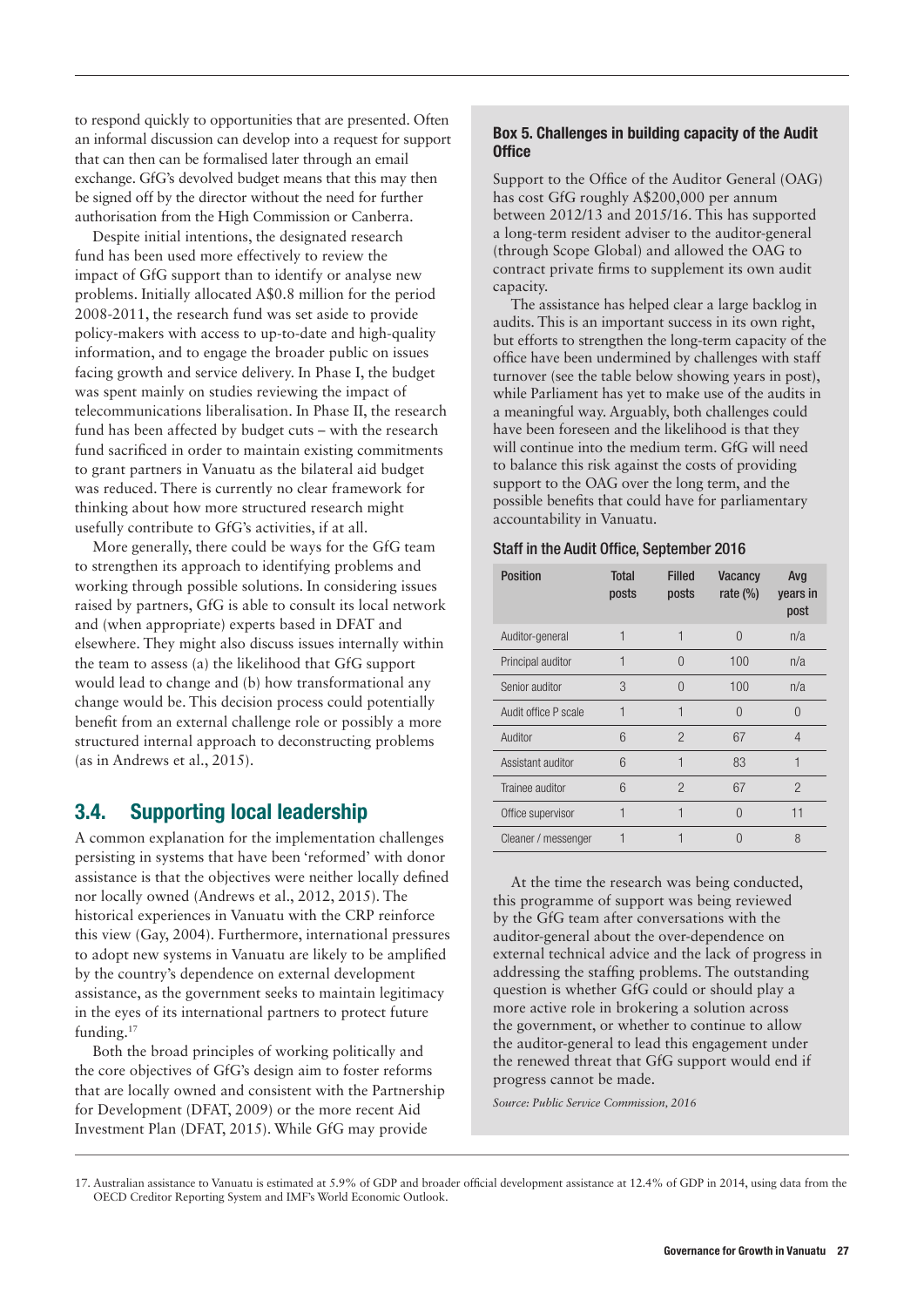to respond quickly to opportunities that are presented. Often an informal discussion can develop into a request for support that can then can be formalised later through an email exchange. GfG's devolved budget means that this may then be signed off by the director without the need for further authorisation from the High Commission or Canberra.

Despite initial intentions, the designated research fund has been used more effectively to review the impact of GfG support than to identify or analyse new problems. Initially allocated A$0.8 million for the period 2008-2011, the research fund was set aside to provide policy-makers with access to up-to-date and high-quality information, and to engage the broader public on issues facing growth and service delivery. In Phase I, the budget was spent mainly on studies reviewing the impact of telecommunications liberalisation. In Phase II, the research fund has been affected by budget cuts – with the research fund sacrificed in order to maintain existing commitments to grant partners in Vanuatu as the bilateral aid budget was reduced. There is currently no clear framework for thinking about how more structured research might usefully contribute to GfG's activities, if at all.

More generally, there could be ways for the GfG team to strengthen its approach to identifying problems and working through possible solutions. In considering issues raised by partners, GfG is able to consult its local network and (when appropriate) experts based in DFAT and elsewhere. They might also discuss issues internally within the team to assess (a) the likelihood that GfG support would lead to change and (b) how transformational any change would be. This decision process could potentially benefit from an external challenge role or possibly a more structured internal approach to deconstructing problems (as in Andrews et al., 2015).

## 3.4. Supporting local leadership

A common explanation for the implementation challenges persisting in systems that have been 'reformed' with donor assistance is that the objectives were neither locally defined nor locally owned (Andrews et al., 2012, 2015). The historical experiences in Vanuatu with the CRP reinforce this view (Gay, 2004). Furthermore, international pressures to adopt new systems in Vanuatu are likely to be amplified by the country's dependence on external development assistance, as the government seeks to maintain legitimacy in the eyes of its international partners to protect future funding.[17]

Both the broad principles of working politically and the core objectives of GfG's design aim to foster reforms that are locally owned and consistent with the Partnership for Development (DFAT, 2009) or the more recent Aid Investment Plan (DFAT, 2015). While GfG may provide

### Box 5. Challenges in building capacity of the Audit Office

Support to the Office of the Auditor General (OAG) has cost GfG roughly A$200,000 per annum between 2012/13 and 2015/16. This has supported a long-term resident adviser to the auditor-general (through Scope Global) and allowed the OAG to contract private firms to supplement its own audit capacity.

The assistance has helped clear a large backlog in audits. This is an important success in its own right, but efforts to strengthen the long-term capacity of the office have been undermined by challenges with staff turnover (see the table below showing years in post), while Parliament has yet to make use of the audits in a meaningful way. Arguably, both challenges could have been foreseen and the likelihood is that they will continue into the medium term. GfG will need to balance this risk against the costs of providing support to the OAG over the long term, and the possible benefits that could have for parliamentary accountability in Vanuatu.

**Staff in the Audit Office, September 2016**

| Position | Total posts | Filled posts | Vacancy rate (%) | Avg years in post |
|---|---|---|---|---|
| Auditor-general | 1 | 1 | 0 | n/a |
| Principal auditor | 1 | 0 | 100 | n/a |
| Senior auditor | 3 | 0 | 100 | n/a |
| Audit office P scale | 1 | 1 | 0 | 0 |
| Auditor | 6 | 2 | 67 | 4 |
| Assistant auditor | 6 | 1 | 83 | 1 |
| Trainee auditor | 6 | 2 | 67 | 2 |
| Office supervisor | 1 | 1 | 0 | 11 |
| Cleaner / messenger | 1 | 1 | 0 | 8 |

At the time the research was being conducted, this programme of support was being reviewed by the GfG team after conversations with the auditor-general about the over-dependence on external technical advice and the lack of progress in addressing the staffing problems. The outstanding question is whether GfG could or should play a more active role in brokering a solution across the government, or whether to continue to allow the auditor-general to lead this engagement under the renewed threat that GfG support would end if progress cannot be made.

*Source: Public Service Commission, 2016*

17. Australian assistance to Vanuatu is estimated at 5.9% of GDP and broader official development assistance at 12.4% of GDP in 2014, using data from the OECD Creditor Reporting System and IMF's World Economic Outlook.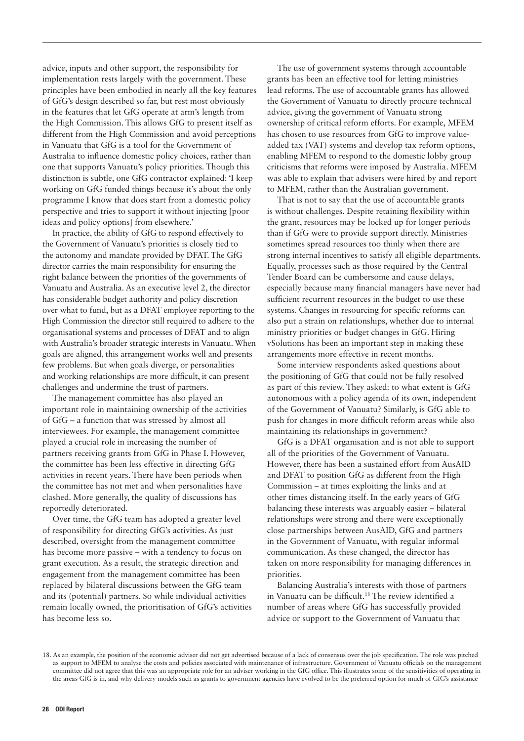advice, inputs and other support, the responsibility for implementation rests largely with the government. These principles have been embodied in nearly all the key features of GfG's design described so far, but rest most obviously in the features that let GfG operate at arm's length from the High Commission. This allows GfG to present itself as different from the High Commission and avoid perceptions in Vanuatu that GfG is a tool for the Government of Australia to influence domestic policy choices, rather than one that supports Vanuatu's policy priorities. Though this distinction is subtle, one GfG contractor explained: 'I keep working on GfG funded things because it's about the only programme I know that does start from a domestic policy perspective and tries to support it without injecting [poor ideas and policy options] from elsewhere.'

In practice, the ability of GfG to respond effectively to the Government of Vanuatu's priorities is closely tied to the autonomy and mandate provided by DFAT. The GfG director carries the main responsibility for ensuring the right balance between the priorities of the governments of Vanuatu and Australia. As an executive level 2, the director has considerable budget authority and policy discretion over what to fund, but as a DFAT employee reporting to the High Commission the director still required to adhere to the organisational systems and processes of DFAT and to align with Australia's broader strategic interests in Vanuatu. When goals are aligned, this arrangement works well and presents few problems. But when goals diverge, or personalities and working relationships are more difficult, it can present challenges and undermine the trust of partners.

The management committee has also played an important role in maintaining ownership of the activities of GfG – a function that was stressed by almost all interviewees. For example, the management committee played a crucial role in increasing the number of partners receiving grants from GfG in Phase I. However, the committee has been less effective in directing GfG activities in recent years. There have been periods when the committee has not met and when personalities have clashed. More generally, the quality of discussions has reportedly deteriorated.

Over time, the GfG team has adopted a greater level of responsibility for directing GfG's activities. As just described, oversight from the management committee has become more passive – with a tendency to focus on grant execution. As a result, the strategic direction and engagement from the management committee has been replaced by bilateral discussions between the GfG team and its (potential) partners. So while individual activities remain locally owned, the prioritisation of GfG's activities has become less so.

The use of government systems through accountable grants has been an effective tool for letting ministries lead reforms. The use of accountable grants has allowed the Government of Vanuatu to directly procure technical advice, giving the government of Vanuatu strong ownership of critical reform efforts. For example, MFEM has chosen to use resources from GfG to improve value-added tax (VAT) systems and develop tax reform options, enabling MFEM to respond to the domestic lobby group criticisms that reforms were imposed by Australia. MFEM was able to explain that advisers were hired by and report to MFEM, rather than the Australian government.

That is not to say that the use of accountable grants is without challenges. Despite retaining flexibility within the grant, resources may be locked up for longer periods than if GfG were to provide support directly. Ministries sometimes spread resources too thinly when there are strong internal incentives to satisfy all eligible departments. Equally, processes such as those required by the Central Tender Board can be cumbersome and cause delays, especially because many financial managers have never had sufficient recurrent resources in the budget to use these systems. Changes in resourcing for specific reforms can also put a strain on relationships, whether due to internal ministry priorities or budget changes in GfG. Hiring vSolutions has been an important step in making these arrangements more effective in recent months.

Some interview respondents asked questions about the positioning of GfG that could not be fully resolved as part of this review. They asked: to what extent is GfG autonomous with a policy agenda of its own, independent of the Government of Vanuatu? Similarly, is GfG able to push for changes in more difficult reform areas while also maintaining its relationships in government?

GfG is a DFAT organisation and is not able to support all of the priorities of the Government of Vanuatu. However, there has been a sustained effort from AusAID and DFAT to position GfG as different from the High Commission – at times exploiting the links and at other times distancing itself. In the early years of GfG balancing these interests was arguably easier – bilateral relationships were strong and there were exceptionally close partnerships between AusAID, GfG and partners in the Government of Vanuatu, with regular informal communication. As these changed, the director has taken on more responsibility for managing differences in priorities.

Balancing Australia's interests with those of partners in Vanuatu can be difficult.[18] The review identified a number of areas where GfG has successfully provided advice or support to the Government of Vanuatu that

18. As an example, the position of the economic adviser did not get advertised because of a lack of consensus over the job specification. The role was pitched as support to MFEM to analyse the costs and policies associated with maintenance of infrastructure. Government of Vanuatu officials on the management committee did not agree that this was an appropriate role for an adviser working in the GfG office. This illustrates some of the sensitivities of operating in the areas GfG is in, and why delivery models such as grants to government agencies have evolved to be the preferred option for much of GfG's assistance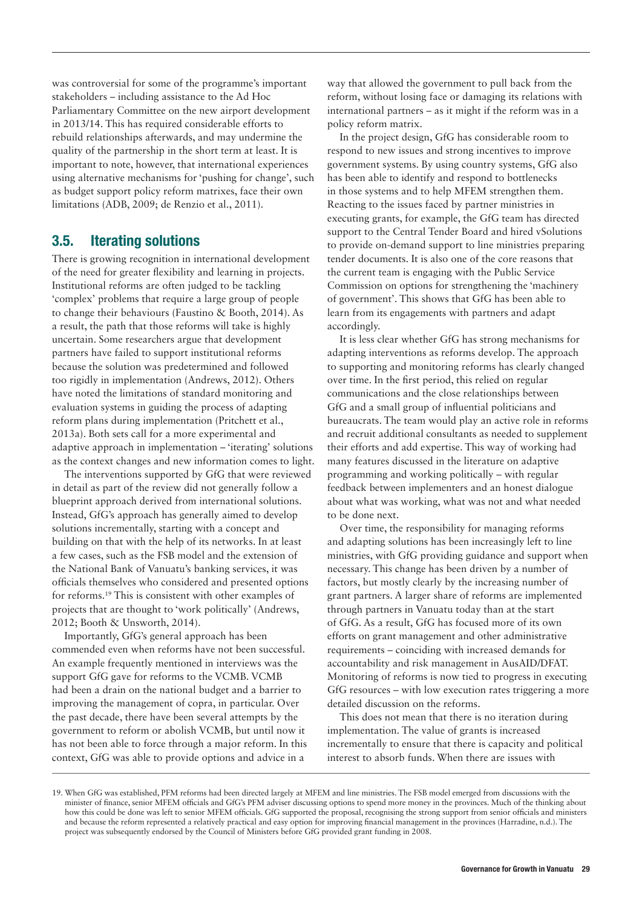was controversial for some of the programme's important stakeholders – including assistance to the Ad Hoc Parliamentary Committee on the new airport development in 2013/14. This has required considerable efforts to rebuild relationships afterwards, and may undermine the quality of the partnership in the short term at least. It is important to note, however, that international experiences using alternative mechanisms for 'pushing for change', such as budget support policy reform matrixes, face their own limitations (ADB, 2009; de Renzio et al., 2011).

## 3.5. Iterating solutions

There is growing recognition in international development of the need for greater flexibility and learning in projects. Institutional reforms are often judged to be tackling 'complex' problems that require a large group of people to change their behaviours (Faustino & Booth, 2014). As a result, the path that those reforms will take is highly uncertain. Some researchers argue that development partners have failed to support institutional reforms because the solution was predetermined and followed too rigidly in implementation (Andrews, 2012). Others have noted the limitations of standard monitoring and evaluation systems in guiding the process of adapting reform plans during implementation (Pritchett et al., 2013a). Both sets call for a more experimental and adaptive approach in implementation – 'iterating' solutions as the context changes and new information comes to light.

The interventions supported by GfG that were reviewed in detail as part of the review did not generally follow a blueprint approach derived from international solutions. Instead, GfG's approach has generally aimed to develop solutions incrementally, starting with a concept and building on that with the help of its networks. In at least a few cases, such as the FSB model and the extension of the National Bank of Vanuatu's banking services, it was officials themselves who considered and presented options for reforms.[19] This is consistent with other examples of projects that are thought to 'work politically' (Andrews, 2012; Booth & Unsworth, 2014).

Importantly, GfG's general approach has been commended even when reforms have not been successful. An example frequently mentioned in interviews was the support GfG gave for reforms to the VCMB. VCMB had been a drain on the national budget and a barrier to improving the management of copra, in particular. Over the past decade, there have been several attempts by the government to reform or abolish VCMB, but until now it has not been able to force through a major reform. In this context, GfG was able to provide options and advice in a way that allowed the government to pull back from the reform, without losing face or damaging its relations with international partners – as it might if the reform was in a policy reform matrix.

In the project design, GfG has considerable room to respond to new issues and strong incentives to improve government systems. By using country systems, GfG also has been able to identify and respond to bottlenecks in those systems and to help MFEM strengthen them. Reacting to the issues faced by partner ministries in executing grants, for example, the GfG team has directed support to the Central Tender Board and hired vSolutions to provide on-demand support to line ministries preparing tender documents. It is also one of the core reasons that the current team is engaging with the Public Service Commission on options for strengthening the 'machinery of government'. This shows that GfG has been able to learn from its engagements with partners and adapt accordingly.

It is less clear whether GfG has strong mechanisms for adapting interventions as reforms develop. The approach to supporting and monitoring reforms has clearly changed over time. In the first period, this relied on regular communications and the close relationships between GfG and a small group of influential politicians and bureaucrats. The team would play an active role in reforms and recruit additional consultants as needed to supplement their efforts and add expertise. This way of working had many features discussed in the literature on adaptive programming and working politically – with regular feedback between implementers and an honest dialogue about what was working, what was not and what needed to be done next.

Over time, the responsibility for managing reforms and adapting solutions has been increasingly left to line ministries, with GfG providing guidance and support when necessary. This change has been driven by a number of factors, but mostly clearly by the increasing number of grant partners. A larger share of reforms are implemented through partners in Vanuatu today than at the start of GfG. As a result, GfG has focused more of its own efforts on grant management and other administrative requirements – coinciding with increased demands for accountability and risk management in AusAID/DFAT. Monitoring of reforms is now tied to progress in executing GfG resources – with low execution rates triggering a more detailed discussion on the reforms.

This does not mean that there is no iteration during implementation. The value of grants is increased incrementally to ensure that there is capacity and political interest to absorb funds. When there are issues with

19. When GfG was established, PFM reforms had been directed largely at MFEM and line ministries. The FSB model emerged from discussions with the minister of finance, senior MFEM officials and GfG's PFM adviser discussing options to spend more money in the provinces. Much of the thinking about how this could be done was left to senior MFEM officials. GfG supported the proposal, recognising the strong support from senior officials and ministers and because the reform represented a relatively practical and easy option for improving financial management in the provinces (Harradine, n.d.). The project was subsequently endorsed by the Council of Ministers before GfG provided grant funding in 2008.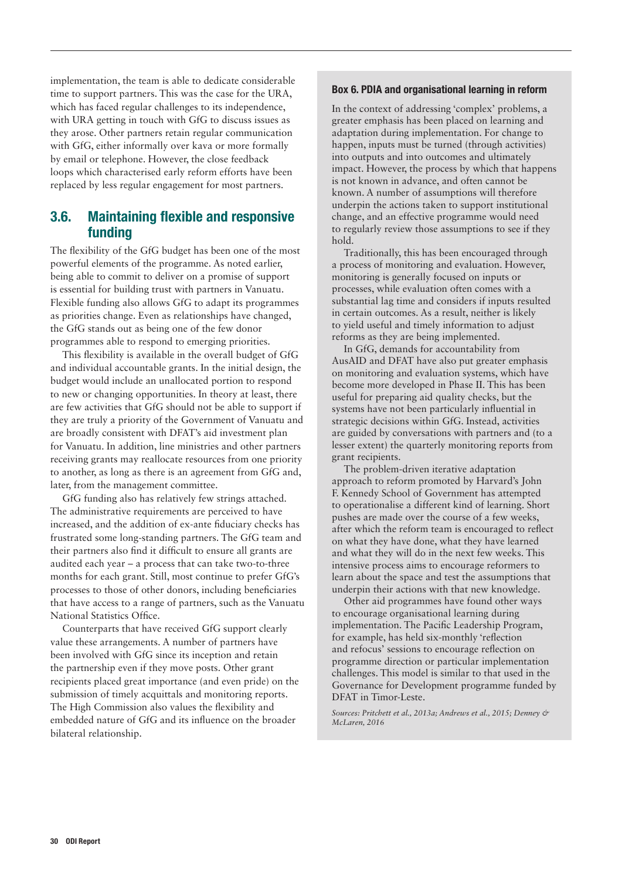implementation, the team is able to dedicate considerable time to support partners. This was the case for the URA, which has faced regular challenges to its independence, with URA getting in touch with GfG to discuss issues as they arose. Other partners retain regular communication with GfG, either informally over kava or more formally by email or telephone. However, the close feedback loops which characterised early reform efforts have been replaced by less regular engagement for most partners.

## 3.6. Maintaining flexible and responsive funding

The flexibility of the GfG budget has been one of the most powerful elements of the programme. As noted earlier, being able to commit to deliver on a promise of support is essential for building trust with partners in Vanuatu. Flexible funding also allows GfG to adapt its programmes as priorities change. Even as relationships have changed, the GfG stands out as being one of the few donor programmes able to respond to emerging priorities.

This flexibility is available in the overall budget of GfG and individual accountable grants. In the initial design, the budget would include an unallocated portion to respond to new or changing opportunities. In theory at least, there are few activities that GfG should not be able to support if they are truly a priority of the Government of Vanuatu and are broadly consistent with DFAT's aid investment plan for Vanuatu. In addition, line ministries and other partners receiving grants may reallocate resources from one priority to another, as long as there is an agreement from GfG and, later, from the management committee.

GfG funding also has relatively few strings attached. The administrative requirements are perceived to have increased, and the addition of ex-ante fiduciary checks has frustrated some long-standing partners. The GfG team and their partners also find it difficult to ensure all grants are audited each year – a process that can take two-to-three months for each grant. Still, most continue to prefer GfG's processes to those of other donors, including beneficiaries that have access to a range of partners, such as the Vanuatu National Statistics Office.

Counterparts that have received GfG support clearly value these arrangements. A number of partners have been involved with GfG since its inception and retain the partnership even if they move posts. Other grant recipients placed great importance (and even pride) on the submission of timely acquittals and monitoring reports. The High Commission also values the flexibility and embedded nature of GfG and its influence on the broader bilateral relationship.

### Box 6. PDIA and organisational learning in reform

In the context of addressing 'complex' problems, a greater emphasis has been placed on learning and adaptation during implementation. For change to happen, inputs must be turned (through activities) into outputs and into outcomes and ultimately impact. However, the process by which that happens is not known in advance, and often cannot be known. A number of assumptions will therefore underpin the actions taken to support institutional change, and an effective programme would need to regularly review those assumptions to see if they hold.

Traditionally, this has been encouraged through a process of monitoring and evaluation. However, monitoring is generally focused on inputs or processes, while evaluation often comes with a substantial lag time and considers if inputs resulted in certain outcomes. As a result, neither is likely to yield useful and timely information to adjust reforms as they are being implemented.

In GfG, demands for accountability from AusAID and DFAT have also put greater emphasis on monitoring and evaluation systems, which have become more developed in Phase II. This has been useful for preparing aid quality checks, but the systems have not been particularly influential in strategic decisions within GfG. Instead, activities are guided by conversations with partners and (to a lesser extent) the quarterly monitoring reports from grant recipients.

The problem-driven iterative adaptation approach to reform promoted by Harvard's John F. Kennedy School of Government has attempted to operationalise a different kind of learning. Short pushes are made over the course of a few weeks, after which the reform team is encouraged to reflect on what they have done, what they have learned and what they will do in the next few weeks. This intensive process aims to encourage reformers to learn about the space and test the assumptions that underpin their actions with that new knowledge.

Other aid programmes have found other ways to encourage organisational learning during implementation. The Pacific Leadership Program, for example, has held six-monthly 'reflection and refocus' sessions to encourage reflection on programme direction or particular implementation challenges. This model is similar to that used in the Governance for Development programme funded by DFAT in Timor-Leste.

*Sources: Pritchett et al., 2013a; Andrews et al., 2015; Denney & McLaren, 2016*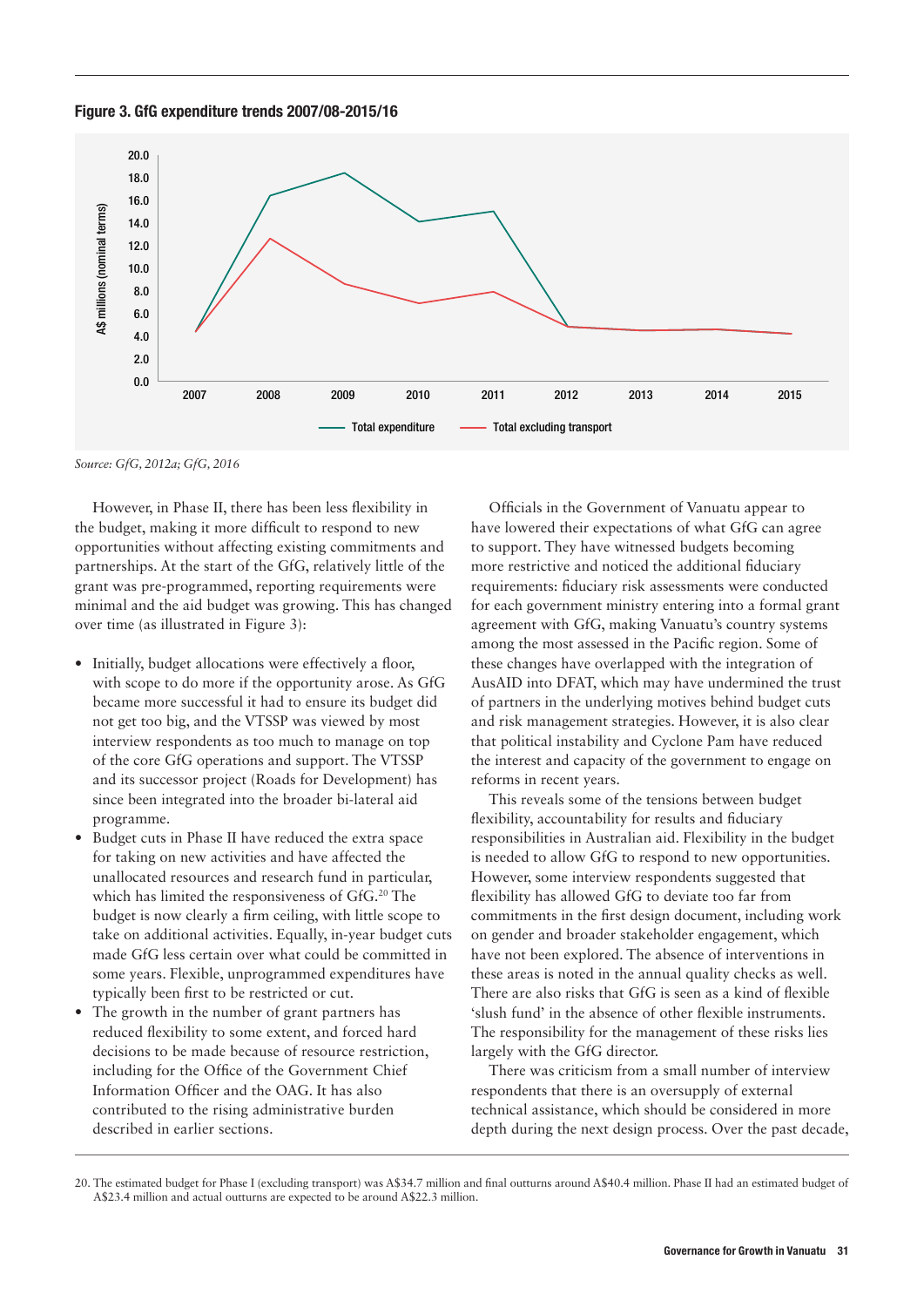**Figure 3. GfG expenditure trends 2007/08-2015/16**

*Source: GfG, 2012a; GfG, 2016*

However, in Phase II, there has been less flexibility in the budget, making it more difficult to respond to new opportunities without affecting existing commitments and partnerships. At the start of the GfG, relatively little of the grant was pre-programmed, reporting requirements were minimal and the aid budget was growing. This has changed over time (as illustrated in Figure 3):

- Initially, budget allocations were effectively a floor, with scope to do more if the opportunity arose. As GfG became more successful it had to ensure its budget did not get too big, and the VTSSP was viewed by most interview respondents as too much to manage on top of the core GfG operations and support. The VTSSP and its successor project (Roads for Development) has since been integrated into the broader bi-lateral aid programme.
- Budget cuts in Phase II have reduced the extra space for taking on new activities and have affected the unallocated resources and research fund in particular, which has limited the responsiveness of GfG.[20] The budget is now clearly a firm ceiling, with little scope to take on additional activities. Equally, in-year budget cuts made GfG less certain over what could be committed in some years. Flexible, unprogrammed expenditures have typically been first to be restricted or cut.
- The growth in the number of grant partners has reduced flexibility to some extent, and forced hard decisions to be made because of resource restriction, including for the Office of the Government Chief Information Officer and the OAG. It has also contributed to the rising administrative burden described in earlier sections.

Officials in the Government of Vanuatu appear to have lowered their expectations of what GfG can agree to support. They have witnessed budgets becoming more restrictive and noticed the additional fiduciary requirements: fiduciary risk assessments were conducted for each government ministry entering into a formal grant agreement with GfG, making Vanuatu's country systems among the most assessed in the Pacific region. Some of these changes have overlapped with the integration of AusAID into DFAT, which may have undermined the trust of partners in the underlying motives behind budget cuts and risk management strategies. However, it is also clear that political instability and Cyclone Pam have reduced the interest and capacity of the government to engage on reforms in recent years.

This reveals some of the tensions between budget flexibility, accountability for results and fiduciary responsibilities in Australian aid. Flexibility in the budget is needed to allow GfG to respond to new opportunities. However, some interview respondents suggested that flexibility has allowed GfG to deviate too far from commitments in the first design document, including work on gender and broader stakeholder engagement, which have not been explored. The absence of interventions in these areas is noted in the annual quality checks as well. There are also risks that GfG is seen as a kind of flexible 'slush fund' in the absence of other flexible instruments. The responsibility for the management of these risks lies largely with the GfG director.

There was criticism from a small number of interview respondents that there is an oversupply of external technical assistance, which should be considered in more depth during the next design process. Over the past decade,

20. The estimated budget for Phase I (excluding transport) was A$34.7 million and final outturns around A$40.4 million. Phase II had an estimated budget of A$23.4 million and actual outturns are expected to be around A$22.3 million.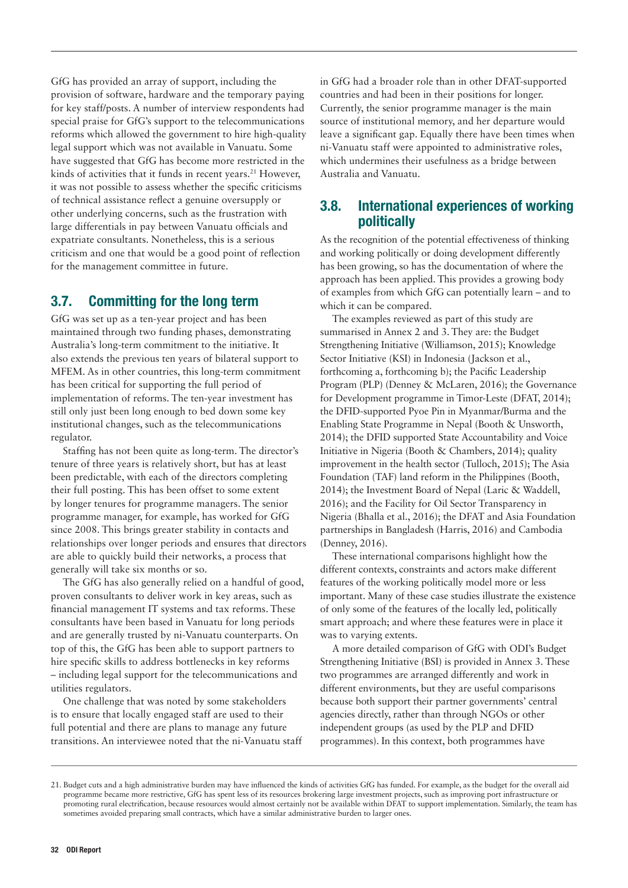GfG has provided an array of support, including the provision of software, hardware and the temporary paying for key staff/posts. A number of interview respondents had special praise for GfG's support to the telecommunications reforms which allowed the government to hire high-quality legal support which was not available in Vanuatu. Some have suggested that GfG has become more restricted in the kinds of activities that it funds in recent years.[21] However, it was not possible to assess whether the specific criticisms of technical assistance reflect a genuine oversupply or other underlying concerns, such as the frustration with large differentials in pay between Vanuatu officials and expatriate consultants. Nonetheless, this is a serious criticism and one that would be a good point of reflection for the management committee in future.

## 3.7. Committing for the long term

GfG was set up as a ten-year project and has been maintained through two funding phases, demonstrating Australia's long-term commitment to the initiative. It also extends the previous ten years of bilateral support to MFEM. As in other countries, this long-term commitment has been critical for supporting the full period of implementation of reforms. The ten-year investment has still only just been long enough to bed down some key institutional changes, such as the telecommunications regulator.

Staffing has not been quite as long-term. The director's tenure of three years is relatively short, but has at least been predictable, with each of the directors completing their full posting. This has been offset to some extent by longer tenures for programme managers. The senior programme manager, for example, has worked for GfG since 2008. This brings greater stability in contacts and relationships over longer periods and ensures that directors are able to quickly build their networks, a process that generally will take six months or so.

The GfG has also generally relied on a handful of good, proven consultants to deliver work in key areas, such as financial management IT systems and tax reforms. These consultants have been based in Vanuatu for long periods and are generally trusted by ni-Vanuatu counterparts. On top of this, the GfG has been able to support partners to hire specific skills to address bottlenecks in key reforms – including legal support for the telecommunications and utilities regulators.

One challenge that was noted by some stakeholders is to ensure that locally engaged staff are used to their full potential and there are plans to manage any future transitions. An interviewee noted that the ni-Vanuatu staff in GfG had a broader role than in other DFAT-supported countries and had been in their positions for longer. Currently, the senior programme manager is the main source of institutional memory, and her departure would leave a significant gap. Equally there have been times when ni-Vanuatu staff were appointed to administrative roles, which undermines their usefulness as a bridge between Australia and Vanuatu.

## 3.8. International experiences of working politically

As the recognition of the potential effectiveness of thinking and working politically or doing development differently has been growing, so has the documentation of where the approach has been applied. This provides a growing body of examples from which GfG can potentially learn – and to which it can be compared.

The examples reviewed as part of this study are summarised in Annex 2 and 3. They are: the Budget Strengthening Initiative (Williamson, 2015); Knowledge Sector Initiative (KSI) in Indonesia (Jackson et al., forthcoming a, forthcoming b); the Pacific Leadership Program (PLP) (Denney & McLaren, 2016); the Governance for Development programme in Timor-Leste (DFAT, 2014); the DFID-supported Pyoe Pin in Myanmar/Burma and the Enabling State Programme in Nepal (Booth & Unsworth, 2014); the DFID supported State Accountability and Voice Initiative in Nigeria (Booth & Chambers, 2014); quality improvement in the health sector (Tulloch, 2015); The Asia Foundation (TAF) land reform in the Philippines (Booth, 2014); the Investment Board of Nepal (Laric & Waddell, 2016); and the Facility for Oil Sector Transparency in Nigeria (Bhalla et al., 2016); the DFAT and Asia Foundation partnerships in Bangladesh (Harris, 2016) and Cambodia (Denney, 2016).

These international comparisons highlight how the different contexts, constraints and actors make different features of the working politically model more or less important. Many of these case studies illustrate the existence of only some of the features of the locally led, politically smart approach; and where these features were in place it was to varying extents.

A more detailed comparison of GfG with ODI's Budget Strengthening Initiative (BSI) is provided in Annex 3. These two programmes are arranged differently and work in different environments, but they are useful comparisons because both support their partner governments' central agencies directly, rather than through NGOs or other independent groups (as used by the PLP and DFID programmes). In this context, both programmes have

21. Budget cuts and a high administrative burden may have influenced the kinds of activities GfG has funded. For example, as the budget for the overall aid programme became more restrictive, GfG has spent less of its resources brokering large investment projects, such as improving port infrastructure or promoting rural electrification, because resources would almost certainly not be available within DFAT to support implementation. Similarly, the team has sometimes avoided preparing small contracts, which have a similar administrative burden to larger ones.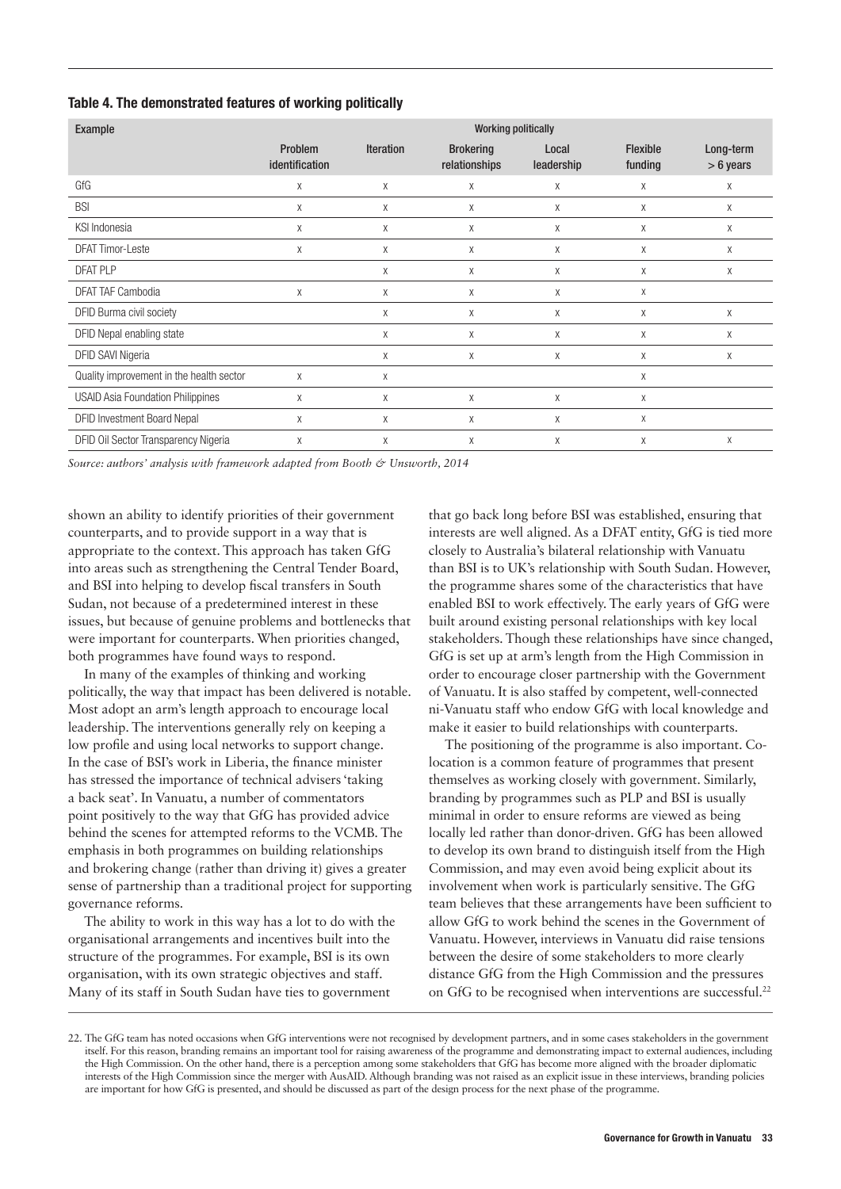**Table 4. The demonstrated features of working politically**

| Example | Working politically | | | | | |
|---|---|---|---|---|---|---|
| | Problem identification | Iteration | Brokering relationships | Local leadership | Flexible funding | Long-term > 6 years |
| GfG | X | X | X | X | X | X |
| BSI | X | X | X | X | X | X |
| KSI Indonesia | X | X | X | X | X | X |
| DFAT Timor-Leste | X | X | X | X | X | X |
| DFAT PLP | | X | X | X | X | X |
| DFAT TAF Cambodia | X | X | X | X | X | |
| DFID Burma civil society | | X | X | X | X | X |
| DFID Nepal enabling state | | X | X | X | X | X |
| DFID SAVI Nigeria | | X | X | X | X | X |
| Quality improvement in the health sector | X | X | | | X | |
| USAID Asia Foundation Philippines | X | X | X | X | X | |
| DFID Investment Board Nepal | X | X | X | X | X | |
| DFID Oil Sector Transparency Nigeria | X | X | X | X | X | X |

*Source: authors' analysis with framework adapted from Booth & Unsworth, 2014*

shown an ability to identify priorities of their government counterparts, and to provide support in a way that is appropriate to the context. This approach has taken GfG into areas such as strengthening the Central Tender Board, and BSI into helping to develop fiscal transfers in South Sudan, not because of a predetermined interest in these issues, but because of genuine problems and bottlenecks that were important for counterparts. When priorities changed, both programmes have found ways to respond.

In many of the examples of thinking and working politically, the way that impact has been delivered is notable. Most adopt an arm's length approach to encourage local leadership. The interventions generally rely on keeping a low profile and using local networks to support change. In the case of BSI's work in Liberia, the finance minister has stressed the importance of technical advisers 'taking a back seat'. In Vanuatu, a number of commentators point positively to the way that GfG has provided advice behind the scenes for attempted reforms to the VCMB. The emphasis in both programmes on building relationships and brokering change (rather than driving it) gives a greater sense of partnership than a traditional project for supporting governance reforms.

The ability to work in this way has a lot to do with the organisational arrangements and incentives built into the structure of the programmes. For example, BSI is its own organisation, with its own strategic objectives and staff. Many of its staff in South Sudan have ties to government that go back long before BSI was established, ensuring that interests are well aligned. As a DFAT entity, GfG is tied more closely to Australia's bilateral relationship with Vanuatu than BSI is to UK's relationship with South Sudan. However, the programme shares some of the characteristics that have enabled BSI to work effectively. The early years of GfG were built around existing personal relationships with key local stakeholders. Though these relationships have since changed, GfG is set up at arm's length from the High Commission in order to encourage closer partnership with the Government of Vanuatu. It is also staffed by competent, well-connected ni-Vanuatu staff who endow GfG with local knowledge and make it easier to build relationships with counterparts.

The positioning of the programme is also important. Co-location is a common feature of programmes that present themselves as working closely with government. Similarly, branding by programmes such as PLP and BSI is usually minimal in order to ensure reforms are viewed as being locally led rather than donor-driven. GfG has been allowed to develop its own brand to distinguish itself from the High Commission, and may even avoid being explicit about its involvement when work is particularly sensitive. The GfG team believes that these arrangements have been sufficient to allow GfG to work behind the scenes in the Government of Vanuatu. However, interviews in Vanuatu did raise tensions between the desire of some stakeholders to more clearly distance GfG from the High Commission and the pressures on GfG to be recognised when interventions are successful.[22]

22. The GfG team has noted occasions when GfG interventions were not recognised by development partners, and in some cases stakeholders in the government itself. For this reason, branding remains an important tool for raising awareness of the programme and demonstrating impact to external audiences, including the High Commission. On the other hand, there is a perception among some stakeholders that GfG has become more aligned with the broader diplomatic interests of the High Commission since the merger with AusAID. Although branding was not raised as an explicit issue in these interviews, branding policies are important for how GfG is presented, and should be discussed as part of the design process for the next phase of the programme.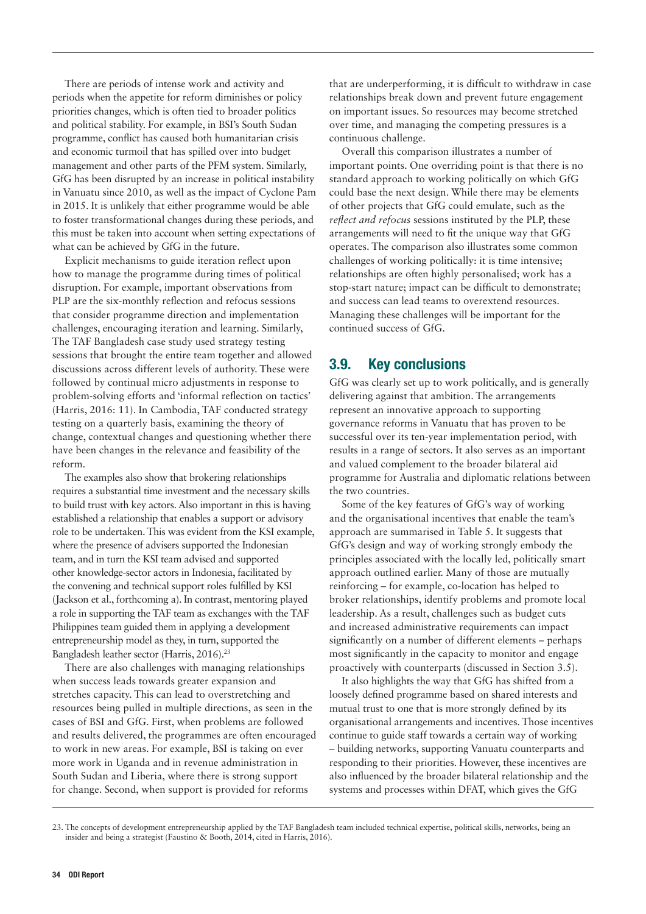There are periods of intense work and activity and periods when the appetite for reform diminishes or policy priorities changes, which is often tied to broader politics and political stability. For example, in BSI's South Sudan programme, conflict has caused both humanitarian crisis and economic turmoil that has spilled over into budget management and other parts of the PFM system. Similarly, GfG has been disrupted by an increase in political instability in Vanuatu since 2010, as well as the impact of Cyclone Pam in 2015. It is unlikely that either programme would be able to foster transformational changes during these periods, and this must be taken into account when setting expectations of what can be achieved by GfG in the future.

Explicit mechanisms to guide iteration reflect upon how to manage the programme during times of political disruption. For example, important observations from PLP are the six-monthly reflection and refocus sessions that consider programme direction and implementation challenges, encouraging iteration and learning. Similarly, The TAF Bangladesh case study used strategy testing sessions that brought the entire team together and allowed discussions across different levels of authority. These were followed by continual micro adjustments in response to problem-solving efforts and 'informal reflection on tactics' (Harris, 2016: 11). In Cambodia, TAF conducted strategy testing on a quarterly basis, examining the theory of change, contextual changes and questioning whether there have been changes in the relevance and feasibility of the reform.

The examples also show that brokering relationships requires a substantial time investment and the necessary skills to build trust with key actors. Also important in this is having established a relationship that enables a support or advisory role to be undertaken. This was evident from the KSI example, where the presence of advisers supported the Indonesian team, and in turn the KSI team advised and supported other knowledge-sector actors in Indonesia, facilitated by the convening and technical support roles fulfilled by KSI (Jackson et al., forthcoming a). In contrast, mentoring played a role in supporting the TAF team as exchanges with the TAF Philippines team guided them in applying a development entrepreneurship model as they, in turn, supported the Bangladesh leather sector (Harris, 2016).[23]

There are also challenges with managing relationships when success leads towards greater expansion and stretches capacity. This can lead to overstretching and resources being pulled in multiple directions, as seen in the cases of BSI and GfG. First, when problems are followed and results delivered, the programmes are often encouraged to work in new areas. For example, BSI is taking on ever more work in Uganda and in revenue administration in South Sudan and Liberia, where there is strong support for change. Second, when support is provided for reforms that are underperforming, it is difficult to withdraw in case relationships break down and prevent future engagement on important issues. So resources may become stretched over time, and managing the competing pressures is a continuous challenge.

Overall this comparison illustrates a number of important points. One overriding point is that there is no standard approach to working politically on which GfG could base the next design. While there may be elements of other projects that GfG could emulate, such as the *reflect and refocus* sessions instituted by the PLP, these arrangements will need to fit the unique way that GfG operates. The comparison also illustrates some common challenges of working politically: it is time intensive; relationships are often highly personalised; work has a stop-start nature; impact can be difficult to demonstrate; and success can lead teams to overextend resources. Managing these challenges will be important for the continued success of GfG.

## 3.9. Key conclusions

GfG was clearly set up to work politically, and is generally delivering against that ambition. The arrangements represent an innovative approach to supporting governance reforms in Vanuatu that has proven to be successful over its ten-year implementation period, with results in a range of sectors. It also serves as an important and valued complement to the broader bilateral aid programme for Australia and diplomatic relations between the two countries.

Some of the key features of GfG's way of working and the organisational incentives that enable the team's approach are summarised in Table 5. It suggests that GfG's design and way of working strongly embody the principles associated with the locally led, politically smart approach outlined earlier. Many of those are mutually reinforcing – for example, co-location has helped to broker relationships, identify problems and promote local leadership. As a result, challenges such as budget cuts and increased administrative requirements can impact significantly on a number of different elements – perhaps most significantly in the capacity to monitor and engage proactively with counterparts (discussed in Section 3.5).

It also highlights the way that GfG has shifted from a loosely defined programme based on shared interests and mutual trust to one that is more strongly defined by its organisational arrangements and incentives. Those incentives continue to guide staff towards a certain way of working – building networks, supporting Vanuatu counterparts and responding to their priorities. However, these incentives are also influenced by the broader bilateral relationship and the systems and processes within DFAT, which gives the GfG

23. The concepts of development entrepreneurship applied by the TAF Bangladesh team included technical expertise, political skills, networks, being an insider and being a strategist (Faustino & Booth, 2014, cited in Harris, 2016).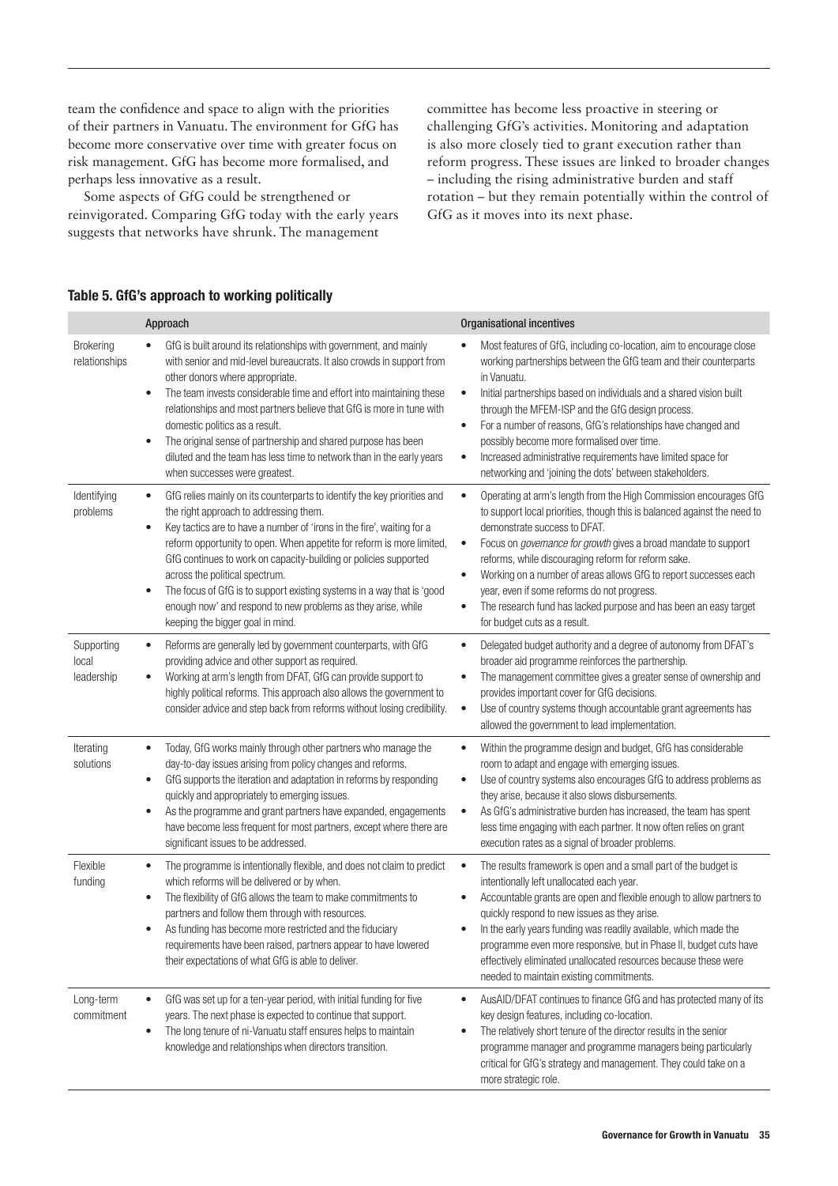team the confidence and space to align with the priorities of their partners in Vanuatu. The environment for GfG has become more conservative over time with greater focus on risk management. GfG has become more formalised, and perhaps less innovative as a result.

Some aspects of GfG could be strengthened or reinvigorated. Comparing GfG today with the early years suggests that networks have shrunk. The management committee has become less proactive in steering or challenging GfG's activities. Monitoring and adaptation is also more closely tied to grant execution rather than reform progress. These issues are linked to broader changes – including the rising administrative burden and staff rotation – but they remain potentially within the control of GfG as it moves into its next phase.

### Table 5. GfG's approach to working politically

| | Approach | Organisational incentives |
|---|---|---|
| Brokering relationships | • GfG is built around its relationships with government, and mainly with senior and mid-level bureaucrats. It also crowds in support from other donors where appropriate.<br>• The team invests considerable time and effort into maintaining these relationships and most partners believe that GfG is more in tune with domestic politics as a result.<br>• The original sense of partnership and shared purpose has been diluted and the team has less time to network than in the early years when successes were greatest. | • Most features of GfG, including co-location, aim to encourage close working partnerships between the GfG team and their counterparts in Vanuatu.<br>• Initial partnerships based on individuals and a shared vision built through the MFEM-ISP and the GfG design process.<br>• For a number of reasons, GfG's relationships have changed and possibly become more formalised over time.<br>• Increased administrative requirements have limited space for networking and 'joining the dots' between stakeholders. |
| Identifying problems | • GfG relies mainly on its counterparts to identify the key priorities and the right approach to addressing them.<br>• Key tactics are to have a number of 'irons in the fire', waiting for a reform opportunity to open. When appetite for reform is more limited, GfG continues to work on capacity-building or policies supported across the political spectrum.<br>• The focus of GfG is to support existing systems in a way that is 'good enough now' and respond to new problems as they arise, while keeping the bigger goal in mind. | • Operating at arm's length from the High Commission encourages GfG to support local priorities, though this is balanced against the need to demonstrate success to DFAT.<br>• Focus on *governance for growth* gives a broad mandate to support reforms, while discouraging reform for reform sake.<br>• Working on a number of areas allows GfG to report successes each year, even if some reforms do not progress.<br>• The research fund has lacked purpose and has been an easy target for budget cuts as a result. |
| Supporting local leadership | • Reforms are generally led by government counterparts, with GfG providing advice and other support as required.<br>• Working at arm's length from DFAT, GfG can provide support to highly political reforms. This approach also allows the government to consider advice and step back from reforms without losing credibility. | • Delegated budget authority and a degree of autonomy from DFAT's broader aid programme reinforces the partnership.<br>• The management committee gives a greater sense of ownership and provides important cover for GfG decisions.<br>• Use of country systems though accountable grant agreements has allowed the government to lead implementation. |
| Iterating solutions | • Today, GfG works mainly through other partners who manage the day-to-day issues arising from policy changes and reforms.<br>• GfG supports the iteration and adaptation in reforms by responding quickly and appropriately to emerging issues.<br>• As the programme and grant partners have expanded, engagements have become less frequent for most partners, except where there are significant issues to be addressed. | • Within the programme design and budget, GfG has considerable room to adapt and engage with emerging issues.<br>• Use of country systems also encourages GfG to address problems as they arise, because it also slows disbursements.<br>• As GfG's administrative burden has increased, the team has spent less time engaging with each partner. It now often relies on grant execution rates as a signal of broader problems. |
| Flexible funding | • The programme is intentionally flexible, and does not claim to predict which reforms will be delivered or by when.<br>• The flexibility of GfG allows the team to make commitments to partners and follow them through with resources.<br>• As funding has become more restricted and the fiduciary requirements have been raised, partners appear to have lowered their expectations of what GfG is able to deliver. | • The results framework is open and a small part of the budget is intentionally left unallocated each year.<br>• Accountable grants are open and flexible enough to allow partners to quickly respond to new issues as they arise.<br>• In the early years funding was readily available, which made the programme even more responsive, but in Phase II, budget cuts have effectively eliminated unallocated resources because these were needed to maintain existing commitments. |
| Long-term commitment | • GfG was set up for a ten-year period, with initial funding for five years. The next phase is expected to continue that support.<br>• The long tenure of ni-Vanuatu staff ensures helps to maintain knowledge and relationships when directors transition. | • AusAID/DFAT continues to finance GfG and has protected many of its key design features, including co-location.<br>• The relatively short tenure of the director results in the senior programme manager and programme managers being particularly critical for GfG's strategy and management. They could take on a more strategic role. |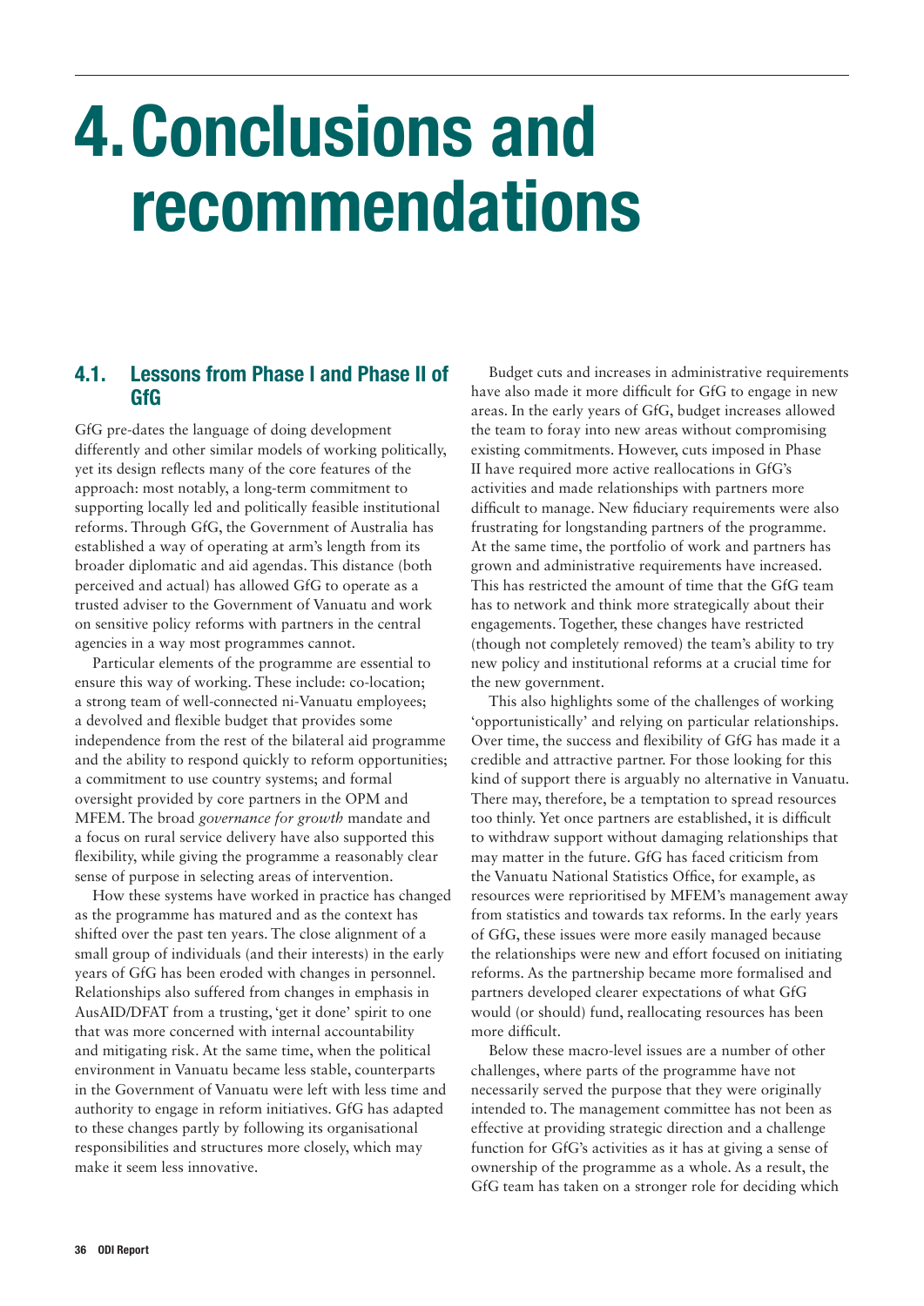# 4. Conclusions and recommendations

## 4.1. Lessons from Phase I and Phase II of GfG

GfG pre-dates the language of doing development differently and other similar models of working politically, yet its design reflects many of the core features of the approach: most notably, a long-term commitment to supporting locally led and politically feasible institutional reforms. Through GfG, the Government of Australia has established a way of operating at arm's length from its broader diplomatic and aid agendas. This distance (both perceived and actual) has allowed GfG to operate as a trusted adviser to the Government of Vanuatu and work on sensitive policy reforms with partners in the central agencies in a way most programmes cannot.

Particular elements of the programme are essential to ensure this way of working. These include: co-location; a strong team of well-connected ni-Vanuatu employees; a devolved and flexible budget that provides some independence from the rest of the bilateral aid programme and the ability to respond quickly to reform opportunities; a commitment to use country systems; and formal oversight provided by core partners in the OPM and MFEM. The broad *governance for growth* mandate and a focus on rural service delivery have also supported this flexibility, while giving the programme a reasonably clear sense of purpose in selecting areas of intervention.

How these systems have worked in practice has changed as the programme has matured and as the context has shifted over the past ten years. The close alignment of a small group of individuals (and their interests) in the early years of GfG has been eroded with changes in personnel. Relationships also suffered from changes in emphasis in AusAID/DFAT from a trusting, 'get it done' spirit to one that was more concerned with internal accountability and mitigating risk. At the same time, when the political environment in Vanuatu became less stable, counterparts in the Government of Vanuatu were left with less time and authority to engage in reform initiatives. GfG has adapted to these changes partly by following its organisational responsibilities and structures more closely, which may make it seem less innovative.

Budget cuts and increases in administrative requirements have also made it more difficult for GfG to engage in new areas. In the early years of GfG, budget increases allowed the team to foray into new areas without compromising existing commitments. However, cuts imposed in Phase II have required more active reallocations in GfG's activities and made relationships with partners more difficult to manage. New fiduciary requirements were also frustrating for longstanding partners of the programme. At the same time, the portfolio of work and partners has grown and administrative requirements have increased. This has restricted the amount of time that the GfG team has to network and think more strategically about their engagements. Together, these changes have restricted (though not completely removed) the team's ability to try new policy and institutional reforms at a crucial time for the new government.

This also highlights some of the challenges of working 'opportunistically' and relying on particular relationships. Over time, the success and flexibility of GfG has made it a credible and attractive partner. For those looking for this kind of support there is arguably no alternative in Vanuatu. There may, therefore, be a temptation to spread resources too thinly. Yet once partners are established, it is difficult to withdraw support without damaging relationships that may matter in the future. GfG has faced criticism from the Vanuatu National Statistics Office, for example, as resources were reprioritised by MFEM's management away from statistics and towards tax reforms. In the early years of GfG, these issues were more easily managed because the relationships were new and effort focused on initiating reforms. As the partnership became more formalised and partners developed clearer expectations of what GfG would (or should) fund, reallocating resources has been more difficult.

Below these macro-level issues are a number of other challenges, where parts of the programme have not necessarily served the purpose that they were originally intended to. The management committee has not been as effective at providing strategic direction and a challenge function for GfG's activities as it has at giving a sense of ownership of the programme as a whole. As a result, the GfG team has taken on a stronger role for deciding which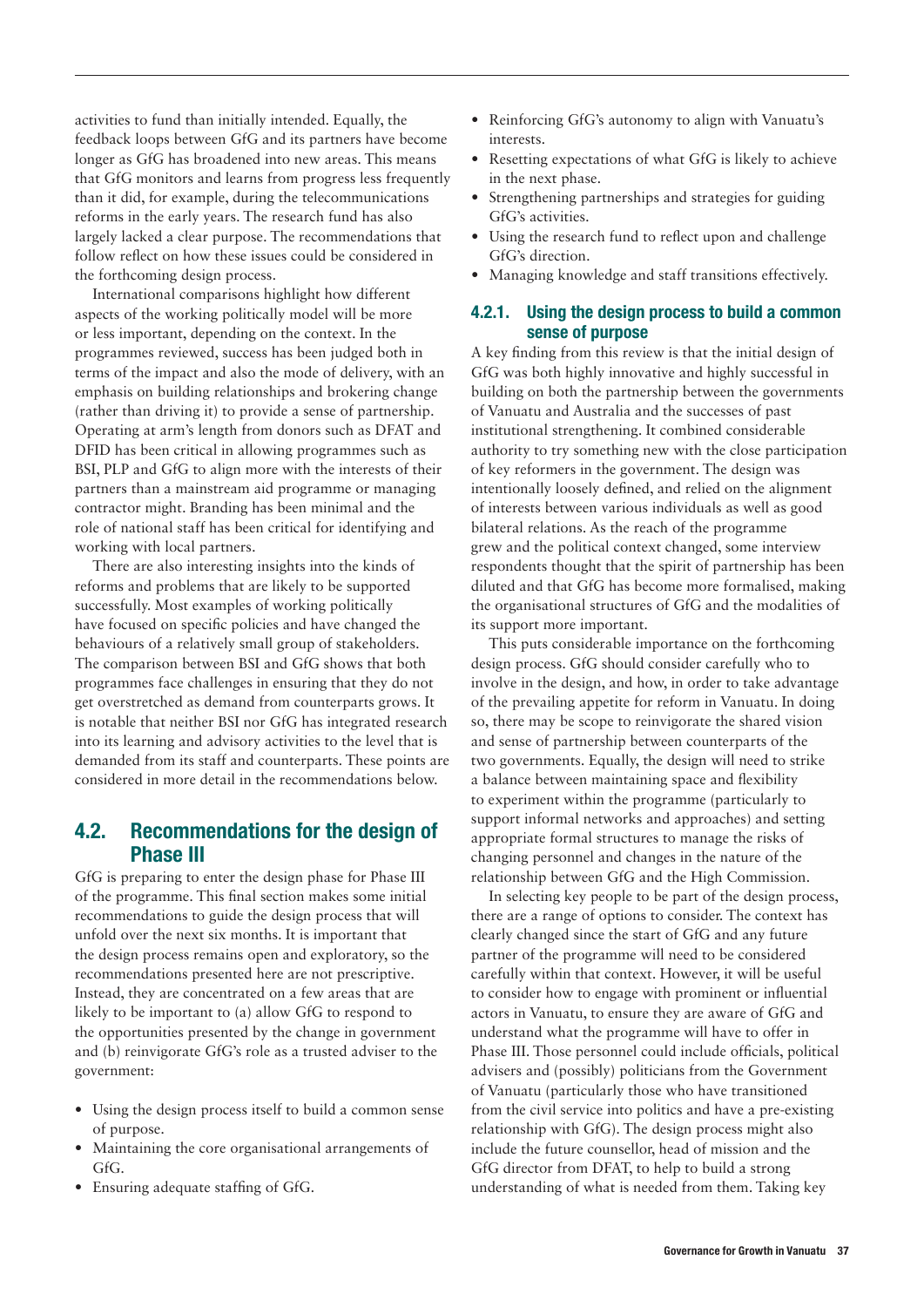activities to fund than initially intended. Equally, the feedback loops between GfG and its partners have become longer as GfG has broadened into new areas. This means that GfG monitors and learns from progress less frequently than it did, for example, during the telecommunications reforms in the early years. The research fund has also largely lacked a clear purpose. The recommendations that follow reflect on how these issues could be considered in the forthcoming design process.

International comparisons highlight how different aspects of the working politically model will be more or less important, depending on the context. In the programmes reviewed, success has been judged both in terms of the impact and also the mode of delivery, with an emphasis on building relationships and brokering change (rather than driving it) to provide a sense of partnership. Operating at arm's length from donors such as DFAT and DFID has been critical in allowing programmes such as BSI, PLP and GfG to align more with the interests of their partners than a mainstream aid programme or managing contractor might. Branding has been minimal and the role of national staff has been critical for identifying and working with local partners.

There are also interesting insights into the kinds of reforms and problems that are likely to be supported successfully. Most examples of working politically have focused on specific policies and have changed the behaviours of a relatively small group of stakeholders. The comparison between BSI and GfG shows that both programmes face challenges in ensuring that they do not get overstretched as demand from counterparts grows. It is notable that neither BSI nor GfG has integrated research into its learning and advisory activities to the level that is demanded from its staff and counterparts. These points are considered in more detail in the recommendations below.

## 4.2. Recommendations for the design of Phase III

GfG is preparing to enter the design phase for Phase III of the programme. This final section makes some initial recommendations to guide the design process that will unfold over the next six months. It is important that the design process remains open and exploratory, so the recommendations presented here are not prescriptive. Instead, they are concentrated on a few areas that are likely to be important to (a) allow GfG to respond to the opportunities presented by the change in government and (b) reinvigorate GfG's role as a trusted adviser to the government:

- Using the design process itself to build a common sense of purpose.
- Maintaining the core organisational arrangements of GfG.
- Ensuring adequate staffing of GfG.
- Reinforcing GfG's autonomy to align with Vanuatu's interests.
- Resetting expectations of what GfG is likely to achieve in the next phase.
- Strengthening partnerships and strategies for guiding GfG's activities.
- Using the research fund to reflect upon and challenge GfG's direction.
- Managing knowledge and staff transitions effectively.

### 4.2.1. Using the design process to build a common sense of purpose

A key finding from this review is that the initial design of GfG was both highly innovative and highly successful in building on both the partnership between the governments of Vanuatu and Australia and the successes of past institutional strengthening. It combined considerable authority to try something new with the close participation of key reformers in the government. The design was intentionally loosely defined, and relied on the alignment of interests between various individuals as well as good bilateral relations. As the reach of the programme grew and the political context changed, some interview respondents thought that the spirit of partnership has been diluted and that GfG has become more formalised, making the organisational structures of GfG and the modalities of its support more important.

This puts considerable importance on the forthcoming design process. GfG should consider carefully who to involve in the design, and how, in order to take advantage of the prevailing appetite for reform in Vanuatu. In doing so, there may be scope to reinvigorate the shared vision and sense of partnership between counterparts of the two governments. Equally, the design will need to strike a balance between maintaining space and flexibility to experiment within the programme (particularly to support informal networks and approaches) and setting appropriate formal structures to manage the risks of changing personnel and changes in the nature of the relationship between GfG and the High Commission.

In selecting key people to be part of the design process, there are a range of options to consider. The context has clearly changed since the start of GfG and any future partner of the programme will need to be considered carefully within that context. However, it will be useful to consider how to engage with prominent or influential actors in Vanuatu, to ensure they are aware of GfG and understand what the programme will have to offer in Phase III. Those personnel could include officials, political advisers and (possibly) politicians from the Government of Vanuatu (particularly those who have transitioned from the civil service into politics and have a pre-existing relationship with GfG). The design process might also include the future counsellor, head of mission and the GfG director from DFAT, to help to build a strong understanding of what is needed from them. Taking key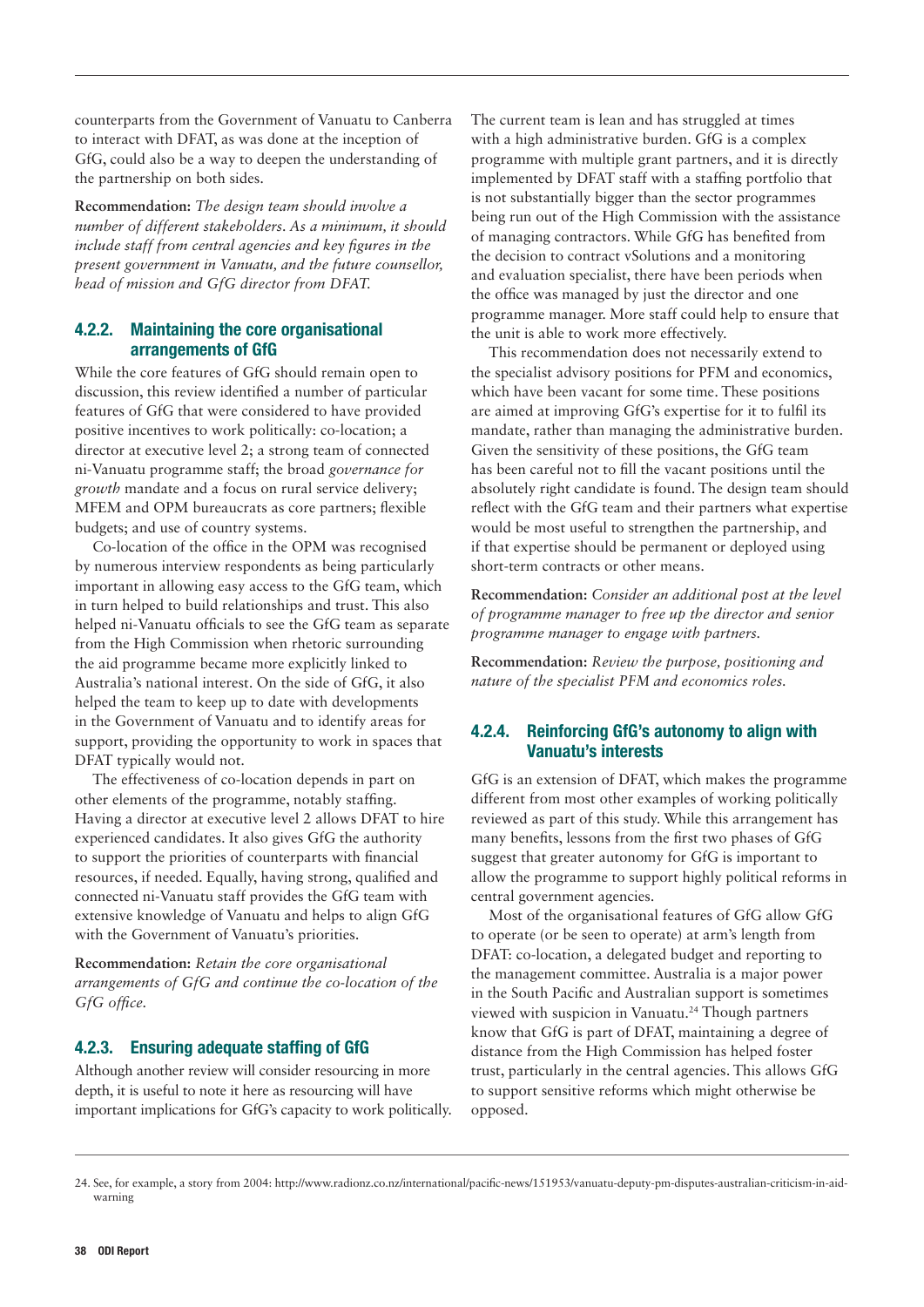counterparts from the Government of Vanuatu to Canberra to interact with DFAT, as was done at the inception of GfG, could also be a way to deepen the understanding of the partnership on both sides.

**Recommendation:** *The design team should involve a number of different stakeholders. As a minimum, it should include staff from central agencies and key figures in the present government in Vanuatu, and the future counsellor, head of mission and GfG director from DFAT.*

### 4.2.2. Maintaining the core organisational arrangements of GfG

While the core features of GfG should remain open to discussion, this review identified a number of particular features of GfG that were considered to have provided positive incentives to work politically: co-location; a director at executive level 2; a strong team of connected ni-Vanuatu programme staff; the broad *governance for growth* mandate and a focus on rural service delivery; MFEM and OPM bureaucrats as core partners; flexible budgets; and use of country systems.

Co-location of the office in the OPM was recognised by numerous interview respondents as being particularly important in allowing easy access to the GfG team, which in turn helped to build relationships and trust. This also helped ni-Vanuatu officials to see the GfG team as separate from the High Commission when rhetoric surrounding the aid programme became more explicitly linked to Australia's national interest. On the side of GfG, it also helped the team to keep up to date with developments in the Government of Vanuatu and to identify areas for support, providing the opportunity to work in spaces that DFAT typically would not.

The effectiveness of co-location depends in part on other elements of the programme, notably staffing. Having a director at executive level 2 allows DFAT to hire experienced candidates. It also gives GfG the authority to support the priorities of counterparts with financial resources, if needed. Equally, having strong, qualified and connected ni-Vanuatu staff provides the GfG team with extensive knowledge of Vanuatu and helps to align GfG with the Government of Vanuatu's priorities.

**Recommendation:** *Retain the core organisational arrangements of GfG and continue the co-location of the GfG office.*

### 4.2.3. Ensuring adequate staffing of GfG

Although another review will consider resourcing in more depth, it is useful to note it here as resourcing will have important implications for GfG's capacity to work politically. The current team is lean and has struggled at times with a high administrative burden. GfG is a complex programme with multiple grant partners, and it is directly implemented by DFAT staff with a staffing portfolio that is not substantially bigger than the sector programmes being run out of the High Commission with the assistance of managing contractors. While GfG has benefited from the decision to contract vSolutions and a monitoring and evaluation specialist, there have been periods when the office was managed by just the director and one programme manager. More staff could help to ensure that the unit is able to work more effectively.

This recommendation does not necessarily extend to the specialist advisory positions for PFM and economics, which have been vacant for some time. These positions are aimed at improving GfG's expertise for it to fulfil its mandate, rather than managing the administrative burden. Given the sensitivity of these positions, the GfG team has been careful not to fill the vacant positions until the absolutely right candidate is found. The design team should reflect with the GfG team and their partners what expertise would be most useful to strengthen the partnership, and if that expertise should be permanent or deployed using short-term contracts or other means.

**Recommendation:** *Consider an additional post at the level of programme manager to free up the director and senior programme manager to engage with partners.*

**Recommendation:** *Review the purpose, positioning and nature of the specialist PFM and economics roles.*

### 4.2.4. Reinforcing GfG's autonomy to align with Vanuatu's interests

GfG is an extension of DFAT, which makes the programme different from most other examples of working politically reviewed as part of this study. While this arrangement has many benefits, lessons from the first two phases of GfG suggest that greater autonomy for GfG is important to allow the programme to support highly political reforms in central government agencies.

Most of the organisational features of GfG allow GfG to operate (or be seen to operate) at arm's length from DFAT: co-location, a delegated budget and reporting to the management committee. Australia is a major power in the South Pacific and Australian support is sometimes viewed with suspicion in Vanuatu.[24] Though partners know that GfG is part of DFAT, maintaining a degree of distance from the High Commission has helped foster trust, particularly in the central agencies. This allows GfG to support sensitive reforms which might otherwise be opposed.

24. See, for example, a story from 2004: http://www.radionz.co.nz/international/pacific-news/151953/vanuatu-deputy-pm-disputes-australian-criticism-in-aid-warning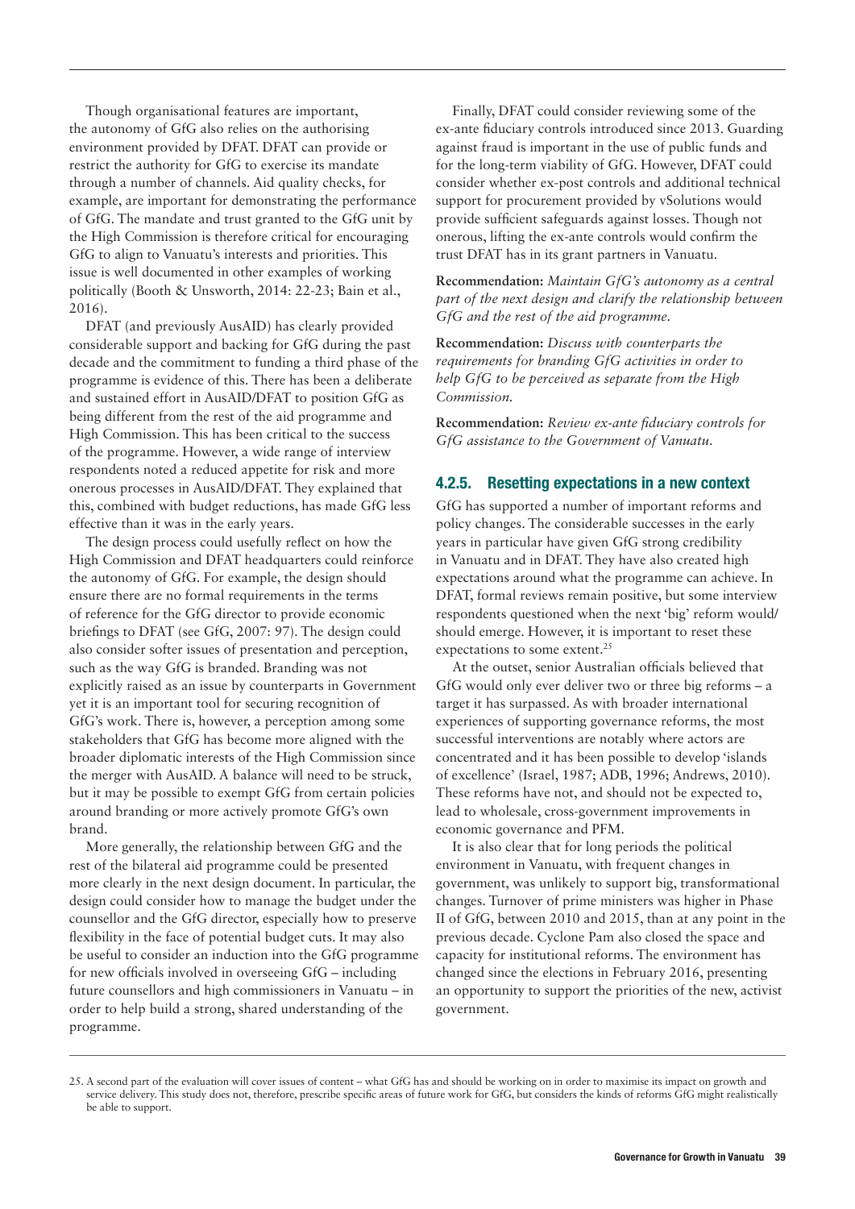Though organisational features are important, the autonomy of GfG also relies on the authorising environment provided by DFAT. DFAT can provide or restrict the authority for GfG to exercise its mandate through a number of channels. Aid quality checks, for example, are important for demonstrating the performance of GfG. The mandate and trust granted to the GfG unit by the High Commission is therefore critical for encouraging GfG to align to Vanuatu's interests and priorities. This issue is well documented in other examples of working politically (Booth & Unsworth, 2014: 22-23; Bain et al., 2016).

DFAT (and previously AusAID) has clearly provided considerable support and backing for GfG during the past decade and the commitment to funding a third phase of the programme is evidence of this. There has been a deliberate and sustained effort in AusAID/DFAT to position GfG as being different from the rest of the aid programme and High Commission. This has been critical to the success of the programme. However, a wide range of interview respondents noted a reduced appetite for risk and more onerous processes in AusAID/DFAT. They explained that this, combined with budget reductions, has made GfG less effective than it was in the early years.

The design process could usefully reflect on how the High Commission and DFAT headquarters could reinforce the autonomy of GfG. For example, the design should ensure there are no formal requirements in the terms of reference for the GfG director to provide economic briefings to DFAT (see GfG, 2007: 97). The design could also consider softer issues of presentation and perception, such as the way GfG is branded. Branding was not explicitly raised as an issue by counterparts in Government yet it is an important tool for securing recognition of GfG's work. There is, however, a perception among some stakeholders that GfG has become more aligned with the broader diplomatic interests of the High Commission since the merger with AusAID. A balance will need to be struck, but it may be possible to exempt GfG from certain policies around branding or more actively promote GfG's own brand.

More generally, the relationship between GfG and the rest of the bilateral aid programme could be presented more clearly in the next design document. In particular, the design could consider how to manage the budget under the counsellor and the GfG director, especially how to preserve flexibility in the face of potential budget cuts. It may also be useful to consider an induction into the GfG programme for new officials involved in overseeing GfG – including future counsellors and high commissioners in Vanuatu – in order to help build a strong, shared understanding of the programme.

Finally, DFAT could consider reviewing some of the ex-ante fiduciary controls introduced since 2013. Guarding against fraud is important in the use of public funds and for the long-term viability of GfG. However, DFAT could consider whether ex-post controls and additional technical support for procurement provided by vSolutions would provide sufficient safeguards against losses. Though not onerous, lifting the ex-ante controls would confirm the trust DFAT has in its grant partners in Vanuatu.

**Recommendation:** *Maintain GfG's autonomy as a central part of the next design and clarify the relationship between GfG and the rest of the aid programme.*

**Recommendation:** *Discuss with counterparts the requirements for branding GfG activities in order to help GfG to be perceived as separate from the High Commission.*

**Recommendation:** *Review ex-ante fiduciary controls for GfG assistance to the Government of Vanuatu.*

### 4.2.5. Resetting expectations in a new context

GfG has supported a number of important reforms and policy changes. The considerable successes in the early years in particular have given GfG strong credibility in Vanuatu and in DFAT. They have also created high expectations around what the programme can achieve. In DFAT, formal reviews remain positive, but some interview respondents questioned when the next 'big' reform would/should emerge. However, it is important to reset these expectations to some extent.[25]

At the outset, senior Australian officials believed that GfG would only ever deliver two or three big reforms – a target it has surpassed. As with broader international experiences of supporting governance reforms, the most successful interventions are notably where actors are concentrated and it has been possible to develop 'islands of excellence' (Israel, 1987; ADB, 1996; Andrews, 2010). These reforms have not, and should not be expected to, lead to wholesale, cross-government improvements in economic governance and PFM.

It is also clear that for long periods the political environment in Vanuatu, with frequent changes in government, was unlikely to support big, transformational changes. Turnover of prime ministers was higher in Phase II of GfG, between 2010 and 2015, than at any point in the previous decade. Cyclone Pam also closed the space and capacity for institutional reforms. The environment has changed since the elections in February 2016, presenting an opportunity to support the priorities of the new, activist government.

25. A second part of the evaluation will cover issues of content – what GfG has and should be working on in order to maximise its impact on growth and service delivery. This study does not, therefore, prescribe specific areas of future work for GfG, but considers the kinds of reforms GfG might realistically be able to support.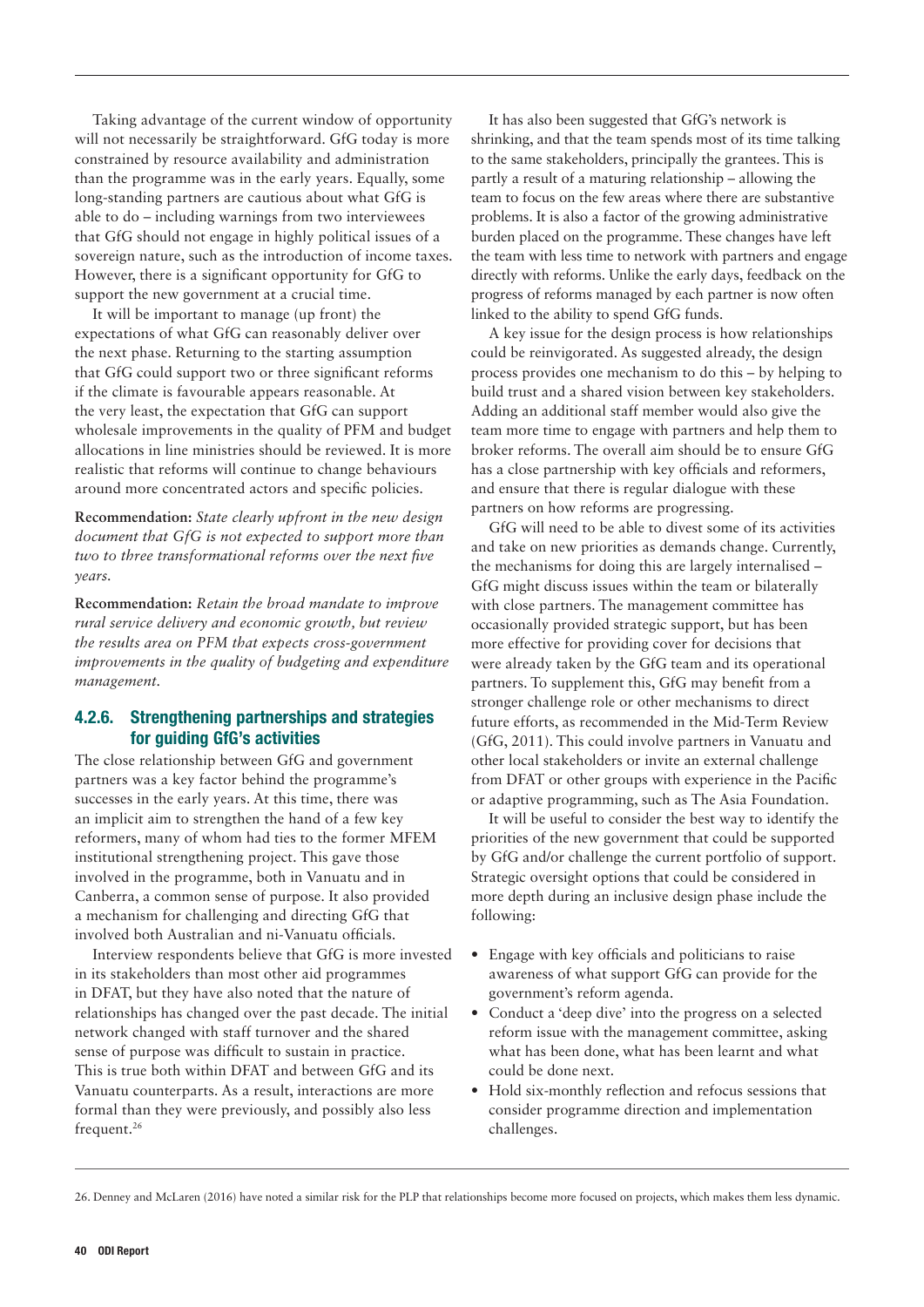Taking advantage of the current window of opportunity will not necessarily be straightforward. GfG today is more constrained by resource availability and administration than the programme was in the early years. Equally, some long-standing partners are cautious about what GfG is able to do – including warnings from two interviewees that GfG should not engage in highly political issues of a sovereign nature, such as the introduction of income taxes. However, there is a significant opportunity for GfG to support the new government at a crucial time.

It will be important to manage (up front) the expectations of what GfG can reasonably deliver over the next phase. Returning to the starting assumption that GfG could support two or three significant reforms if the climate is favourable appears reasonable. At the very least, the expectation that GfG can support wholesale improvements in the quality of PFM and budget allocations in line ministries should be reviewed. It is more realistic that reforms will continue to change behaviours around more concentrated actors and specific policies.

**Recommendation:** *State clearly upfront in the new design document that GfG is not expected to support more than two to three transformational reforms over the next five years.*

**Recommendation:** *Retain the broad mandate to improve rural service delivery and economic growth, but review the results area on PFM that expects cross-government improvements in the quality of budgeting and expenditure management.*

### 4.2.6. Strengthening partnerships and strategies for guiding GfG's activities

The close relationship between GfG and government partners was a key factor behind the programme's successes in the early years. At this time, there was an implicit aim to strengthen the hand of a few key reformers, many of whom had ties to the former MFEM institutional strengthening project. This gave those involved in the programme, both in Vanuatu and in Canberra, a common sense of purpose. It also provided a mechanism for challenging and directing GfG that involved both Australian and ni-Vanuatu officials.

Interview respondents believe that GfG is more invested in its stakeholders than most other aid programmes in DFAT, but they have also noted that the nature of relationships has changed over the past decade. The initial network changed with staff turnover and the shared sense of purpose was difficult to sustain in practice. This is true both within DFAT and between GfG and its Vanuatu counterparts. As a result, interactions are more formal than they were previously, and possibly also less frequent.[26]

It has also been suggested that GfG's network is shrinking, and that the team spends most of its time talking to the same stakeholders, principally the grantees. This is partly a result of a maturing relationship – allowing the team to focus on the few areas where there are substantive problems. It is also a factor of the growing administrative burden placed on the programme. These changes have left the team with less time to network with partners and engage directly with reforms. Unlike the early days, feedback on the progress of reforms managed by each partner is now often linked to the ability to spend GfG funds.

A key issue for the design process is how relationships could be reinvigorated. As suggested already, the design process provides one mechanism to do this – by helping to build trust and a shared vision between key stakeholders. Adding an additional staff member would also give the team more time to engage with partners and help them to broker reforms. The overall aim should be to ensure GfG has a close partnership with key officials and reformers, and ensure that there is regular dialogue with these partners on how reforms are progressing.

GfG will need to be able to divest some of its activities and take on new priorities as demands change. Currently, the mechanisms for doing this are largely internalised – GfG might discuss issues within the team or bilaterally with close partners. The management committee has occasionally provided strategic support, but has been more effective for providing cover for decisions that were already taken by the GfG team and its operational partners. To supplement this, GfG may benefit from a stronger challenge role or other mechanisms to direct future efforts, as recommended in the Mid-Term Review (GfG, 2011). This could involve partners in Vanuatu and other local stakeholders or invite an external challenge from DFAT or other groups with experience in the Pacific or adaptive programming, such as The Asia Foundation.

It will be useful to consider the best way to identify the priorities of the new government that could be supported by GfG and/or challenge the current portfolio of support. Strategic oversight options that could be considered in more depth during an inclusive design phase include the following:

- Engage with key officials and politicians to raise awareness of what support GfG can provide for the government's reform agenda.
- Conduct a 'deep dive' into the progress on a selected reform issue with the management committee, asking what has been done, what has been learnt and what could be done next.
- Hold six-monthly reflection and refocus sessions that consider programme direction and implementation challenges.

26. Denney and McLaren (2016) have noted a similar risk for the PLP that relationships become more focused on projects, which makes them less dynamic.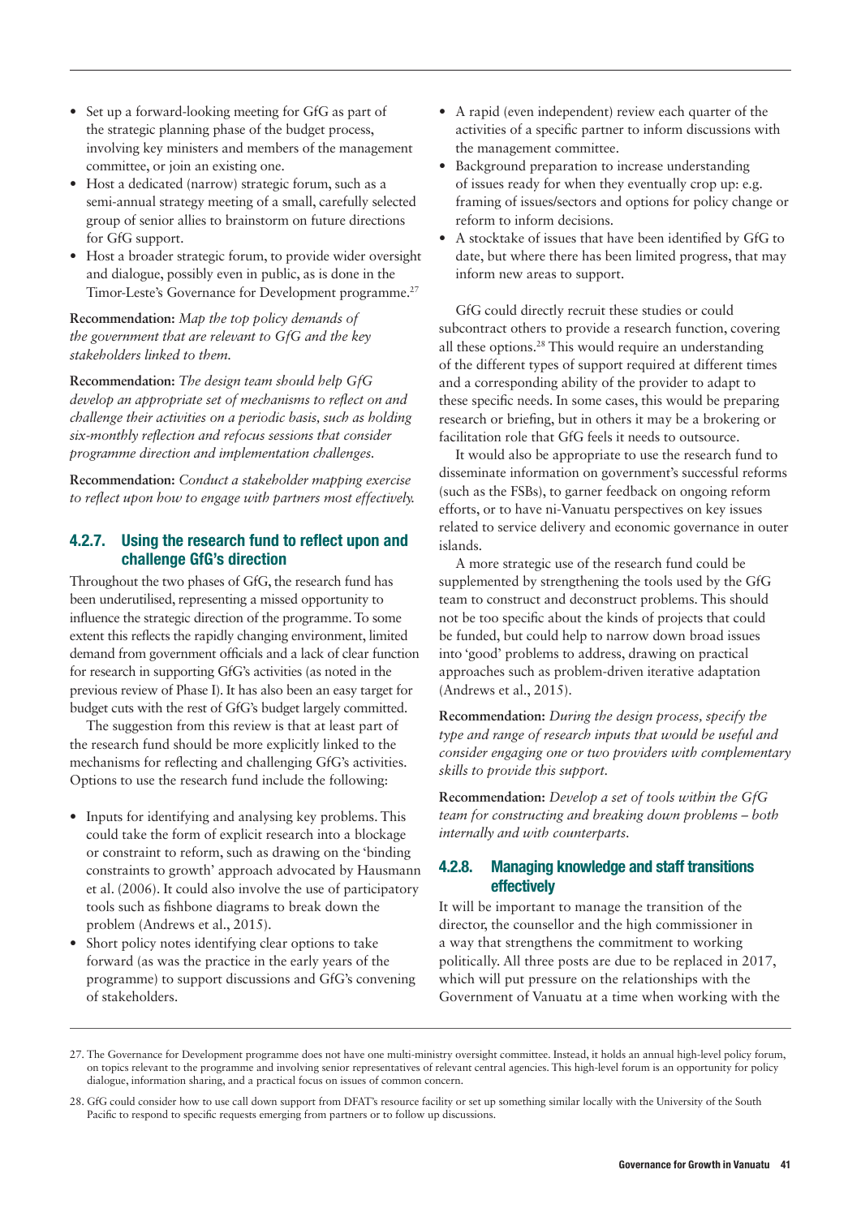- Set up a forward-looking meeting for GfG as part of the strategic planning phase of the budget process, involving key ministers and members of the management committee, or join an existing one.
- Host a dedicated (narrow) strategic forum, such as a semi-annual strategy meeting of a small, carefully selected group of senior allies to brainstorm on future directions for GfG support.
- Host a broader strategic forum, to provide wider oversight and dialogue, possibly even in public, as is done in the Timor-Leste's Governance for Development programme.[27]

**Recommendation:** *Map the top policy demands of the government that are relevant to GfG and the key stakeholders linked to them.*

**Recommendation:** *The design team should help GfG develop an appropriate set of mechanisms to reflect on and challenge their activities on a periodic basis, such as holding six-monthly reflection and refocus sessions that consider programme direction and implementation challenges.*

**Recommendation:** *Conduct a stakeholder mapping exercise to reflect upon how to engage with partners most effectively.*

### 4.2.7. Using the research fund to reflect upon and challenge GfG's direction

Throughout the two phases of GfG, the research fund has been underutilised, representing a missed opportunity to influence the strategic direction of the programme. To some extent this reflects the rapidly changing environment, limited demand from government officials and a lack of clear function for research in supporting GfG's activities (as noted in the previous review of Phase I). It has also been an easy target for budget cuts with the rest of GfG's budget largely committed.

The suggestion from this review is that at least part of the research fund should be more explicitly linked to the mechanisms for reflecting and challenging GfG's activities. Options to use the research fund include the following:

- Inputs for identifying and analysing key problems. This could take the form of explicit research into a blockage or constraint to reform, such as drawing on the 'binding constraints to growth' approach advocated by Hausmann et al. (2006). It could also involve the use of participatory tools such as fishbone diagrams to break down the problem (Andrews et al., 2015).
- Short policy notes identifying clear options to take forward (as was the practice in the early years of the programme) to support discussions and GfG's convening of stakeholders.
- A rapid (even independent) review each quarter of the activities of a specific partner to inform discussions with the management committee.
- Background preparation to increase understanding of issues ready for when they eventually crop up: e.g. framing of issues/sectors and options for policy change or reform to inform decisions.
- A stocktake of issues that have been identified by GfG to date, but where there has been limited progress, that may inform new areas to support.

GfG could directly recruit these studies or could subcontract others to provide a research function, covering all these options.[28] This would require an understanding of the different types of support required at different times and a corresponding ability of the provider to adapt to these specific needs. In some cases, this would be preparing research or briefing, but in others it may be a brokering or facilitation role that GfG feels it needs to outsource.

It would also be appropriate to use the research fund to disseminate information on government's successful reforms (such as the FSBs), to garner feedback on ongoing reform efforts, or to have ni-Vanuatu perspectives on key issues related to service delivery and economic governance in outer islands.

A more strategic use of the research fund could be supplemented by strengthening the tools used by the GfG team to construct and deconstruct problems. This should not be too specific about the kinds of projects that could be funded, but could help to narrow down broad issues into 'good' problems to address, drawing on practical approaches such as problem-driven iterative adaptation (Andrews et al., 2015).

**Recommendation:** *During the design process, specify the type and range of research inputs that would be useful and consider engaging one or two providers with complementary skills to provide this support.*

**Recommendation:** *Develop a set of tools within the GfG team for constructing and breaking down problems – both internally and with counterparts.*

### 4.2.8. Managing knowledge and staff transitions effectively

It will be important to manage the transition of the director, the counsellor and the high commissioner in a way that strengthens the commitment to working politically. All three posts are due to be replaced in 2017, which will put pressure on the relationships with the Government of Vanuatu at a time when working with the

27. The Governance for Development programme does not have one multi-ministry oversight committee. Instead, it holds an annual high-level policy forum, on topics relevant to the programme and involving senior representatives of relevant central agencies. This high-level forum is an opportunity for policy dialogue, information sharing, and a practical focus on issues of common concern.

28. GfG could consider how to use call down support from DFAT's resource facility or set up something similar locally with the University of the South Pacific to respond to specific requests emerging from partners or to follow up discussions.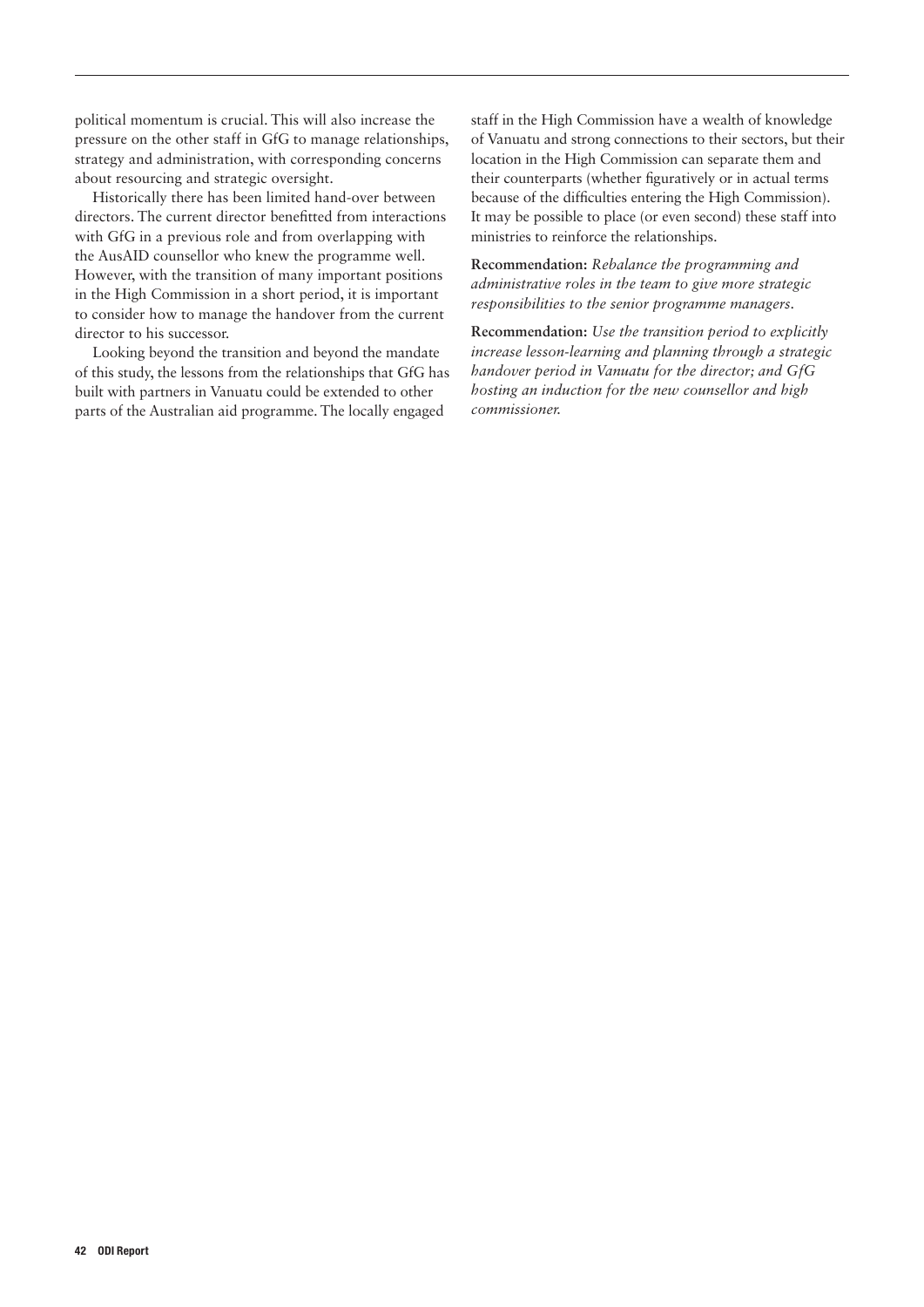political momentum is crucial. This will also increase the pressure on the other staff in GfG to manage relationships, strategy and administration, with corresponding concerns about resourcing and strategic oversight.

Historically there has been limited hand-over between directors. The current director benefitted from interactions with GfG in a previous role and from overlapping with the AusAID counsellor who knew the programme well. However, with the transition of many important positions in the High Commission in a short period, it is important to consider how to manage the handover from the current director to his successor.

Looking beyond the transition and beyond the mandate of this study, the lessons from the relationships that GfG has built with partners in Vanuatu could be extended to other parts of the Australian aid programme. The locally engaged staff in the High Commission have a wealth of knowledge of Vanuatu and strong connections to their sectors, but their location in the High Commission can separate them and their counterparts (whether figuratively or in actual terms because of the difficulties entering the High Commission). It may be possible to place (or even second) these staff into ministries to reinforce the relationships.

**Recommendation:** *Rebalance the programming and administrative roles in the team to give more strategic responsibilities to the senior programme managers.*

**Recommendation:** *Use the transition period to explicitly increase lesson-learning and planning through a strategic handover period in Vanuatu for the director; and GfG hosting an induction for the new counsellor and high commissioner.*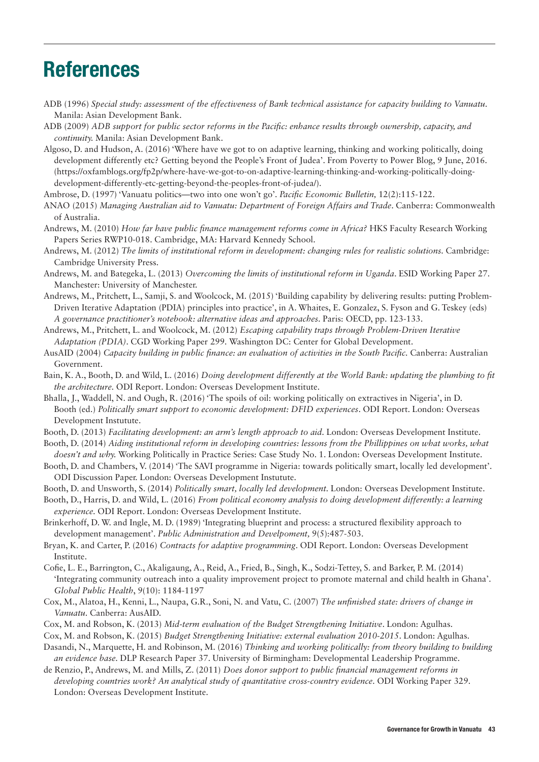# References

ADB (1996) *Special study: assessment of the effectiveness of Bank technical assistance for capacity building to Vanuatu.* Manila: Asian Development Bank.

ADB (2009) *ADB support for public sector reforms in the Pacific: enhance results through ownership, capacity, and continuity.* Manila: Asian Development Bank.

Algoso, D. and Hudson, A. (2016) 'Where have we got to on adaptive learning, thinking and working politically, doing development differently etc? Getting beyond the People's Front of Judea'. From Poverty to Power Blog, 9 June, 2016. (https://oxfamblogs.org/fp2p/where-have-we-got-to-on-adaptive-learning-thinking-and-working-politically-doing-development-differently-etc-getting-beyond-the-peoples-front-of-judea/).

Ambrose, D. (1997) 'Vanuatu politics—two into one won't go'. *Pacific Economic Bulletin,* 12(2):115-122.

ANAO (2015) *Managing Australian aid to Vanuatu: Department of Foreign Affairs and Trade*. Canberra: Commonwealth of Australia.

Andrews, M. (2010) *How far have public finance management reforms come in Africa?* HKS Faculty Research Working Papers Series RWP10-018. Cambridge, MA: Harvard Kennedy School.

Andrews, M. (2012) *The limits of institutional reform in development: changing rules for realistic solutions.* Cambridge: Cambridge University Press.

Andrews, M. and Bategeka, L. (2013) *Overcoming the limits of institutional reform in Uganda*. ESID Working Paper 27. Manchester: University of Manchester.

Andrews, M., Pritchett, L., Samji, S. and Woolcock, M. (2015) 'Building capability by delivering results: putting Problem-Driven Iterative Adaptation (PDIA) principles into practice', in A. Whaites, E. Gonzalez, S. Fyson and G. Teskey (eds) *A governance practitioner's notebook: alternative ideas and approaches*. Paris: OECD, pp. 123-133.

Andrews, M., Pritchett, L. and Woolcock, M. (2012) *Escaping capability traps through Problem-Driven Iterative Adaptation (PDIA)*. CGD Working Paper 299. Washington DC: Center for Global Development.

AusAID (2004) *Capacity building in public finance: an evaluation of activities in the South Pacific.* Canberra: Australian Government.

Bain, K. A., Booth, D. and Wild, L. (2016) *Doing development differently at the World Bank: updating the plumbing to fit the architecture.* ODI Report. London: Overseas Development Institute.

Bhalla, J., Waddell, N. and Ough, R. (2016) 'The spoils of oil: working politically on extractives in Nigeria', in D. Booth (ed.) *Politically smart support to economic development: DFID experiences*. ODI Report. London: Overseas Development Instutute.

Booth, D. (2013) *Facilitating development: an arm's length approach to aid*. London: Overseas Development Institute.

Booth, D. (2014) *Aiding institutional reform in developing countries: lessons from the Phillippines on what works, what doesn't and why.* Working Politically in Practice Series: Case Study No. 1. London: Overseas Development Institute.

Booth, D. and Chambers, V. (2014) 'The SAVI programme in Nigeria: towards politically smart, locally led development'. ODI Discussion Paper. London: Overseas Development Instutute.

Booth, D. and Unsworth, S. (2014) *Politically smart, locally led development.* London: Overseas Development Institute.

Booth, D., Harris, D. and Wild, L. (2016) *From political economy analysis to doing development differently: a learning experience.* ODI Report. London: Overseas Development Institute.

Brinkerhoff, D. W. and Ingle, M. D. (1989) 'Integrating blueprint and process: a structured flexibility approach to development management'. *Public Administration and Develpoment,* 9(5):487-503.

Bryan, K. and Carter, P. (2016) *Contracts for adaptive programming*. ODI Report. London: Overseas Development Institute.

Cofie, L. E., Barrington, C., Akaligaung, A., Reid, A., Fried, B., Singh, K., Sodzi-Tettey, S. and Barker, P. M. (2014) 'Integrating community outreach into a quality improvement project to promote maternal and child health in Ghana'. *Global Public Health*, 9(10): 1184-1197

Cox, M., Alatoa, H., Kenni, L., Naupa, G.R., Soni, N. and Vatu, C. (2007) *The unfinished state: drivers of change in Vanuatu.* Canberra: AusAID.

Cox, M. and Robson, K. (2013) *Mid-term evaluation of the Budget Strengthening Initiative*. London: Agulhas.

Cox, M. and Robson, K. (2015) *Budget Strengthening Initiative: external evaluation 2010-2015*. London: Agulhas.

Dasandi, N., Marquette, H. and Robinson, M. (2016) *Thinking and working politically: from theory building to building an evidence base.* DLP Research Paper 37. University of Birmingham: Developmental Leadership Programme.

de Renzio, P., Andrews, M. and Mills, Z. (2011) *Does donor support to public financial management reforms in developing countries work? An analytical study of quantitative cross-country evidence.* ODI Working Paper 329. London: Overseas Development Institute.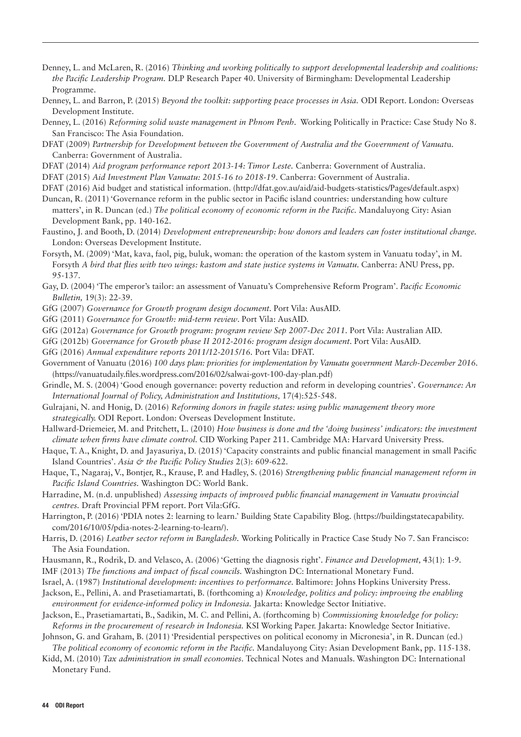Denney, L. and McLaren, R. (2016) *Thinking and working politically to support developmental leadership and coalitions: the Pacific Leadership Program.* DLP Research Paper 40. University of Birmingham: Developmental Leadership Programme.

Denney, L. and Barron, P. (2015) *Beyond the toolkit: supporting peace processes in Asia.* ODI Report. London: Overseas Development Institute.

Denney, L. (2016) *Reforming solid waste management in Phnom Penh*. Working Politically in Practice: Case Study No 8. San Francisco: The Asia Foundation.

DFAT (2009) *Partnership for Development between the Government of Australia and the Government of Vanuatu.* Canberra: Government of Australia.

DFAT (2014) *Aid program performance report 2013-14: Timor Leste.* Canberra: Government of Australia.

DFAT (2015) *Aid Investment Plan Vanuatu: 2015-16 to 2018-19*. Canberra: Government of Australia.

DFAT (2016) Aid budget and statistical information. (http://dfat.gov.au/aid/aid-budgets-statistics/Pages/default.aspx)

Duncan, R. (2011) 'Governance reform in the public sector in Pacific island countries: understanding how culture matters', in R. Duncan (ed.) *The political economy of economic reform in the Pacific.* Mandaluyong City: Asian Development Bank, pp. 140-162.

Faustino, J. and Booth, D. (2014) *Development entrepreneurship: how donors and leaders can foster institutional change.* London: Overseas Development Institute.

Forsyth, M. (2009) 'Mat, kava, faol, pig, buluk, woman: the operation of the kastom system in Vanuatu today', in M. Forsyth *A bird that flies with two wings: kastom and state justice systems in Vanuatu.* Canberra: ANU Press, pp. 95-137.

Gay, D. (2004) 'The emperor's tailor: an assessment of Vanuatu's Comprehensive Reform Program'. *Pacific Economic Bulletin,* 19(3): 22-39.

GfG (2007) *Governance for Growth program design document*. Port Vila: AusAID.

GfG (2011) *Governance for Growth: mid-term review*. Port Vila: AusAID.

GfG (2012a) *Governance for Growth program: program review Sep 2007-Dec 2011.* Port Vila: Australian AID.

GfG (2012b) *Governance for Growth phase II 2012-2016: program design document*. Port Vila: AusAID.

GfG (2016) *Annual expenditure reports 2011/12-2015/16.* Port Vila: DFAT.

Government of Vanuatu (2016) *100 days plan: priorities for implementation by Vanuatu government March-December 2016.* (https://vanuatudaily.files.wordpress.com/2016/02/salwai-govt-100-day-plan.pdf)

Grindle, M. S. (2004) 'Good enough governance: poverty reduction and reform in developing countries'. *Governance: An International Journal of Policy, Administration and Institutions,* 17(4):525-548.

Gulrajani, N. and Honig, D. (2016) *Reforming donors in fragile states: using public management theory more strategically.* ODI Report. London: Overseas Development Institute.

Hallward-Driemeier, M. and Pritchett, L. (2010) *How business is done and the 'doing business' indicators: the investment climate when firms have climate control.* CID Working Paper 211. Cambridge MA: Harvard University Press.

Haque, T. A., Knight, D. and Jayasuriya, D. (2015) 'Capacity constraints and public financial management in small Pacific Island Countries'. *Asia & the Pacific Policy Studies* 2(3): 609-622.

Haque, T., Nagaraj, V., Bontjer, R., Krause, P. and Hadley, S. (2016) *Strengthening public financial management reform in Pacific Island Countries.* Washington DC: World Bank.

Harradine, M. (n.d. unpublished) *Assessing impacts of improved public financial management in Vanuatu provincial centres.* Draft Provincial PFM report. Port Vila:GfG.

Harrington, P. (2016) 'PDIA notes 2: learning to learn.' Building State Capability Blog. (https://buildingstatecapability.com/2016/10/05/pdia-notes-2-learning-to-learn/).

Harris, D. (2016) *Leather sector reform in Bangladesh.* Working Politically in Practice Case Study No 7. San Francisco: The Asia Foundation.

Hausmann, R., Rodrik, D. and Velasco, A. (2006) 'Getting the diagnosis right'. *Finance and Development,* 43(1): 1-9.

IMF (2013) *The functions and impact of fiscal councils.* Washington DC: International Monetary Fund.

Israel, A. (1987) *Institutional development: incentives to performance.* Baltimore: Johns Hopkins University Press.

Jackson, E., Pellini, A. and Prasetiamartati, B. (forthcoming a) *Knowledge, politics and policy: improving the enabling environment for evidence-informed policy in Indonesia.* Jakarta: Knowledge Sector Initiative.

Jackson, E., Prasetiamartati, B., Sadikin, M. C. and Pellini, A. (forthcoming b) *Commissioning knowledge for policy: Reforms in the procurement of research in Indonesia.* KSI Working Paper. Jakarta: Knowledge Sector Initiative.

Johnson, G. and Graham, B. (2011) 'Presidential perspectives on political economy in Micronesia', in R. Duncan (ed.) *The political economy of economic reform in the Pacific.* Mandaluyong City: Asian Development Bank, pp. 115-138.

Kidd, M. (2010) *Tax administration in small economies.* Technical Notes and Manuals. Washington DC: International Monetary Fund.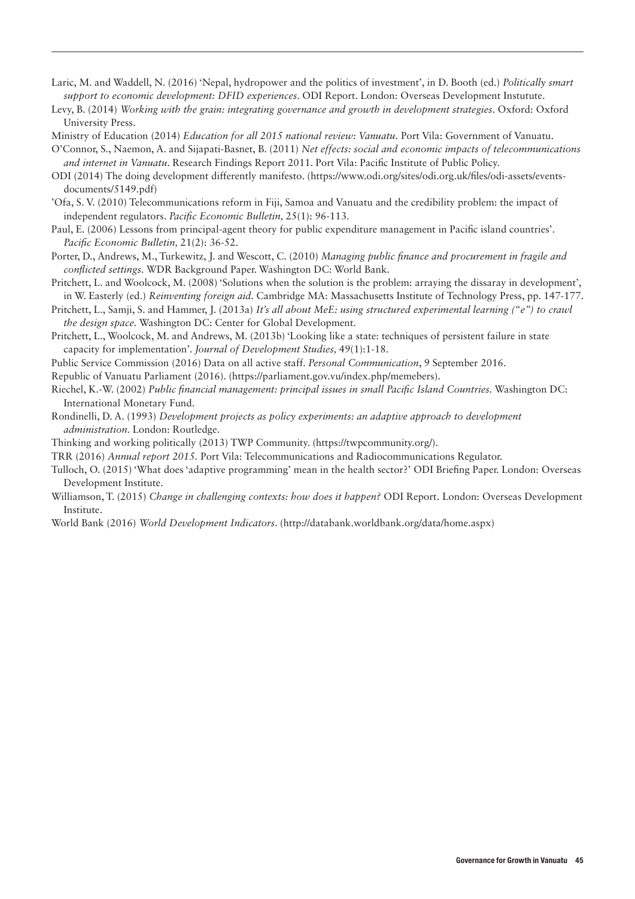Laric, M. and Waddell, N. (2016) 'Nepal, hydropower and the politics of investment', in D. Booth (ed.) *Politically smart support to economic development: DFID experiences*. ODI Report. London: Overseas Development Instutute.

Levy, B. (2014) *Working with the grain: integrating governance and growth in development strategies*. Oxford: Oxford University Press.

Ministry of Education (2014) *Education for all 2015 national review: Vanuatu*. Port Vila: Government of Vanuatu.

O'Connor, S., Naemon, A. and Sijapati-Basnet, B. (2011) *Net effects: social and economic impacts of telecommunications and internet in Vanuatu*. Research Findings Report 2011. Port Vila: Pacific Institute of Public Policy.

ODI (2014) The doing development differently manifesto. (https://www.odi.org/sites/odi.org.uk/files/odi-assets/events-documents/5149.pdf)

'Ofa, S. V. (2010) Telecommunications reform in Fiji, Samoa and Vanuatu and the credibility problem: the impact of independent regulators. *Pacific Economic Bulletin,* 25(1): 96-113.

Paul, E. (2006) Lessons from principal-agent theory for public expenditure management in Pacific island countries'. *Pacific Economic Bulletin,* 21(2): 36-52.

Porter, D., Andrews, M., Turkewitz, J. and Wescott, C. (2010) *Managing public finance and procurement in fragile and conflicted settings*. WDR Background Paper. Washington DC: World Bank.

Pritchett, L. and Woolcock, M. (2008) 'Solutions when the solution is the problem: arraying the dissaray in development', in W. Easterly (ed.) *Reinventing foreign aid*. Cambridge MA: Massachusetts Institute of Technology Press, pp. 147-177.

Pritchett, L., Samji, S. and Hammer, J. (2013a) *It's all about MeE: using structured experimental learning ("e") to crawl the design space*. Washington DC: Center for Global Development.

Pritchett, L., Woolcock, M. and Andrews, M. (2013b) 'Looking like a state: techniques of persistent failure in state capacity for implementation'. *Journal of Development Studies,* 49(1):1-18.

Public Service Commission (2016) Data on all active staff. *Personal Communication*, 9 September 2016.

Republic of Vanuatu Parliament (2016). (https://parliament.gov.vu/index.php/memebers).

Riechel, K.-W. (2002) *Public financial management: principal issues in small Pacific Island Countries*. Washington DC: International Monetary Fund.

Rondinelli, D. A. (1993) *Development projects as policy experiments: an adaptive approach to development administration*. London: Routledge.

Thinking and working politically (2013) TWP Community. (https://twpcommunity.org/).

TRR (2016) *Annual report 2015*. Port Vila: Telecommunications and Radiocommunications Regulator.

Tulloch, O. (2015) 'What does 'adaptive programming' mean in the health sector?' ODI Briefing Paper. London: Overseas Development Institute.

Williamson, T. (2015) *Change in challenging contexts: how does it happen?* ODI Report. London: Overseas Development Institute.

World Bank (2016) *World Development Indicators*. (http://databank.worldbank.org/data/home.aspx)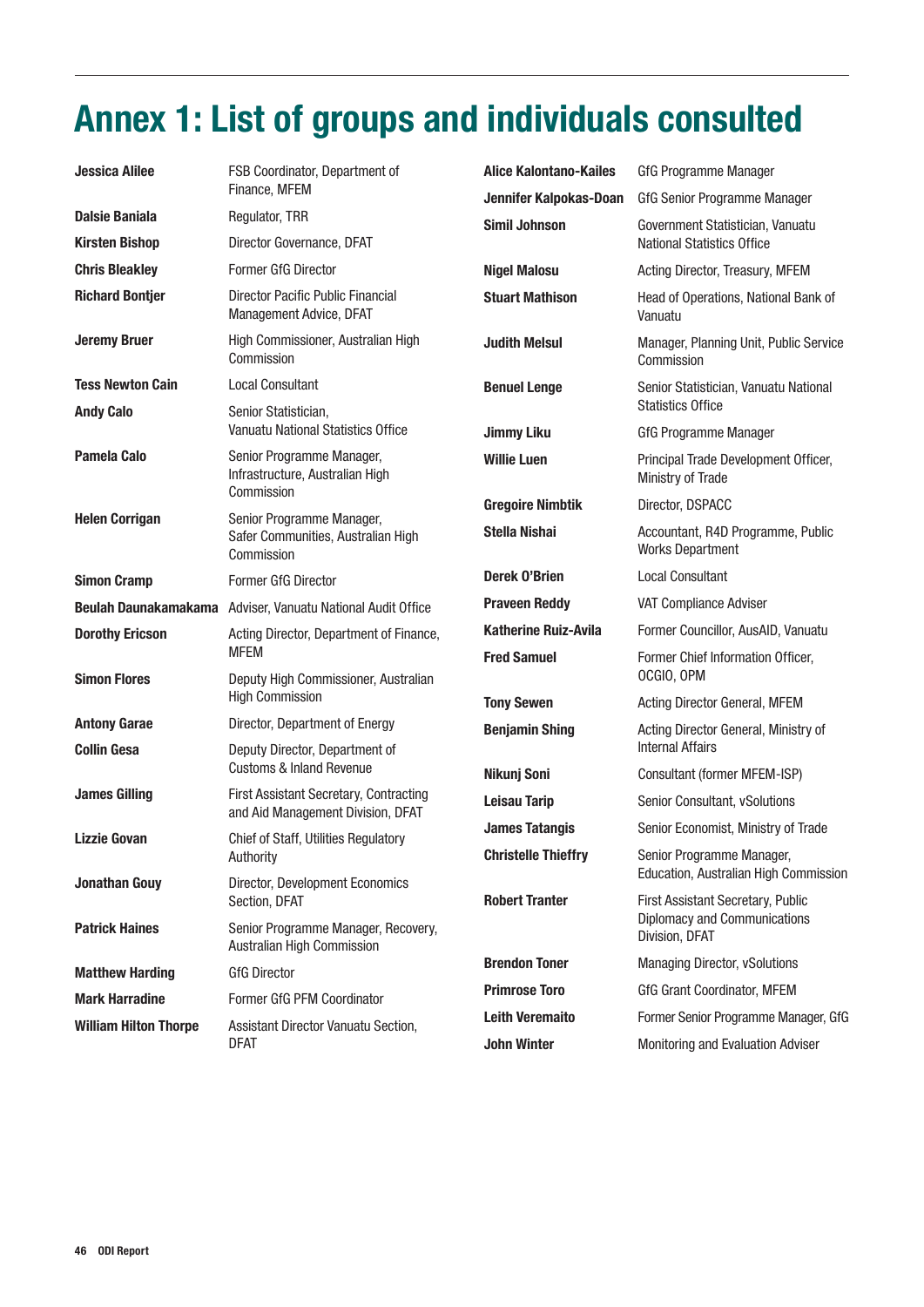# Annex 1: List of groups and individuals consulted

| Name | Position |
|---|---|
| **Jessica Alilee** | FSB Coordinator, Department of Finance, MFEM |
| **Dalsie Baniala** | Regulator, TRR |
| **Kirsten Bishop** | Director Governance, DFAT |
| **Chris Bleakley** | Former GfG Director |
| **Richard Bontjer** | Director Pacific Public Financial Management Advice, DFAT |
| **Jeremy Bruer** | High Commissioner, Australian High Commission |
| **Tess Newton Cain** | Local Consultant |
| **Andy Calo** | Senior Statistician, Vanuatu National Statistics Office |
| **Pamela Calo** | Senior Programme Manager, Infrastructure, Australian High Commission |
| **Helen Corrigan** | Senior Programme Manager, Safer Communities, Australian High Commission |
| **Simon Cramp** | Former GfG Director |
| **Beulah Daunakamakama** | Adviser, Vanuatu National Audit Office |
| **Dorothy Ericson** | Acting Director, Department of Finance, MFEM |
| **Simon Flores** | Deputy High Commissioner, Australian High Commission |
| **Antony Garae** | Director, Department of Energy |
| **Collin Gesa** | Deputy Director, Department of Customs & Inland Revenue |
| **James Gilling** | First Assistant Secretary, Contracting and Aid Management Division, DFAT |
| **Lizzie Govan** | Chief of Staff, Utilities Regulatory Authority |
| **Jonathan Gouy** | Director, Development Economics Section, DFAT |
| **Patrick Haines** | Senior Programme Manager, Recovery, Australian High Commission |
| **Matthew Harding** | GfG Director |
| **Mark Harradine** | Former GfG PFM Coordinator |
| **William Hilton Thorpe** | Assistant Director Vanuatu Section, DFAT |
| **Alice Kalontano-Kailes** | GfG Programme Manager |
| **Jennifer Kalpokas-Doan** | GfG Senior Programme Manager |
| **Simil Johnson** | Government Statistician, Vanuatu National Statistics Office |
| **Nigel Malosu** | Acting Director, Treasury, MFEM |
| **Stuart Mathison** | Head of Operations, National Bank of Vanuatu |
| **Judith Melsul** | Manager, Planning Unit, Public Service Commission |
| **Benuel Lenge** | Senior Statistician, Vanuatu National Statistics Office |
| **Jimmy Liku** | GfG Programme Manager |
| **Willie Luen** | Principal Trade Development Officer, Ministry of Trade |
| **Gregoire Nimbtik** | Director, DSPACC |
| **Stella Nishai** | Accountant, R4D Programme, Public Works Department |
| **Derek O'Brien** | Local Consultant |
| **Praveen Reddy** | VAT Compliance Adviser |
| **Katherine Ruiz-Avila** | Former Councillor, AusAID, Vanuatu |
| **Fred Samuel** | Former Chief Information Officer, OCGIO, OPM |
| **Tony Sewen** | Acting Director General, MFEM |
| **Benjamin Shing** | Acting Director General, Ministry of Internal Affairs |
| **Nikunj Soni** | Consultant (former MFEM-ISP) |
| **Leisau Tarip** | Senior Consultant, vSolutions |
| **James Tatangis** | Senior Economist, Ministry of Trade |
| **Christelle Thieffry** | Senior Programme Manager, Education, Australian High Commission |
| **Robert Tranter** | First Assistant Secretary, Public Diplomacy and Communications Division, DFAT |
| **Brendon Toner** | Managing Director, vSolutions |
| **Primrose Toro** | GfG Grant Coordinator, MFEM |
| **Leith Veremaito** | Former Senior Programme Manager, GfG |
| **John Winter** | Monitoring and Evaluation Adviser |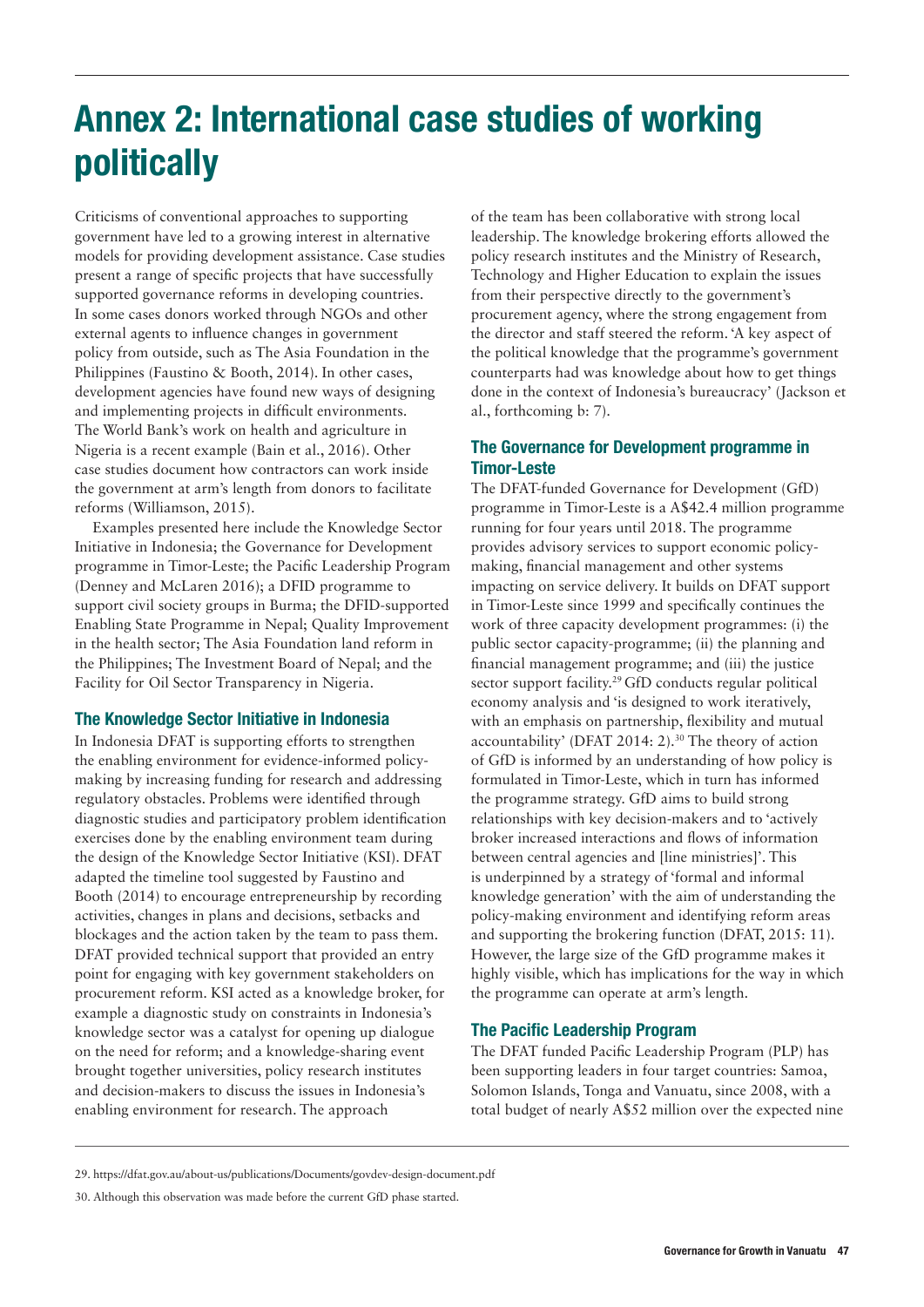# Annex 2: International case studies of working politically

Criticisms of conventional approaches to supporting government have led to a growing interest in alternative models for providing development assistance. Case studies present a range of specific projects that have successfully supported governance reforms in developing countries. In some cases donors worked through NGOs and other external agents to influence changes in government policy from outside, such as The Asia Foundation in the Philippines (Faustino & Booth, 2014). In other cases, development agencies have found new ways of designing and implementing projects in difficult environments. The World Bank's work on health and agriculture in Nigeria is a recent example (Bain et al., 2016). Other case studies document how contractors can work inside the government at arm's length from donors to facilitate reforms (Williamson, 2015).

Examples presented here include the Knowledge Sector Initiative in Indonesia; the Governance for Development programme in Timor-Leste; the Pacific Leadership Program (Denney and McLaren 2016); a DFID programme to support civil society groups in Burma; the DFID-supported Enabling State Programme in Nepal; Quality Improvement in the health sector; The Asia Foundation land reform in the Philippines; The Investment Board of Nepal; and the Facility for Oil Sector Transparency in Nigeria.

## The Knowledge Sector Initiative in Indonesia

In Indonesia DFAT is supporting efforts to strengthen the enabling environment for evidence-informed policy-making by increasing funding for research and addressing regulatory obstacles. Problems were identified through diagnostic studies and participatory problem identification exercises done by the enabling environment team during the design of the Knowledge Sector Initiative (KSI). DFAT adapted the timeline tool suggested by Faustino and Booth (2014) to encourage entrepreneurship by recording activities, changes in plans and decisions, setbacks and blockages and the action taken by the team to pass them. DFAT provided technical support that provided an entry point for engaging with key government stakeholders on procurement reform. KSI acted as a knowledge broker, for example a diagnostic study on constraints in Indonesia's knowledge sector was a catalyst for opening up dialogue on the need for reform; and a knowledge-sharing event brought together universities, policy research institutes and decision-makers to discuss the issues in Indonesia's enabling environment for research. The approach of the team has been collaborative with strong local leadership. The knowledge brokering efforts allowed the policy research institutes and the Ministry of Research, Technology and Higher Education to explain the issues from their perspective directly to the government's procurement agency, where the strong engagement from the director and staff steered the reform. 'A key aspect of the political knowledge that the programme's government counterparts had was knowledge about how to get things done in the context of Indonesia's bureaucracy' (Jackson et al., forthcoming b: 7).

## The Governance for Development programme in Timor-Leste

The DFAT-funded Governance for Development (GfD) programme in Timor-Leste is a A$42.4 million programme running for four years until 2018. The programme provides advisory services to support economic policy-making, financial management and other systems impacting on service delivery. It builds on DFAT support in Timor-Leste since 1999 and specifically continues the work of three capacity development programmes: (i) the public sector capacity-programme; (ii) the planning and financial management programme; and (iii) the justice sector support facility.[29] GfD conducts regular political economy analysis and 'is designed to work iteratively, with an emphasis on partnership, flexibility and mutual accountability' (DFAT 2014: 2).[30] The theory of action of GfD is informed by an understanding of how policy is formulated in Timor-Leste, which in turn has informed the programme strategy. GfD aims to build strong relationships with key decision-makers and to 'actively broker increased interactions and flows of information between central agencies and [line ministries]'. This is underpinned by a strategy of 'formal and informal knowledge generation' with the aim of understanding the policy-making environment and identifying reform areas and supporting the brokering function (DFAT, 2015: 11). However, the large size of the GfD programme makes it highly visible, which has implications for the way in which the programme can operate at arm's length.

## The Pacific Leadership Program

The DFAT funded Pacific Leadership Program (PLP) has been supporting leaders in four target countries: Samoa, Solomon Islands, Tonga and Vanuatu, since 2008, with a total budget of nearly A$52 million over the expected nine

29. https://dfat.gov.au/about-us/publications/Documents/govdev-design-document.pdf

30. Although this observation was made before the current GfD phase started.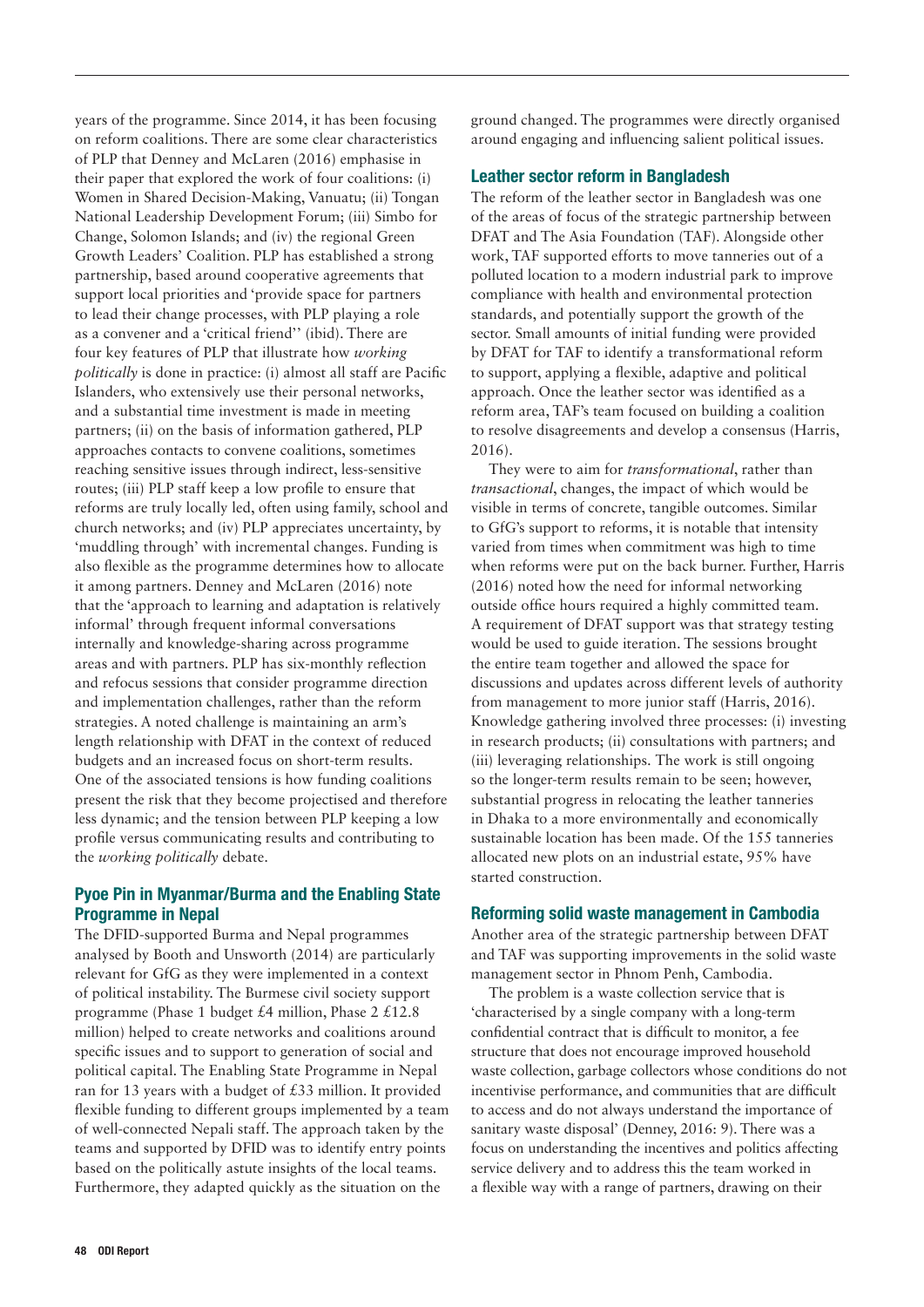years of the programme. Since 2014, it has been focusing on reform coalitions. There are some clear characteristics of PLP that Denney and McLaren (2016) emphasise in their paper that explored the work of four coalitions: (i) Women in Shared Decision-Making, Vanuatu; (ii) Tongan National Leadership Development Forum; (iii) Simbo for Change, Solomon Islands; and (iv) the regional Green Growth Leaders' Coalition. PLP has established a strong partnership, based around cooperative agreements that support local priorities and 'provide space for partners to lead their change processes, with PLP playing a role as a convener and a 'critical friend'' (ibid). There are four key features of PLP that illustrate how *working politically* is done in practice: (i) almost all staff are Pacific Islanders, who extensively use their personal networks, and a substantial time investment is made in meeting partners; (ii) on the basis of information gathered, PLP approaches contacts to convene coalitions, sometimes reaching sensitive issues through indirect, less-sensitive routes; (iii) PLP staff keep a low profile to ensure that reforms are truly locally led, often using family, school and church networks; and (iv) PLP appreciates uncertainty, by 'muddling through' with incremental changes. Funding is also flexible as the programme determines how to allocate it among partners. Denney and McLaren (2016) note that the 'approach to learning and adaptation is relatively informal' through frequent informal conversations internally and knowledge-sharing across programme areas and with partners. PLP has six-monthly reflection and refocus sessions that consider programme direction and implementation challenges, rather than the reform strategies. A noted challenge is maintaining an arm's length relationship with DFAT in the context of reduced budgets and an increased focus on short-term results. One of the associated tensions is how funding coalitions present the risk that they become projectised and therefore less dynamic; and the tension between PLP keeping a low profile versus communicating results and contributing to the *working politically* debate.

### Pyoe Pin in Myanmar/Burma and the Enabling State Programme in Nepal

The DFID-supported Burma and Nepal programmes analysed by Booth and Unsworth (2014) are particularly relevant for GfG as they were implemented in a context of political instability. The Burmese civil society support programme (Phase 1 budget £4 million, Phase 2 £12.8 million) helped to create networks and coalitions around specific issues and to support to generation of social and political capital. The Enabling State Programme in Nepal ran for 13 years with a budget of £33 million. It provided flexible funding to different groups implemented by a team of well-connected Nepali staff. The approach taken by the teams and supported by DFID was to identify entry points based on the politically astute insights of the local teams. Furthermore, they adapted quickly as the situation on the ground changed. The programmes were directly organised around engaging and influencing salient political issues.

### Leather sector reform in Bangladesh

The reform of the leather sector in Bangladesh was one of the areas of focus of the strategic partnership between DFAT and The Asia Foundation (TAF). Alongside other work, TAF supported efforts to move tanneries out of a polluted location to a modern industrial park to improve compliance with health and environmental protection standards, and potentially support the growth of the sector. Small amounts of initial funding were provided by DFAT for TAF to identify a transformational reform to support, applying a flexible, adaptive and political approach. Once the leather sector was identified as a reform area, TAF's team focused on building a coalition to resolve disagreements and develop a consensus (Harris, 2016).

They were to aim for *transformational*, rather than *transactional*, changes, the impact of which would be visible in terms of concrete, tangible outcomes. Similar to GfG's support to reforms, it is notable that intensity varied from times when commitment was high to time when reforms were put on the back burner. Further, Harris (2016) noted how the need for informal networking outside office hours required a highly committed team. A requirement of DFAT support was that strategy testing would be used to guide iteration. The sessions brought the entire team together and allowed the space for discussions and updates across different levels of authority from management to more junior staff (Harris, 2016). Knowledge gathering involved three processes: (i) investing in research products; (ii) consultations with partners; and (iii) leveraging relationships. The work is still ongoing so the longer-term results remain to be seen; however, substantial progress in relocating the leather tanneries in Dhaka to a more environmentally and economically sustainable location has been made. Of the 155 tanneries allocated new plots on an industrial estate, 95% have started construction.

### Reforming solid waste management in Cambodia

Another area of the strategic partnership between DFAT and TAF was supporting improvements in the solid waste management sector in Phnom Penh, Cambodia.

The problem is a waste collection service that is 'characterised by a single company with a long-term confidential contract that is difficult to monitor, a fee structure that does not encourage improved household waste collection, garbage collectors whose conditions do not incentivise performance, and communities that are difficult to access and do not always understand the importance of sanitary waste disposal' (Denney, 2016: 9). There was a focus on understanding the incentives and politics affecting service delivery and to address this the team worked in a flexible way with a range of partners, drawing on their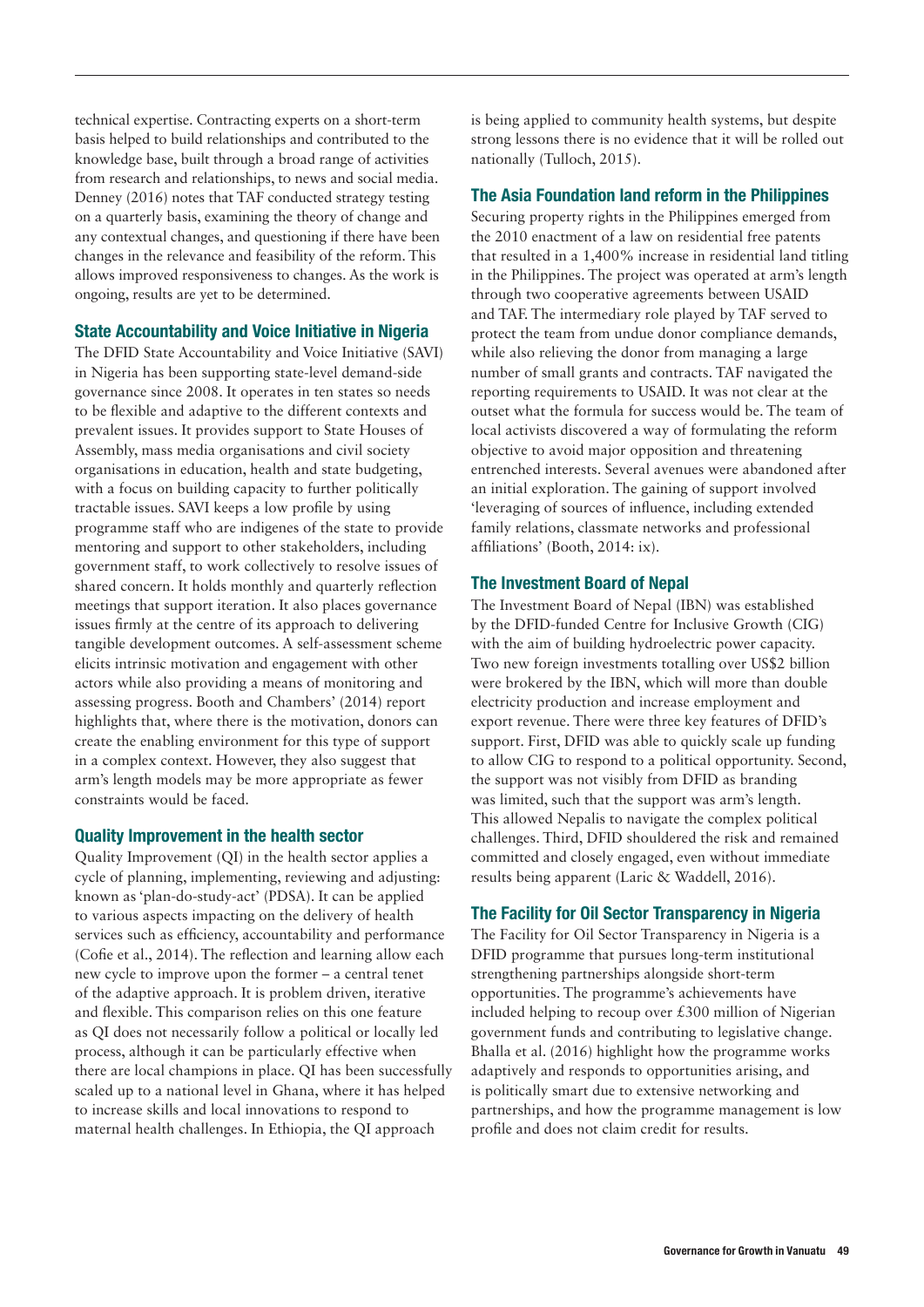technical expertise. Contracting experts on a short-term basis helped to build relationships and contributed to the knowledge base, built through a broad range of activities from research and relationships, to news and social media. Denney (2016) notes that TAF conducted strategy testing on a quarterly basis, examining the theory of change and any contextual changes, and questioning if there have been changes in the relevance and feasibility of the reform. This allows improved responsiveness to changes. As the work is ongoing, results are yet to be determined.

### State Accountability and Voice Initiative in Nigeria

The DFID State Accountability and Voice Initiative (SAVI) in Nigeria has been supporting state-level demand-side governance since 2008. It operates in ten states so needs to be flexible and adaptive to the different contexts and prevalent issues. It provides support to State Houses of Assembly, mass media organisations and civil society organisations in education, health and state budgeting, with a focus on building capacity to further politically tractable issues. SAVI keeps a low profile by using programme staff who are indigenes of the state to provide mentoring and support to other stakeholders, including government staff, to work collectively to resolve issues of shared concern. It holds monthly and quarterly reflection meetings that support iteration. It also places governance issues firmly at the centre of its approach to delivering tangible development outcomes. A self-assessment scheme elicits intrinsic motivation and engagement with other actors while also providing a means of monitoring and assessing progress. Booth and Chambers' (2014) report highlights that, where there is the motivation, donors can create the enabling environment for this type of support in a complex context. However, they also suggest that arm's length models may be more appropriate as fewer constraints would be faced.

### Quality Improvement in the health sector

Quality Improvement (QI) in the health sector applies a cycle of planning, implementing, reviewing and adjusting: known as 'plan-do-study-act' (PDSA). It can be applied to various aspects impacting on the delivery of health services such as efficiency, accountability and performance (Cofie et al., 2014). The reflection and learning allow each new cycle to improve upon the former – a central tenet of the adaptive approach. It is problem driven, iterative and flexible. This comparison relies on this one feature as QI does not necessarily follow a political or locally led process, although it can be particularly effective when there are local champions in place. QI has been successfully scaled up to a national level in Ghana, where it has helped to increase skills and local innovations to respond to maternal health challenges. In Ethiopia, the QI approach is being applied to community health systems, but despite strong lessons there is no evidence that it will be rolled out nationally (Tulloch, 2015).

### The Asia Foundation land reform in the Philippines

Securing property rights in the Philippines emerged from the 2010 enactment of a law on residential free patents that resulted in a 1,400% increase in residential land titling in the Philippines. The project was operated at arm's length through two cooperative agreements between USAID and TAF. The intermediary role played by TAF served to protect the team from undue donor compliance demands, while also relieving the donor from managing a large number of small grants and contracts. TAF navigated the reporting requirements to USAID. It was not clear at the outset what the formula for success would be. The team of local activists discovered a way of formulating the reform objective to avoid major opposition and threatening entrenched interests. Several avenues were abandoned after an initial exploration. The gaining of support involved 'leveraging of sources of influence, including extended family relations, classmate networks and professional affiliations' (Booth, 2014: ix).

### The Investment Board of Nepal

The Investment Board of Nepal (IBN) was established by the DFID-funded Centre for Inclusive Growth (CIG) with the aim of building hydroelectric power capacity. Two new foreign investments totalling over US$2 billion were brokered by the IBN, which will more than double electricity production and increase employment and export revenue. There were three key features of DFID's support. First, DFID was able to quickly scale up funding to allow CIG to respond to a political opportunity. Second, the support was not visibly from DFID as branding was limited, such that the support was arm's length. This allowed Nepalis to navigate the complex political challenges. Third, DFID shouldered the risk and remained committed and closely engaged, even without immediate results being apparent (Laric & Waddell, 2016).

### The Facility for Oil Sector Transparency in Nigeria

The Facility for Oil Sector Transparency in Nigeria is a DFID programme that pursues long-term institutional strengthening partnerships alongside short-term opportunities. The programme's achievements have included helping to recoup over £300 million of Nigerian government funds and contributing to legislative change. Bhalla et al. (2016) highlight how the programme works adaptively and responds to opportunities arising, and is politically smart due to extensive networking and partnerships, and how the programme management is low profile and does not claim credit for results.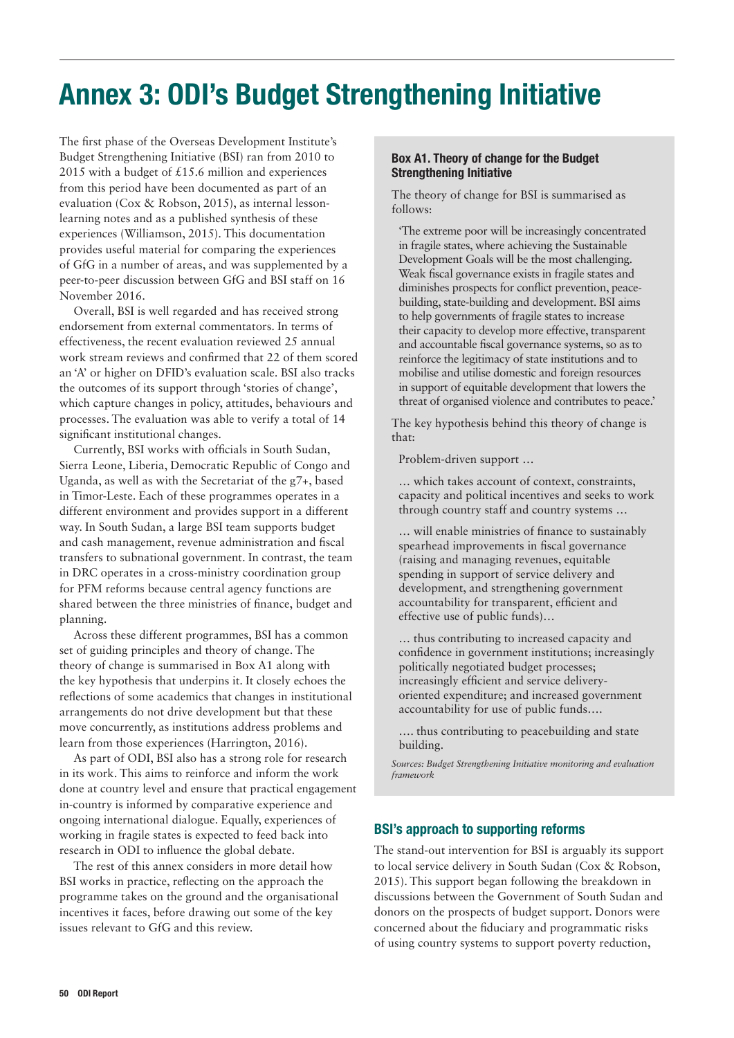# Annex 3: ODI's Budget Strengthening Initiative

The first phase of the Overseas Development Institute's Budget Strengthening Initiative (BSI) ran from 2010 to 2015 with a budget of £15.6 million and experiences from this period have been documented as part of an evaluation (Cox & Robson, 2015), as internal lesson-learning notes and as a published synthesis of these experiences (Williamson, 2015). This documentation provides useful material for comparing the experiences of GfG in a number of areas, and was supplemented by a peer-to-peer discussion between GfG and BSI staff on 16 November 2016.

Overall, BSI is well regarded and has received strong endorsement from external commentators. In terms of effectiveness, the recent evaluation reviewed 25 annual work stream reviews and confirmed that 22 of them scored an 'A' or higher on DFID's evaluation scale. BSI also tracks the outcomes of its support through 'stories of change', which capture changes in policy, attitudes, behaviours and processes. The evaluation was able to verify a total of 14 significant institutional changes.

Currently, BSI works with officials in South Sudan, Sierra Leone, Liberia, Democratic Republic of Congo and Uganda, as well as with the Secretariat of the g7+, based in Timor-Leste. Each of these programmes operates in a different environment and provides support in a different way. In South Sudan, a large BSI team supports budget and cash management, revenue administration and fiscal transfers to subnational government. In contrast, the team in DRC operates in a cross-ministry coordination group for PFM reforms because central agency functions are shared between the three ministries of finance, budget and planning.

Across these different programmes, BSI has a common set of guiding principles and theory of change. The theory of change is summarised in Box A1 along with the key hypothesis that underpins it. It closely echoes the reflections of some academics that changes in institutional arrangements do not drive development but that these move concurrently, as institutions address problems and learn from those experiences (Harrington, 2016).

As part of ODI, BSI also has a strong role for research in its work. This aims to reinforce and inform the work done at country level and ensure that practical engagement in-country is informed by comparative experience and ongoing international dialogue. Equally, experiences of working in fragile states is expected to feed back into research in ODI to influence the global debate.

The rest of this annex considers in more detail how BSI works in practice, reflecting on the approach the programme takes on the ground and the organisational incentives it faces, before drawing out some of the key issues relevant to GfG and this review.

> **Box A1. Theory of change for the Budget Strengthening Initiative**
>
> The theory of change for BSI is summarised as follows:
>
> 'The extreme poor will be increasingly concentrated in fragile states, where achieving the Sustainable Development Goals will be the most challenging. Weak fiscal governance exists in fragile states and diminishes prospects for conflict prevention, peace-building, state-building and development. BSI aims to help governments of fragile states to increase their capacity to develop more effective, transparent and accountable fiscal governance systems, so as to reinforce the legitimacy of state institutions and to mobilise and utilise domestic and foreign resources in support of equitable development that lowers the threat of organised violence and contributes to peace.'
>
> The key hypothesis behind this theory of change is that:
>
> Problem-driven support …
>
> … which takes account of context, constraints, capacity and political incentives and seeks to work through country staff and country systems …
>
> … will enable ministries of finance to sustainably spearhead improvements in fiscal governance (raising and managing revenues, equitable spending in support of service delivery and development, and strengthening government accountability for transparent, efficient and effective use of public funds)…
>
> … thus contributing to increased capacity and confidence in government institutions; increasingly politically negotiated budget processes; increasingly efficient and service delivery-oriented expenditure; and increased government accountability for use of public funds….
>
> …. thus contributing to peacebuilding and state building.
>
> *Sources: Budget Strengthening Initiative monitoring and evaluation framework*

## BSI's approach to supporting reforms

The stand-out intervention for BSI is arguably its support to local service delivery in South Sudan (Cox & Robson, 2015). This support began following the breakdown in discussions between the Government of South Sudan and donors on the prospects of budget support. Donors were concerned about the fiduciary and programmatic risks of using country systems to support poverty reduction,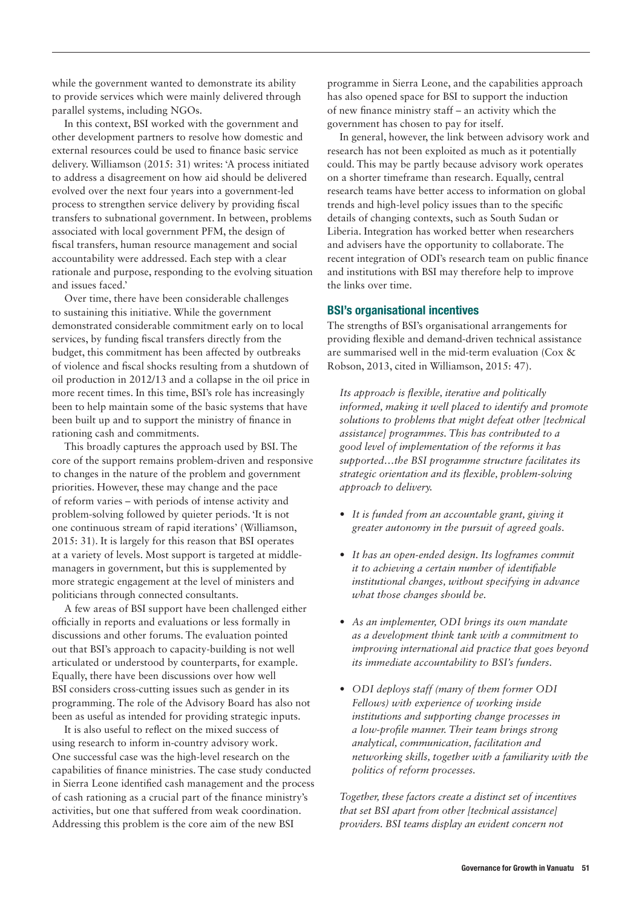while the government wanted to demonstrate its ability to provide services which were mainly delivered through parallel systems, including NGOs.

In this context, BSI worked with the government and other development partners to resolve how domestic and external resources could be used to finance basic service delivery. Williamson (2015: 31) writes: 'A process initiated to address a disagreement on how aid should be delivered evolved over the next four years into a government-led process to strengthen service delivery by providing fiscal transfers to subnational government. In between, problems associated with local government PFM, the design of fiscal transfers, human resource management and social accountability were addressed. Each step with a clear rationale and purpose, responding to the evolving situation and issues faced.'

Over time, there have been considerable challenges to sustaining this initiative. While the government demonstrated considerable commitment early on to local services, by funding fiscal transfers directly from the budget, this commitment has been affected by outbreaks of violence and fiscal shocks resulting from a shutdown of oil production in 2012/13 and a collapse in the oil price in more recent times. In this time, BSI's role has increasingly been to help maintain some of the basic systems that have been built up and to support the ministry of finance in rationing cash and commitments.

This broadly captures the approach used by BSI. The core of the support remains problem-driven and responsive to changes in the nature of the problem and government priorities. However, these may change and the pace of reform varies – with periods of intense activity and problem-solving followed by quieter periods. 'It is not one continuous stream of rapid iterations' (Williamson, 2015: 31). It is largely for this reason that BSI operates at a variety of levels. Most support is targeted at middle-managers in government, but this is supplemented by more strategic engagement at the level of ministers and politicians through connected consultants.

A few areas of BSI support have been challenged either officially in reports and evaluations or less formally in discussions and other forums. The evaluation pointed out that BSI's approach to capacity-building is not well articulated or understood by counterparts, for example. Equally, there have been discussions over how well BSI considers cross-cutting issues such as gender in its programming. The role of the Advisory Board has also not been as useful as intended for providing strategic inputs.

It is also useful to reflect on the mixed success of using research to inform in-country advisory work. One successful case was the high-level research on the capabilities of finance ministries. The case study conducted in Sierra Leone identified cash management and the process of cash rationing as a crucial part of the finance ministry's activities, but one that suffered from weak coordination. Addressing this problem is the core aim of the new BSI programme in Sierra Leone, and the capabilities approach has also opened space for BSI to support the induction of new finance ministry staff – an activity which the government has chosen to pay for itself.

In general, however, the link between advisory work and research has not been exploited as much as it potentially could. This may be partly because advisory work operates on a shorter timeframe than research. Equally, central research teams have better access to information on global trends and high-level policy issues than to the specific details of changing contexts, such as South Sudan or Liberia. Integration has worked better when researchers and advisers have the opportunity to collaborate. The recent integration of ODI's research team on public finance and institutions with BSI may therefore help to improve the links over time.

### BSI's organisational incentives

The strengths of BSI's organisational arrangements for providing flexible and demand-driven technical assistance are summarised well in the mid-term evaluation (Cox & Robson, 2013, cited in Williamson, 2015: 47).

*Its approach is flexible, iterative and politically informed, making it well placed to identify and promote solutions to problems that might defeat other [technical assistance] programmes. This has contributed to a good level of implementation of the reforms it has supported…the BSI programme structure facilitates its strategic orientation and its flexible, problem-solving approach to delivery.*

- *It is funded from an accountable grant, giving it greater autonomy in the pursuit of agreed goals.*
- *It has an open-ended design. Its logframes commit it to achieving a certain number of identifiable institutional changes, without specifying in advance what those changes should be.*
- *As an implementer, ODI brings its own mandate as a development think tank with a commitment to improving international aid practice that goes beyond its immediate accountability to BSI's funders.*
- *ODI deploys staff (many of them former ODI Fellows) with experience of working inside institutions and supporting change processes in a low-profile manner. Their team brings strong analytical, communication, facilitation and networking skills, together with a familiarity with the politics of reform processes.*

*Together, these factors create a distinct set of incentives that set BSI apart from other [technical assistance] providers. BSI teams display an evident concern not*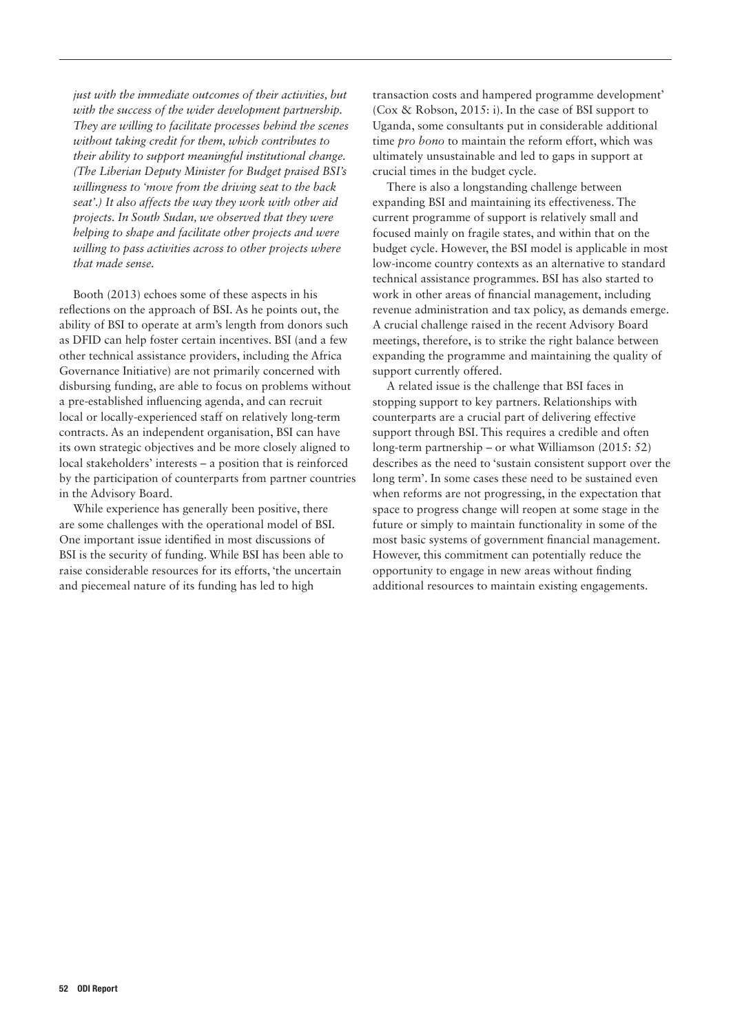*just with the immediate outcomes of their activities, but with the success of the wider development partnership. They are willing to facilitate processes behind the scenes without taking credit for them, which contributes to their ability to support meaningful institutional change. (The Liberian Deputy Minister for Budget praised BSI's willingness to 'move from the driving seat to the back seat'.) It also affects the way they work with other aid projects. In South Sudan, we observed that they were helping to shape and facilitate other projects and were willing to pass activities across to other projects where that made sense.*

Booth (2013) echoes some of these aspects in his reflections on the approach of BSI. As he points out, the ability of BSI to operate at arm's length from donors such as DFID can help foster certain incentives. BSI (and a few other technical assistance providers, including the Africa Governance Initiative) are not primarily concerned with disbursing funding, are able to focus on problems without a pre-established influencing agenda, and can recruit local or locally-experienced staff on relatively long-term contracts. As an independent organisation, BSI can have its own strategic objectives and be more closely aligned to local stakeholders' interests – a position that is reinforced by the participation of counterparts from partner countries in the Advisory Board.

While experience has generally been positive, there are some challenges with the operational model of BSI. One important issue identified in most discussions of BSI is the security of funding. While BSI has been able to raise considerable resources for its efforts, 'the uncertain and piecemeal nature of its funding has led to high transaction costs and hampered programme development' (Cox & Robson, 2015: i). In the case of BSI support to Uganda, some consultants put in considerable additional time *pro bono* to maintain the reform effort, which was ultimately unsustainable and led to gaps in support at crucial times in the budget cycle.

There is also a longstanding challenge between expanding BSI and maintaining its effectiveness. The current programme of support is relatively small and focused mainly on fragile states, and within that on the budget cycle. However, the BSI model is applicable in most low-income country contexts as an alternative to standard technical assistance programmes. BSI has also started to work in other areas of financial management, including revenue administration and tax policy, as demands emerge. A crucial challenge raised in the recent Advisory Board meetings, therefore, is to strike the right balance between expanding the programme and maintaining the quality of support currently offered.

A related issue is the challenge that BSI faces in stopping support to key partners. Relationships with counterparts are a crucial part of delivering effective support through BSI. This requires a credible and often long-term partnership – or what Williamson (2015: 52) describes as the need to 'sustain consistent support over the long term'. In some cases these need to be sustained even when reforms are not progressing, in the expectation that space to progress change will reopen at some stage in the future or simply to maintain functionality in some of the most basic systems of government financial management. However, this commitment can potentially reduce the opportunity to engage in new areas without finding additional resources to maintain existing engagements.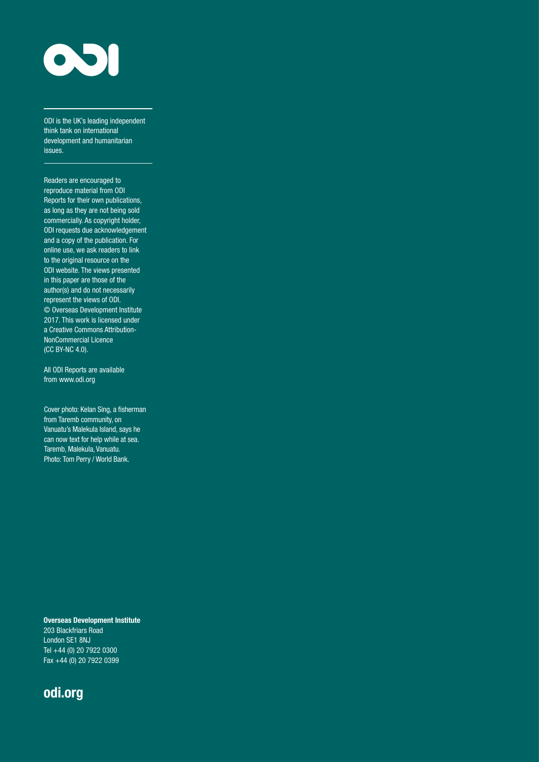ODI is the UK's leading independent think tank on international development and humanitarian issues.

Readers are encouraged to reproduce material from ODI Reports for their own publications, as long as they are not being sold commercially. As copyright holder, ODI requests due acknowledgement and a copy of the publication. For online use, we ask readers to link to the original resource on the ODI website. The views presented in this paper are those of the author(s) and do not necessarily represent the views of ODI. © Overseas Development Institute 2017. This work is licensed under a Creative Commons Attribution-NonCommercial Licence (CC BY-NC 4.0).

All ODI Reports are available from www.odi.org

Cover photo: Kelan Sing, a fisherman from Taremb community, on Vanuatu's Malekula Island, says he can now text for help while at sea. Taremb, Malekula, Vanuatu. Photo: Tom Perry / World Bank.

**Overseas Development Institute**
203 Blackfriars Road
London SE1 8NJ
Tel +44 (0) 20 7922 0300
Fax +44 (0) 20 7922 0399

**odi.org**